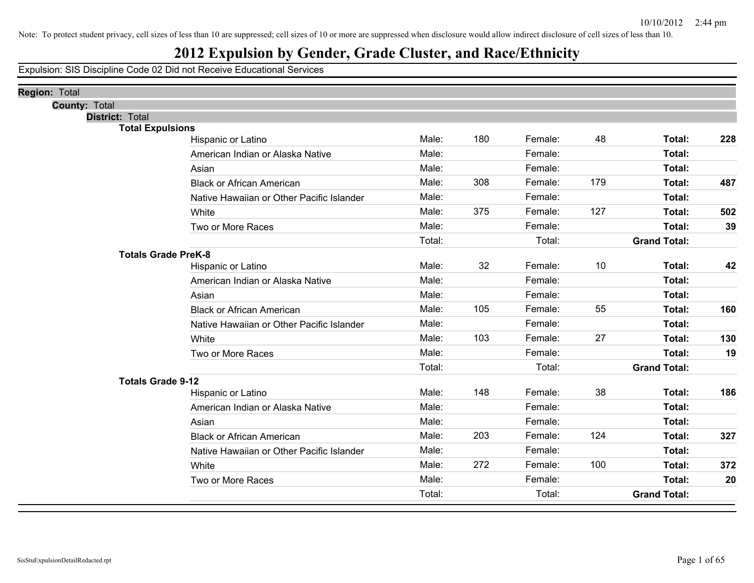Note: To protect student privacy, cell sizes of less than 10 are suppressed; cell sizes of 10 or more are suppressed when disclosure would allow indirect disclosure of cell sizes of less than 10.

# 2012 Expulsion by Gender, Grade Cluster, and Race/Ethnicity

Expulsion: SIS Discipline Code 02 Did not Receive Educational Services

**Region:** Total

**County:** Total

**District:** Total

### Total Expulsions

| Race/Ethnicity | | Male | | Female | | Total |
|---|---|---|---|---|---|---|
| Hispanic or Latino | Male: | 180 | Female: | 48 | **Total:** | **228** |
| American Indian or Alaska Native | Male: | | Female: | | **Total:** | |
| Asian | Male: | | Female: | | **Total:** | |
| Black or African American | Male: | 308 | Female: | 179 | **Total:** | **487** |
| Native Hawaiian or Other Pacific Islander | Male: | | Female: | | **Total:** | |
| White | Male: | 375 | Female: | 127 | **Total:** | **502** |
| Two or More Races | Male: | | Female: | | **Total:** | **39** |
| | Total: | | Total: | | **Grand Total:** | |

### Totals Grade PreK-8

| Race/Ethnicity | | Male | | Female | | Total |
|---|---|---|---|---|---|---|
| Hispanic or Latino | Male: | 32 | Female: | 10 | **Total:** | **42** |
| American Indian or Alaska Native | Male: | | Female: | | **Total:** | |
| Asian | Male: | | Female: | | **Total:** | |
| Black or African American | Male: | 105 | Female: | 55 | **Total:** | **160** |
| Native Hawaiian or Other Pacific Islander | Male: | | Female: | | **Total:** | |
| White | Male: | 103 | Female: | 27 | **Total:** | **130** |
| Two or More Races | Male: | | Female: | | **Total:** | **19** |
| | Total: | | Total: | | **Grand Total:** | |

### Totals Grade 9-12

| Race/Ethnicity | | Male | | Female | | Total |
|---|---|---|---|---|---|---|
| Hispanic or Latino | Male: | 148 | Female: | 38 | **Total:** | **186** |
| American Indian or Alaska Native | Male: | | Female: | | **Total:** | |
| Asian | Male: | | Female: | | **Total:** | |
| Black or African American | Male: | 203 | Female: | 124 | **Total:** | **327** |
| Native Hawaiian or Other Pacific Islander | Male: | | Female: | | **Total:** | |
| White | Male: | 272 | Female: | 100 | **Total:** | **372** |
| Two or More Races | Male: | | Female: | | **Total:** | **20** |
| | Total: | | Total: | | **Grand Total:** | |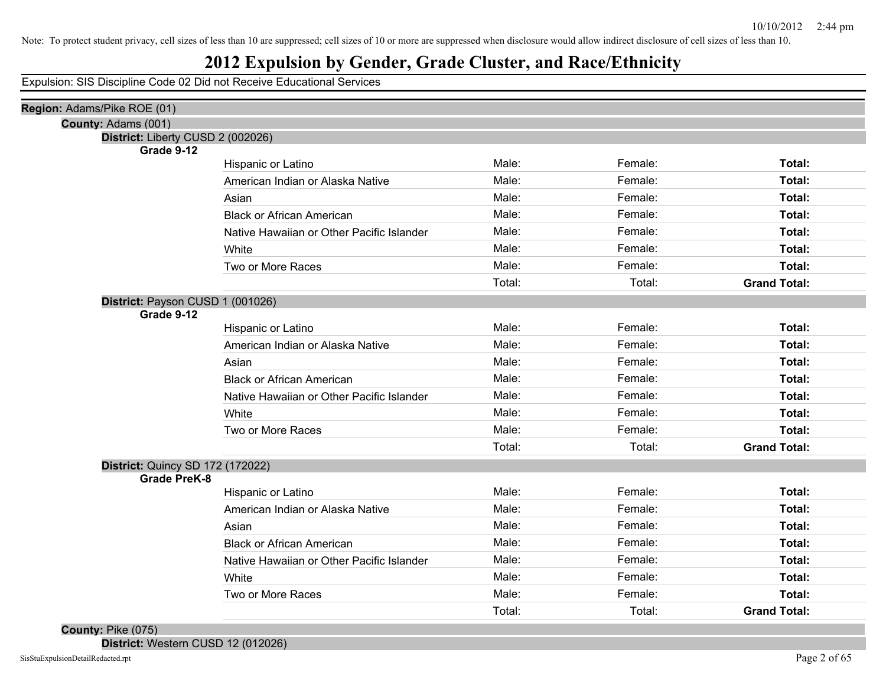Note: To protect student privacy, cell sizes of less than 10 are suppressed; cell sizes of 10 or more are suppressed when disclosure would allow indirect disclosure of cell sizes of less than 10.

# 2012 Expulsion by Gender, Grade Cluster, and Race/Ethnicity

Expulsion: SIS Discipline Code 02 Did not Receive Educational Services

**Region:** Adams/Pike ROE (01)

**County:** Adams (001)

**District:** Liberty CUSD 2 (002026)

**Grade 9-12**

| | | | |
|---|---|---|---|
| Hispanic or Latino | Male: | Female: | **Total:** |
| American Indian or Alaska Native | Male: | Female: | **Total:** |
| Asian | Male: | Female: | **Total:** |
| Black or African American | Male: | Female: | **Total:** |
| Native Hawaiian or Other Pacific Islander | Male: | Female: | **Total:** |
| White | Male: | Female: | **Total:** |
| Two or More Races | Male: | Female: | **Total:** |
| | Total: | Total: | **Grand Total:** |

**District:** Payson CUSD 1 (001026)

**Grade 9-12**

| | | | |
|---|---|---|---|
| Hispanic or Latino | Male: | Female: | **Total:** |
| American Indian or Alaska Native | Male: | Female: | **Total:** |
| Asian | Male: | Female: | **Total:** |
| Black or African American | Male: | Female: | **Total:** |
| Native Hawaiian or Other Pacific Islander | Male: | Female: | **Total:** |
| White | Male: | Female: | **Total:** |
| Two or More Races | Male: | Female: | **Total:** |
| | Total: | Total: | **Grand Total:** |

**District:** Quincy SD 172 (172022)

**Grade PreK-8**

| | | | |
|---|---|---|---|
| Hispanic or Latino | Male: | Female: | **Total:** |
| American Indian or Alaska Native | Male: | Female: | **Total:** |
| Asian | Male: | Female: | **Total:** |
| Black or African American | Male: | Female: | **Total:** |
| Native Hawaiian or Other Pacific Islander | Male: | Female: | **Total:** |
| White | Male: | Female: | **Total:** |
| Two or More Races | Male: | Female: | **Total:** |
| | Total: | Total: | **Grand Total:** |

**County:** Pike (075)

**District:** Western CUSD 12 (012026)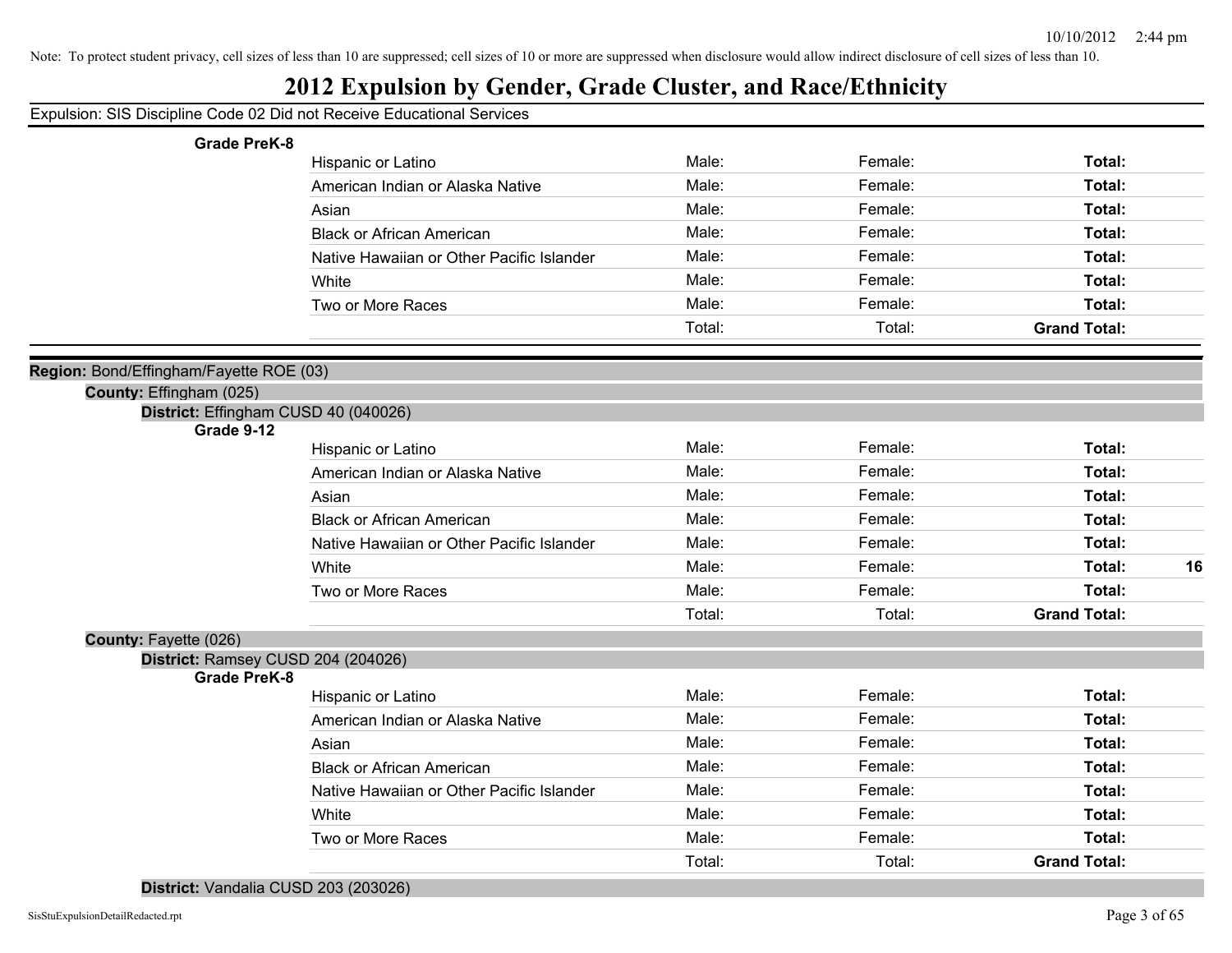Note: To protect student privacy, cell sizes of less than 10 are suppressed; cell sizes of 10 or more are suppressed when disclosure would allow indirect disclosure of cell sizes of less than 10.

# 2012 Expulsion by Gender, Grade Cluster, and Race/Ethnicity

Expulsion: SIS Discipline Code 02 Did not Receive Educational Services

**Grade PreK-8**

| Race/Ethnicity | Male | Female | Total |
|---|---|---|---|
| Hispanic or Latino | Male: | Female: | **Total:** |
| American Indian or Alaska Native | Male: | Female: | **Total:** |
| Asian | Male: | Female: | **Total:** |
| Black or African American | Male: | Female: | **Total:** |
| Native Hawaiian or Other Pacific Islander | Male: | Female: | **Total:** |
| White | Male: | Female: | **Total:** |
| Two or More Races | Male: | Female: | **Total:** |
| | Total: | Total: | **Grand Total:** |

**Region:** Bond/Effingham/Fayette ROE (03)

**County:** Effingham (025)

**District:** Effingham CUSD 40 (040026)

**Grade 9-12**

| Race/Ethnicity | Male | Female | Total |
|---|---|---|---|
| Hispanic or Latino | Male: | Female: | **Total:** |
| American Indian or Alaska Native | Male: | Female: | **Total:** |
| Asian | Male: | Female: | **Total:** |
| Black or African American | Male: | Female: | **Total:** |
| Native Hawaiian or Other Pacific Islander | Male: | Female: | **Total:** |
| White | Male: | Female: | **Total:** 16 |
| Two or More Races | Male: | Female: | **Total:** |
| | Total: | Total: | **Grand Total:** |

**County:** Fayette (026)

**District:** Ramsey CUSD 204 (204026)

**Grade PreK-8**

| Race/Ethnicity | Male | Female | Total |
|---|---|---|---|
| Hispanic or Latino | Male: | Female: | **Total:** |
| American Indian or Alaska Native | Male: | Female: | **Total:** |
| Asian | Male: | Female: | **Total:** |
| Black or African American | Male: | Female: | **Total:** |
| Native Hawaiian or Other Pacific Islander | Male: | Female: | **Total:** |
| White | Male: | Female: | **Total:** |
| Two or More Races | Male: | Female: | **Total:** |
| | Total: | Total: | **Grand Total:** |

**District:** Vandalia CUSD 203 (203026)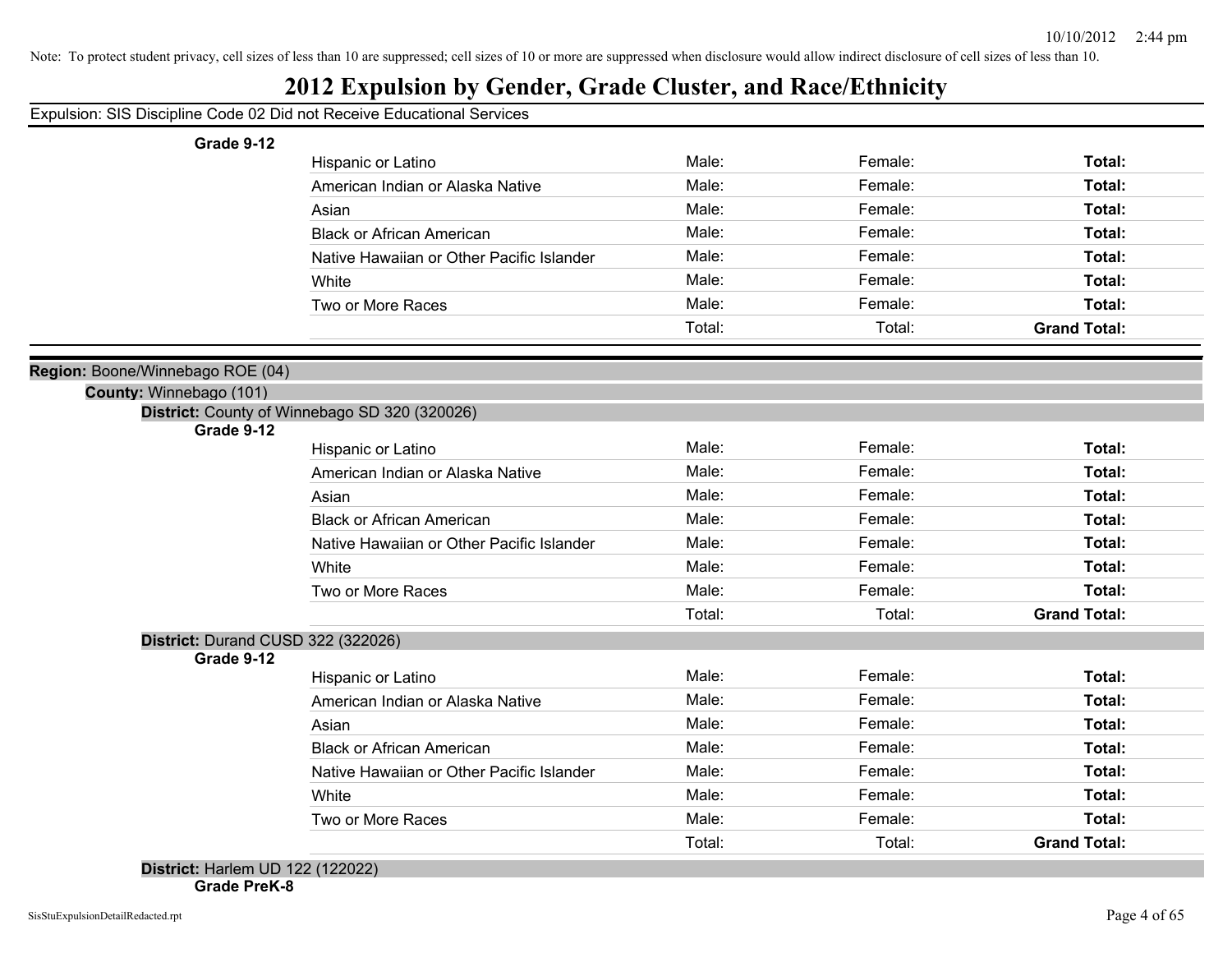Note: To protect student privacy, cell sizes of less than 10 are suppressed; cell sizes of 10 or more are suppressed when disclosure would allow indirect disclosure of cell sizes of less than 10.

# 2012 Expulsion by Gender, Grade Cluster, and Race/Ethnicity

Expulsion: SIS Discipline Code 02 Did not Receive Educational Services

**Grade 9-12**

| | | | |
|---|---|---|---|
| Hispanic or Latino | Male: | Female: | **Total:** |
| American Indian or Alaska Native | Male: | Female: | **Total:** |
| Asian | Male: | Female: | **Total:** |
| Black or African American | Male: | Female: | **Total:** |
| Native Hawaiian or Other Pacific Islander | Male: | Female: | **Total:** |
| White | Male: | Female: | **Total:** |
| Two or More Races | Male: | Female: | **Total:** |
| | Total: | Total: | **Grand Total:** |

**Region:** Boone/Winnebago ROE (04)

**County:** Winnebago (101)

**District:** County of Winnebago SD 320 (320026)

**Grade 9-12**

| | | | |
|---|---|---|---|
| Hispanic or Latino | Male: | Female: | **Total:** |
| American Indian or Alaska Native | Male: | Female: | **Total:** |
| Asian | Male: | Female: | **Total:** |
| Black or African American | Male: | Female: | **Total:** |
| Native Hawaiian or Other Pacific Islander | Male: | Female: | **Total:** |
| White | Male: | Female: | **Total:** |
| Two or More Races | Male: | Female: | **Total:** |
| | Total: | Total: | **Grand Total:** |

**District:** Durand CUSD 322 (322026)

**Grade 9-12**

| | | | |
|---|---|---|---|
| Hispanic or Latino | Male: | Female: | **Total:** |
| American Indian or Alaska Native | Male: | Female: | **Total:** |
| Asian | Male: | Female: | **Total:** |
| Black or African American | Male: | Female: | **Total:** |
| Native Hawaiian or Other Pacific Islander | Male: | Female: | **Total:** |
| White | Male: | Female: | **Total:** |
| Two or More Races | Male: | Female: | **Total:** |
| | Total: | Total: | **Grand Total:** |

**District:** Harlem UD 122 (122022)

**Grade PreK-8**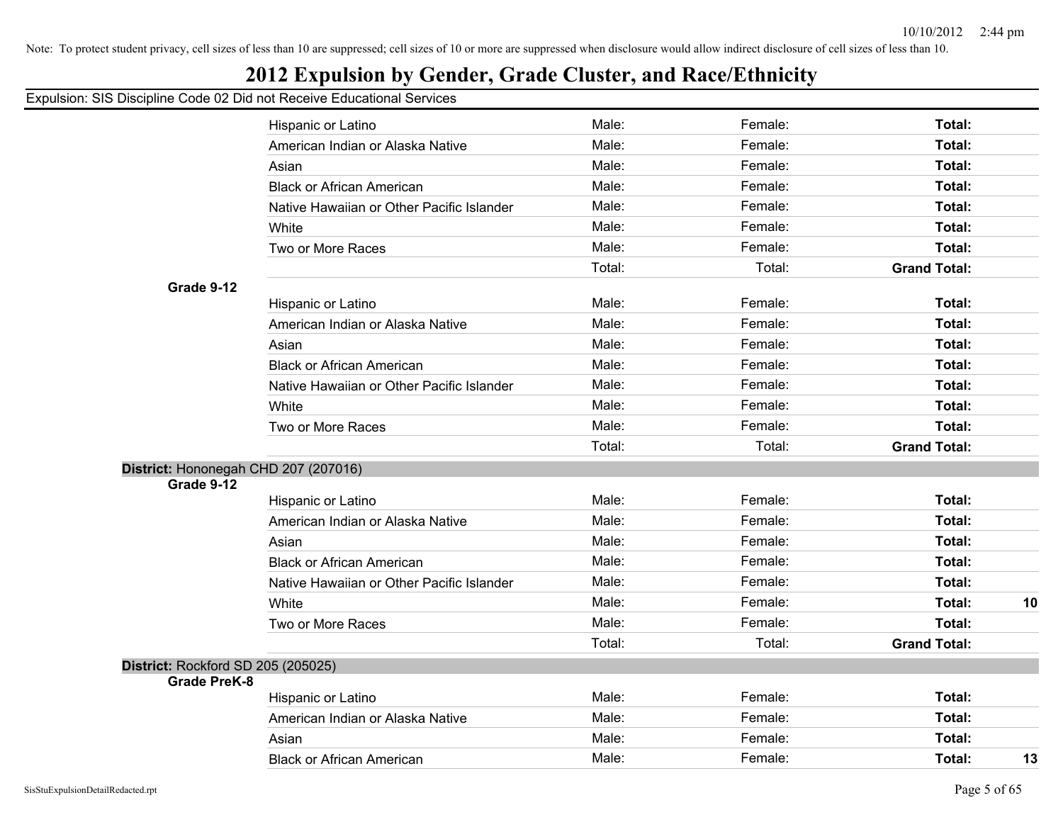Note: To protect student privacy, cell sizes of less than 10 are suppressed; cell sizes of 10 or more are suppressed when disclosure would allow indirect disclosure of cell sizes of less than 10.

# 2012 Expulsion by Gender, Grade Cluster, and Race/Ethnicity

## Expulsion: SIS Discipline Code 02 Did not Receive Educational Services

| | | | | | | | |
|---|---|---|---|---|---|---|---|
| | Hispanic or Latino | Male: | | Female: | | **Total:** | |
| | American Indian or Alaska Native | Male: | | Female: | | **Total:** | |
| | Asian | Male: | | Female: | | **Total:** | |
| | Black or African American | Male: | | Female: | | **Total:** | |
| | Native Hawaiian or Other Pacific Islander | Male: | | Female: | | **Total:** | |
| | White | Male: | | Female: | | **Total:** | |
| | Two or More Races | Male: | | Female: | | **Total:** | |
| | | Total: | | Total: | | **Grand Total:** | |
| **Grade 9-12** | | | | | | | |
| | Hispanic or Latino | Male: | | Female: | | **Total:** | |
| | American Indian or Alaska Native | Male: | | Female: | | **Total:** | |
| | Asian | Male: | | Female: | | **Total:** | |
| | Black or African American | Male: | | Female: | | **Total:** | |
| | Native Hawaiian or Other Pacific Islander | Male: | | Female: | | **Total:** | |
| | White | Male: | | Female: | | **Total:** | |
| | Two or More Races | Male: | | Female: | | **Total:** | |
| | | Total: | | Total: | | **Grand Total:** | |

**District:** Hononegah CHD 207 (207016)

| | | | | | | | |
|---|---|---|---|---|---|---|---|
| **Grade 9-12** | | | | | | | |
| | Hispanic or Latino | Male: | | Female: | | **Total:** | |
| | American Indian or Alaska Native | Male: | | Female: | | **Total:** | |
| | Asian | Male: | | Female: | | **Total:** | |
| | Black or African American | Male: | | Female: | | **Total:** | |
| | Native Hawaiian or Other Pacific Islander | Male: | | Female: | | **Total:** | |
| | White | Male: | | Female: | | **Total:** | **10** |
| | Two or More Races | Male: | | Female: | | **Total:** | |
| | | Total: | | Total: | | **Grand Total:** | |

**District:** Rockford SD 205 (205025)

| | | | | | | | |
|---|---|---|---|---|---|---|---|
| **Grade PreK-8** | | | | | | | |
| | Hispanic or Latino | Male: | | Female: | | **Total:** | |
| | American Indian or Alaska Native | Male: | | Female: | | **Total:** | |
| | Asian | Male: | | Female: | | **Total:** | |
| | Black or African American | Male: | | Female: | | **Total:** | **13** |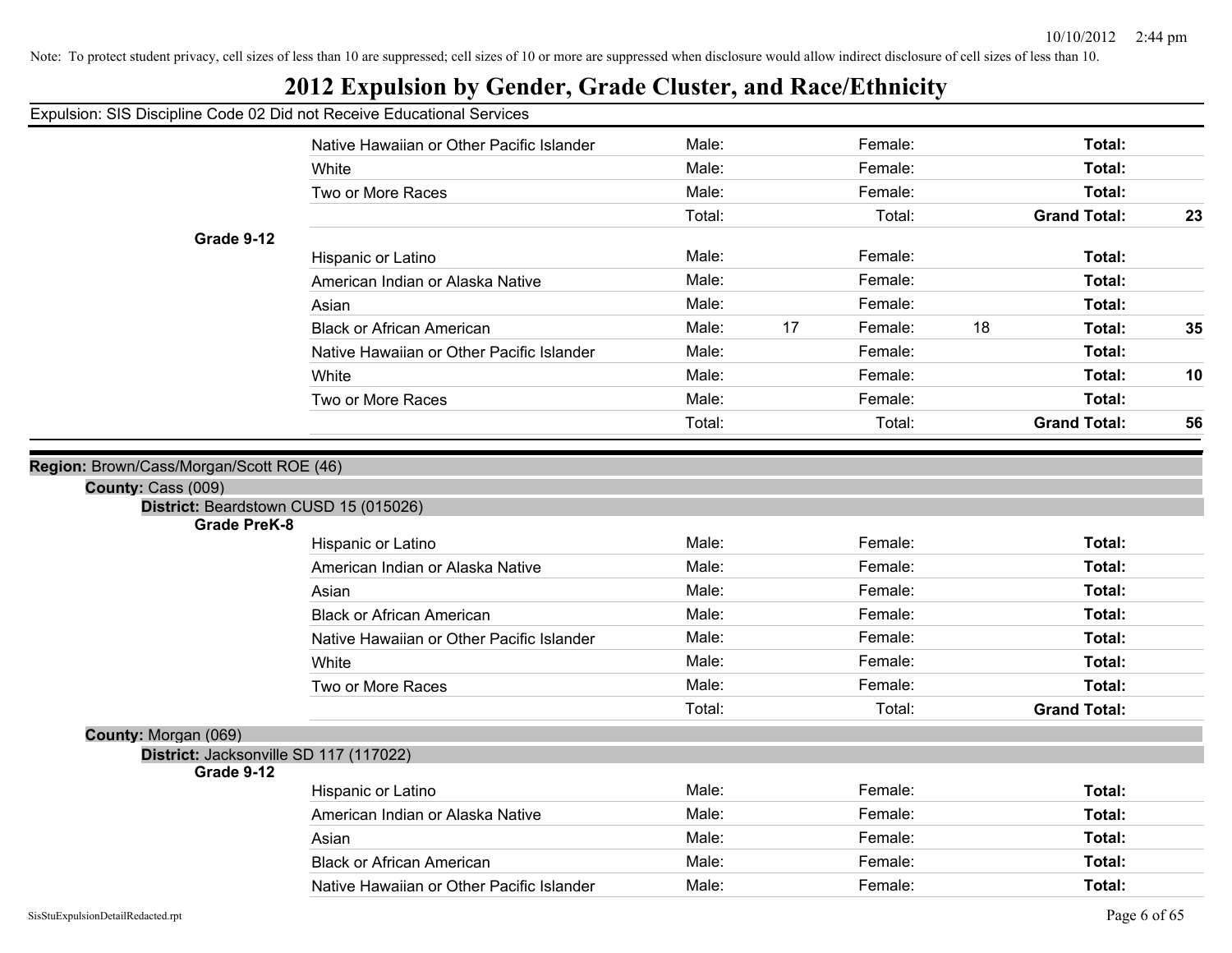Note: To protect student privacy, cell sizes of less than 10 are suppressed; cell sizes of 10 or more are suppressed when disclosure would allow indirect disclosure of cell sizes of less than 10.

# 2012 Expulsion by Gender, Grade Cluster, and Race/Ethnicity

Expulsion: SIS Discipline Code 02 Did not Receive Educational Services

| | Race/Ethnicity | | | | | | |
|---|---|---|---|---|---|---|---|
| | Native Hawaiian or Other Pacific Islander | Male: | | Female: | | **Total:** | |
| | White | Male: | | Female: | | **Total:** | |
| | Two or More Races | Male: | | Female: | | **Total:** | |
| | | Total: | | Total: | | **Grand Total:** | **23** |
| **Grade 9-12** | | | | | | | |
| | Hispanic or Latino | Male: | | Female: | | **Total:** | |
| | American Indian or Alaska Native | Male: | | Female: | | **Total:** | |
| | Asian | Male: | | Female: | | **Total:** | |
| | Black or African American | Male: | 17 | Female: | 18 | **Total:** | **35** |
| | Native Hawaiian or Other Pacific Islander | Male: | | Female: | | **Total:** | |
| | White | Male: | | Female: | | **Total:** | **10** |
| | Two or More Races | Male: | | Female: | | **Total:** | |
| | | Total: | | Total: | | **Grand Total:** | **56** |

**Region:** Brown/Cass/Morgan/Scott ROE (46)

**County:** Cass (009)

**District:** Beardstown CUSD 15 (015026)

| | Race/Ethnicity | | | | | | |
|---|---|---|---|---|---|---|---|
| **Grade PreK-8** | | | | | | | |
| | Hispanic or Latino | Male: | | Female: | | **Total:** | |
| | American Indian or Alaska Native | Male: | | Female: | | **Total:** | |
| | Asian | Male: | | Female: | | **Total:** | |
| | Black or African American | Male: | | Female: | | **Total:** | |
| | Native Hawaiian or Other Pacific Islander | Male: | | Female: | | **Total:** | |
| | White | Male: | | Female: | | **Total:** | |
| | Two or More Races | Male: | | Female: | | **Total:** | |
| | | Total: | | Total: | | **Grand Total:** | |

**County:** Morgan (069)

**District:** Jacksonville SD 117 (117022)

| | Race/Ethnicity | | | | | | |
|---|---|---|---|---|---|---|---|
| **Grade 9-12** | | | | | | | |
| | Hispanic or Latino | Male: | | Female: | | **Total:** | |
| | American Indian or Alaska Native | Male: | | Female: | | **Total:** | |
| | Asian | Male: | | Female: | | **Total:** | |
| | Black or African American | Male: | | Female: | | **Total:** | |
| | Native Hawaiian or Other Pacific Islander | Male: | | Female: | | **Total:** | |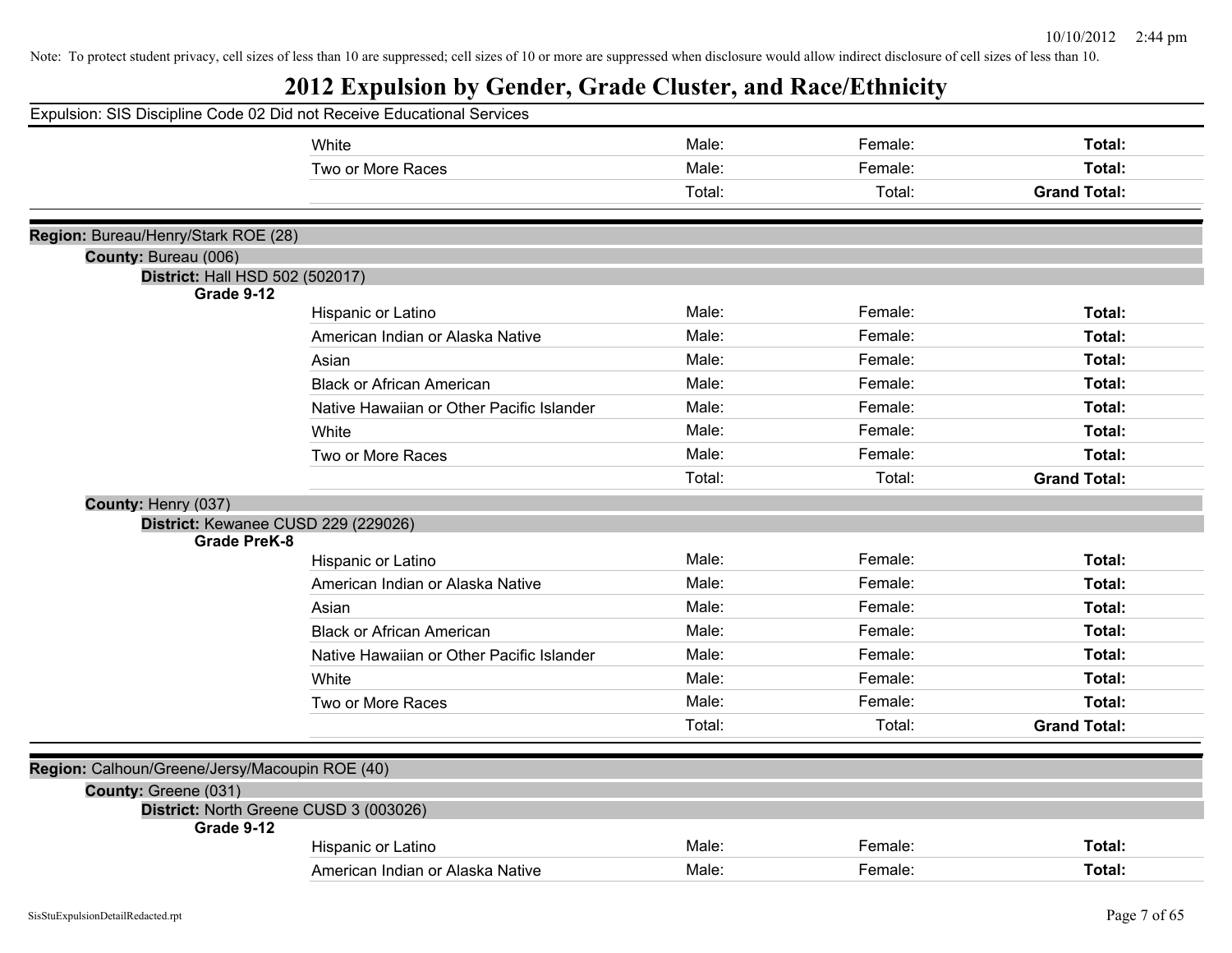Note: To protect student privacy, cell sizes of less than 10 are suppressed; cell sizes of 10 or more are suppressed when disclosure would allow indirect disclosure of cell sizes of less than 10.

# 2012 Expulsion by Gender, Grade Cluster, and Race/Ethnicity

Expulsion: SIS Discipline Code 02 Did not Receive Educational Services

| | | | | |
|---|---|---|---|---|
| | White | Male: | Female: | **Total:** |
| | Two or More Races | Male: | Female: | **Total:** |
| | | Total: | Total: | **Grand Total:** |

**Region:** Bureau/Henry/Stark ROE (28)

**County:** Bureau (006)

**District:** Hall HSD 502 (502017)

**Grade 9-12**

| | | | |
|---|---|---|---|
| Hispanic or Latino | Male: | Female: | **Total:** |
| American Indian or Alaska Native | Male: | Female: | **Total:** |
| Asian | Male: | Female: | **Total:** |
| Black or African American | Male: | Female: | **Total:** |
| Native Hawaiian or Other Pacific Islander | Male: | Female: | **Total:** |
| White | Male: | Female: | **Total:** |
| Two or More Races | Male: | Female: | **Total:** |
| | Total: | Total: | **Grand Total:** |

**County:** Henry (037)

**District:** Kewanee CUSD 229 (229026)

**Grade PreK-8**

| | | | |
|---|---|---|---|
| Hispanic or Latino | Male: | Female: | **Total:** |
| American Indian or Alaska Native | Male: | Female: | **Total:** |
| Asian | Male: | Female: | **Total:** |
| Black or African American | Male: | Female: | **Total:** |
| Native Hawaiian or Other Pacific Islander | Male: | Female: | **Total:** |
| White | Male: | Female: | **Total:** |
| Two or More Races | Male: | Female: | **Total:** |
| | Total: | Total: | **Grand Total:** |

**Region:** Calhoun/Greene/Jersy/Macoupin ROE (40)

**County:** Greene (031)

**District:** North Greene CUSD 3 (003026)

**Grade 9-12**

| | | | |
|---|---|---|---|
| Hispanic or Latino | Male: | Female: | **Total:** |
| American Indian or Alaska Native | Male: | Female: | **Total:** |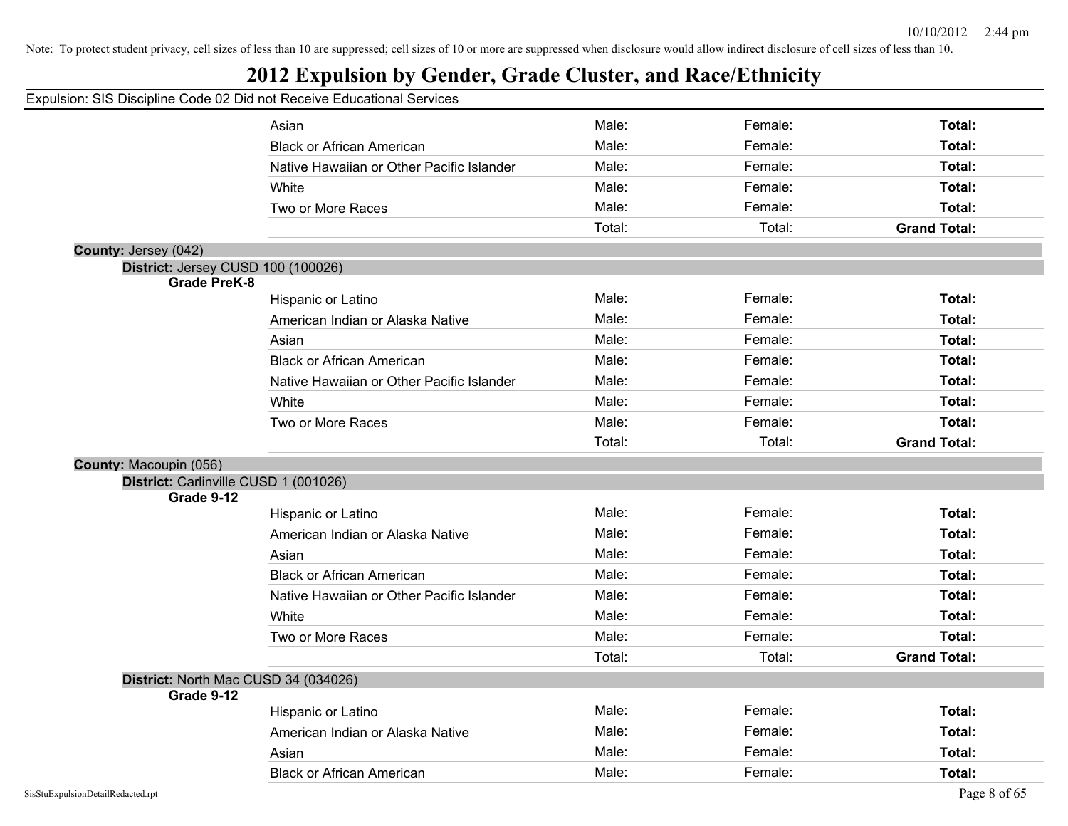Note: To protect student privacy, cell sizes of less than 10 are suppressed; cell sizes of 10 or more are suppressed when disclosure would allow indirect disclosure of cell sizes of less than 10.

# 2012 Expulsion by Gender, Grade Cluster, and Race/Ethnicity

Expulsion: SIS Discipline Code 02 Did not Receive Educational Services

| | | | |
|---|---|---|---|
| Asian | Male: | Female: | **Total:** |
| Black or African American | Male: | Female: | **Total:** |
| Native Hawaiian or Other Pacific Islander | Male: | Female: | **Total:** |
| White | Male: | Female: | **Total:** |
| Two or More Races | Male: | Female: | **Total:** |
| | Total: | Total: | **Grand Total:** |

**County:** Jersey (042)

**District:** Jersey CUSD 100 (100026)

**Grade PreK-8**

| | | | |
|---|---|---|---|
| Hispanic or Latino | Male: | Female: | **Total:** |
| American Indian or Alaska Native | Male: | Female: | **Total:** |
| Asian | Male: | Female: | **Total:** |
| Black or African American | Male: | Female: | **Total:** |
| Native Hawaiian or Other Pacific Islander | Male: | Female: | **Total:** |
| White | Male: | Female: | **Total:** |
| Two or More Races | Male: | Female: | **Total:** |
| | Total: | Total: | **Grand Total:** |

**County:** Macoupin (056)

**District:** Carlinville CUSD 1 (001026)

**Grade 9-12**

| | | | |
|---|---|---|---|
| Hispanic or Latino | Male: | Female: | **Total:** |
| American Indian or Alaska Native | Male: | Female: | **Total:** |
| Asian | Male: | Female: | **Total:** |
| Black or African American | Male: | Female: | **Total:** |
| Native Hawaiian or Other Pacific Islander | Male: | Female: | **Total:** |
| White | Male: | Female: | **Total:** |
| Two or More Races | Male: | Female: | **Total:** |
| | Total: | Total: | **Grand Total:** |

**District:** North Mac CUSD 34 (034026)

**Grade 9-12**

| | | | |
|---|---|---|---|
| Hispanic or Latino | Male: | Female: | **Total:** |
| American Indian or Alaska Native | Male: | Female: | **Total:** |
| Asian | Male: | Female: | **Total:** |
| Black or African American | Male: | Female: | **Total:** |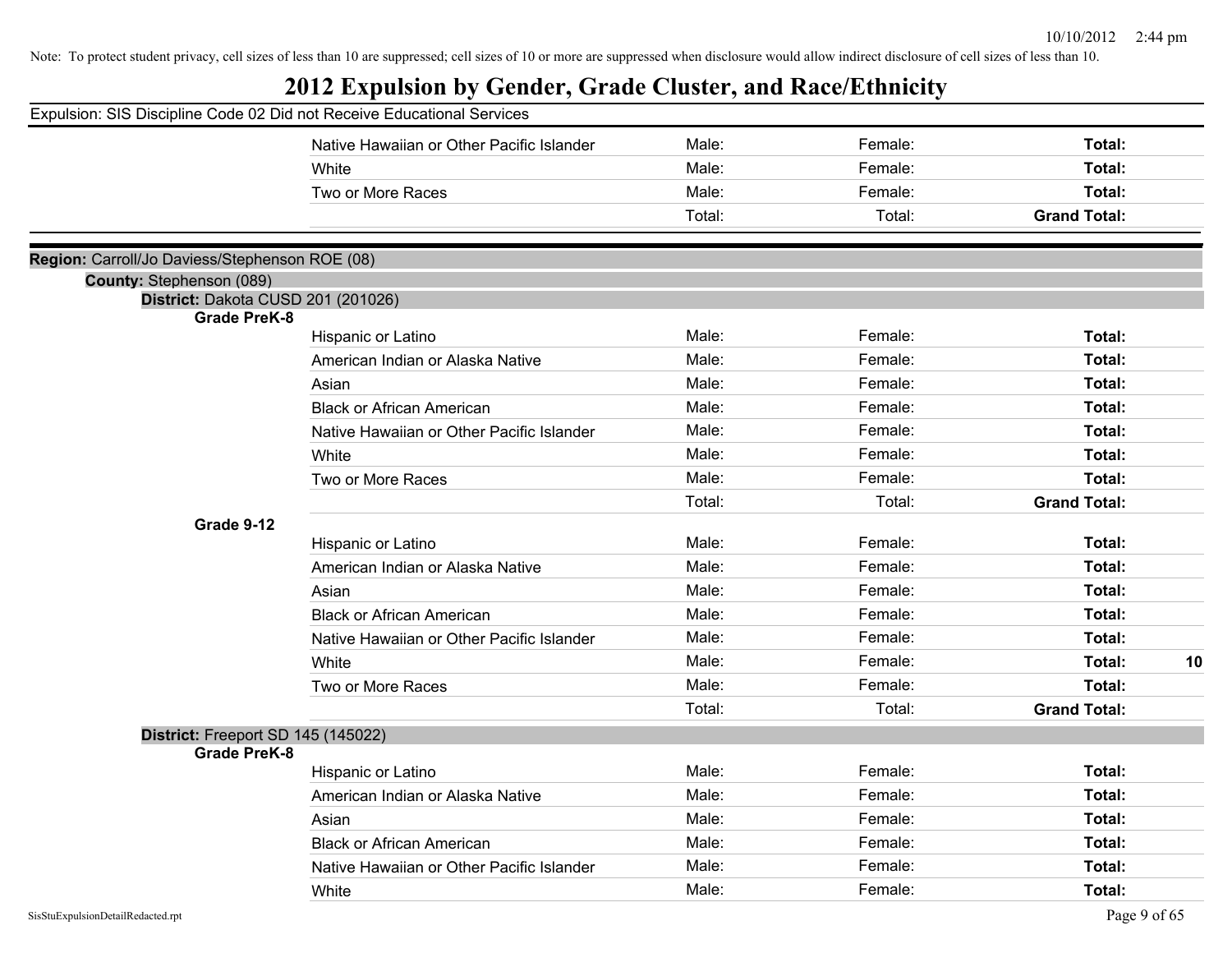Note: To protect student privacy, cell sizes of less than 10 are suppressed; cell sizes of 10 or more are suppressed when disclosure would allow indirect disclosure of cell sizes of less than 10.

# 2012 Expulsion by Gender, Grade Cluster, and Race/Ethnicity

Expulsion: SIS Discipline Code 02 Did not Receive Educational Services

| | Race/Ethnicity | Male | Female | Total | |
|---|---|---|---|---|---|
| | Native Hawaiian or Other Pacific Islander | Male: | Female: | **Total:** | |
| | White | Male: | Female: | **Total:** | |
| | Two or More Races | Male: | Female: | **Total:** | |
| | | Total: | Total: | **Grand Total:** | |

**Region:** Carroll/Jo Daviess/Stephenson ROE (08)

**County:** Stephenson (089)

**District:** Dakota CUSD 201 (201026)

| Grade | Race/Ethnicity | Male | Female | Total | |
|---|---|---|---|---|---|
| **Grade PreK-8** | Hispanic or Latino | Male: | Female: | **Total:** | |
| | American Indian or Alaska Native | Male: | Female: | **Total:** | |
| | Asian | Male: | Female: | **Total:** | |
| | Black or African American | Male: | Female: | **Total:** | |
| | Native Hawaiian or Other Pacific Islander | Male: | Female: | **Total:** | |
| | White | Male: | Female: | **Total:** | |
| | Two or More Races | Male: | Female: | **Total:** | |
| | | Total: | Total: | **Grand Total:** | |
| **Grade 9-12** | Hispanic or Latino | Male: | Female: | **Total:** | |
| | American Indian or Alaska Native | Male: | Female: | **Total:** | |
| | Asian | Male: | Female: | **Total:** | |
| | Black or African American | Male: | Female: | **Total:** | |
| | Native Hawaiian or Other Pacific Islander | Male: | Female: | **Total:** | |
| | White | Male: | Female: | **Total:** | **10** |
| | Two or More Races | Male: | Female: | **Total:** | |
| | | Total: | Total: | **Grand Total:** | |

**District:** Freeport SD 145 (145022)

| Grade | Race/Ethnicity | Male | Female | Total | |
|---|---|---|---|---|---|
| **Grade PreK-8** | Hispanic or Latino | Male: | Female: | **Total:** | |
| | American Indian or Alaska Native | Male: | Female: | **Total:** | |
| | Asian | Male: | Female: | **Total:** | |
| | Black or African American | Male: | Female: | **Total:** | |
| | Native Hawaiian or Other Pacific Islander | Male: | Female: | **Total:** | |
| | White | Male: | Female: | **Total:** | |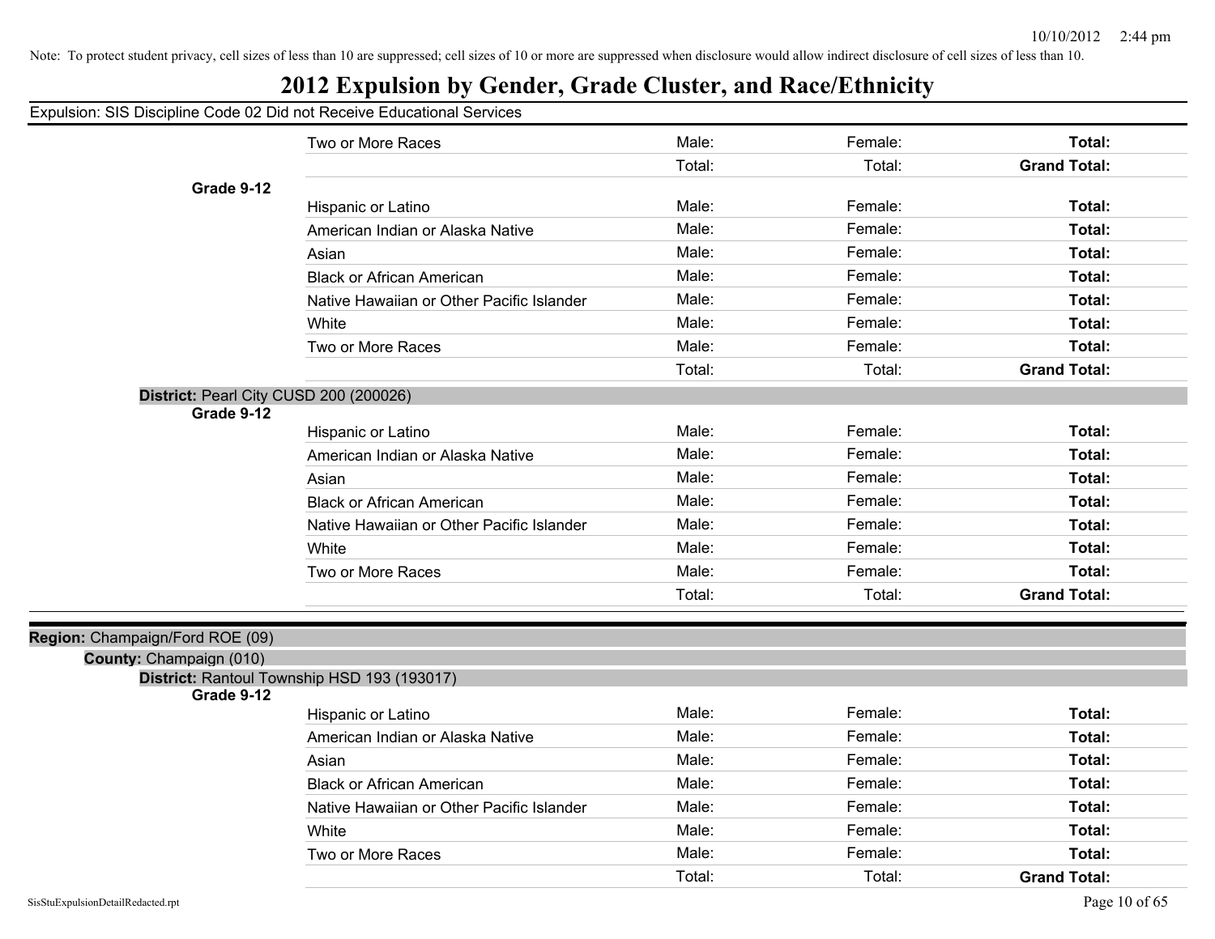Note: To protect student privacy, cell sizes of less than 10 are suppressed; cell sizes of 10 or more are suppressed when disclosure would allow indirect disclosure of cell sizes of less than 10.

# 2012 Expulsion by Gender, Grade Cluster, and Race/Ethnicity

Expulsion: SIS Discipline Code 02 Did not Receive Educational Services

| | | | | |
|---|---|---|---|---|
| | Two or More Races | Male: | Female: | **Total:** |
| | | Total: | Total: | **Grand Total:** |
| **Grade 9-12** | | | | |
| | Hispanic or Latino | Male: | Female: | **Total:** |
| | American Indian or Alaska Native | Male: | Female: | **Total:** |
| | Asian | Male: | Female: | **Total:** |
| | Black or African American | Male: | Female: | **Total:** |
| | Native Hawaiian or Other Pacific Islander | Male: | Female: | **Total:** |
| | White | Male: | Female: | **Total:** |
| | Two or More Races | Male: | Female: | **Total:** |
| | | Total: | Total: | **Grand Total:** |

**District:** Pearl City CUSD 200 (200026)

| | | | | |
|---|---|---|---|---|
| **Grade 9-12** | | | | |
| | Hispanic or Latino | Male: | Female: | **Total:** |
| | American Indian or Alaska Native | Male: | Female: | **Total:** |
| | Asian | Male: | Female: | **Total:** |
| | Black or African American | Male: | Female: | **Total:** |
| | Native Hawaiian or Other Pacific Islander | Male: | Female: | **Total:** |
| | White | Male: | Female: | **Total:** |
| | Two or More Races | Male: | Female: | **Total:** |
| | | Total: | Total: | **Grand Total:** |

**Region:** Champaign/Ford ROE (09)

**County:** Champaign (010)

**District:** Rantoul Township HSD 193 (193017)

| | | | | |
|---|---|---|---|---|
| **Grade 9-12** | | | | |
| | Hispanic or Latino | Male: | Female: | **Total:** |
| | American Indian or Alaska Native | Male: | Female: | **Total:** |
| | Asian | Male: | Female: | **Total:** |
| | Black or African American | Male: | Female: | **Total:** |
| | Native Hawaiian or Other Pacific Islander | Male: | Female: | **Total:** |
| | White | Male: | Female: | **Total:** |
| | Two or More Races | Male: | Female: | **Total:** |
| | | Total: | Total: | **Grand Total:** |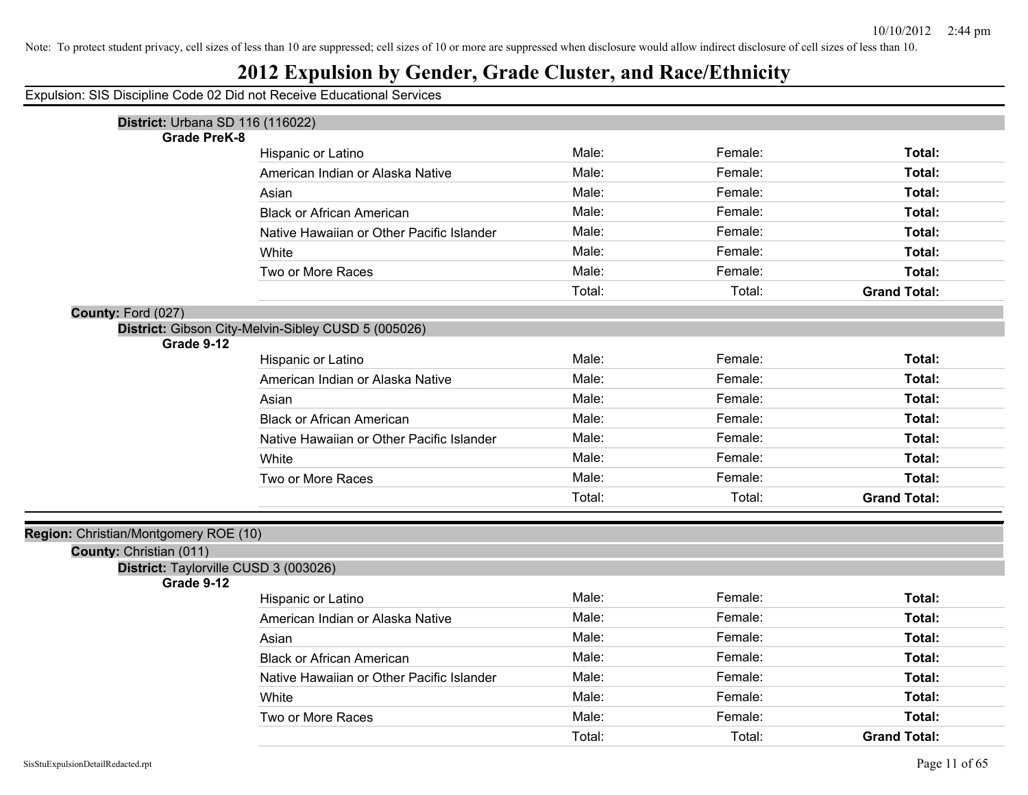Note: To protect student privacy, cell sizes of less than 10 are suppressed; cell sizes of 10 or more are suppressed when disclosure would allow indirect disclosure of cell sizes of less than 10.

# 2012 Expulsion by Gender, Grade Cluster, and Race/Ethnicity

Expulsion: SIS Discipline Code 02 Did not Receive Educational Services

**District:** Urbana SD 116 (116022)

**Grade PreK-8**

| Race/Ethnicity | Male | Female | Total |
|---|---|---|---|
| Hispanic or Latino | Male: | Female: | **Total:** |
| American Indian or Alaska Native | Male: | Female: | **Total:** |
| Asian | Male: | Female: | **Total:** |
| Black or African American | Male: | Female: | **Total:** |
| Native Hawaiian or Other Pacific Islander | Male: | Female: | **Total:** |
| White | Male: | Female: | **Total:** |
| Two or More Races | Male: | Female: | **Total:** |
| | Total: | Total: | **Grand Total:** |

**County:** Ford (027)

**District:** Gibson City-Melvin-Sibley CUSD 5 (005026)

**Grade 9-12**

| Race/Ethnicity | Male | Female | Total |
|---|---|---|---|
| Hispanic or Latino | Male: | Female: | **Total:** |
| American Indian or Alaska Native | Male: | Female: | **Total:** |
| Asian | Male: | Female: | **Total:** |
| Black or African American | Male: | Female: | **Total:** |
| Native Hawaiian or Other Pacific Islander | Male: | Female: | **Total:** |
| White | Male: | Female: | **Total:** |
| Two or More Races | Male: | Female: | **Total:** |
| | Total: | Total: | **Grand Total:** |

**Region:** Christian/Montgomery ROE (10)

**County:** Christian (011)

**District:** Taylorville CUSD 3 (003026)

**Grade 9-12**

| Race/Ethnicity | Male | Female | Total |
|---|---|---|---|
| Hispanic or Latino | Male: | Female: | **Total:** |
| American Indian or Alaska Native | Male: | Female: | **Total:** |
| Asian | Male: | Female: | **Total:** |
| Black or African American | Male: | Female: | **Total:** |
| Native Hawaiian or Other Pacific Islander | Male: | Female: | **Total:** |
| White | Male: | Female: | **Total:** |
| Two or More Races | Male: | Female: | **Total:** |
| | Total: | Total: | **Grand Total:** |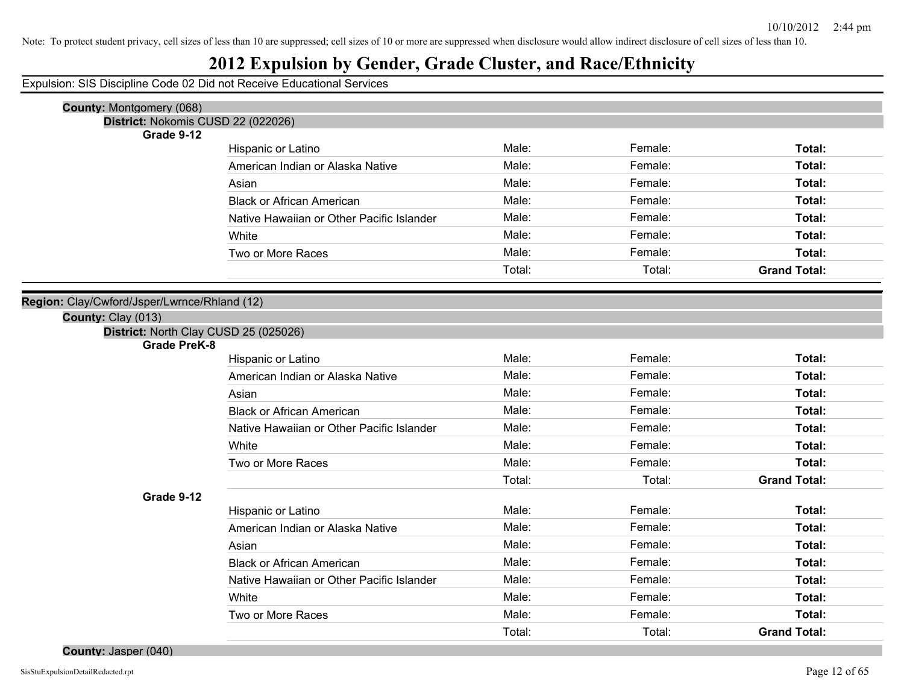Note: To protect student privacy, cell sizes of less than 10 are suppressed; cell sizes of 10 or more are suppressed when disclosure would allow indirect disclosure of cell sizes of less than 10.

# 2012 Expulsion by Gender, Grade Cluster, and Race/Ethnicity

Expulsion: SIS Discipline Code 02 Did not Receive Educational Services

**County:** Montgomery (068)

**District:** Nokomis CUSD 22 (022026)

**Grade 9-12**

| | | | |
|---|---|---|---|
| Hispanic or Latino | Male: | Female: | **Total:** |
| American Indian or Alaska Native | Male: | Female: | **Total:** |
| Asian | Male: | Female: | **Total:** |
| Black or African American | Male: | Female: | **Total:** |
| Native Hawaiian or Other Pacific Islander | Male: | Female: | **Total:** |
| White | Male: | Female: | **Total:** |
| Two or More Races | Male: | Female: | **Total:** |
| | Total: | Total: | **Grand Total:** |

**Region:** Clay/Cwford/Jsper/Lwrnce/Rhland (12)

**County:** Clay (013)

**District:** North Clay CUSD 25 (025026)

**Grade PreK-8**

| | | | |
|---|---|---|---|
| Hispanic or Latino | Male: | Female: | **Total:** |
| American Indian or Alaska Native | Male: | Female: | **Total:** |
| Asian | Male: | Female: | **Total:** |
| Black or African American | Male: | Female: | **Total:** |
| Native Hawaiian or Other Pacific Islander | Male: | Female: | **Total:** |
| White | Male: | Female: | **Total:** |
| Two or More Races | Male: | Female: | **Total:** |
| | Total: | Total: | **Grand Total:** |

**Grade 9-12**

| | | | |
|---|---|---|---|
| Hispanic or Latino | Male: | Female: | **Total:** |
| American Indian or Alaska Native | Male: | Female: | **Total:** |
| Asian | Male: | Female: | **Total:** |
| Black or African American | Male: | Female: | **Total:** |
| Native Hawaiian or Other Pacific Islander | Male: | Female: | **Total:** |
| White | Male: | Female: | **Total:** |
| Two or More Races | Male: | Female: | **Total:** |
| | Total: | Total: | **Grand Total:** |

**County:** Jasper (040)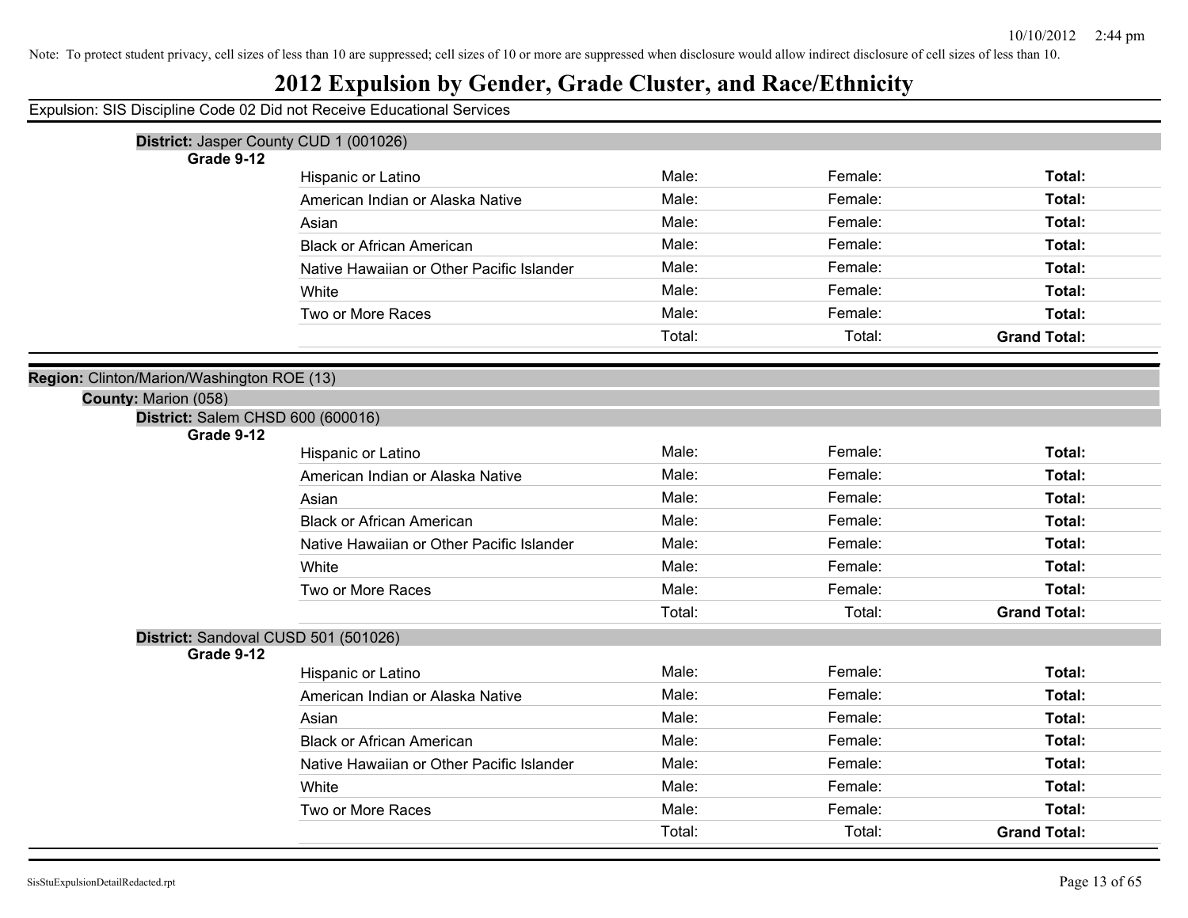Note: To protect student privacy, cell sizes of less than 10 are suppressed; cell sizes of 10 or more are suppressed when disclosure would allow indirect disclosure of cell sizes of less than 10.

# 2012 Expulsion by Gender, Grade Cluster, and Race/Ethnicity

Expulsion: SIS Discipline Code 02 Did not Receive Educational Services

**District:** Jasper County CUD 1 (001026)

**Grade 9-12**

| | | | |
|---|---|---|---|
| Hispanic or Latino | Male: | Female: | **Total:** |
| American Indian or Alaska Native | Male: | Female: | **Total:** |
| Asian | Male: | Female: | **Total:** |
| Black or African American | Male: | Female: | **Total:** |
| Native Hawaiian or Other Pacific Islander | Male: | Female: | **Total:** |
| White | Male: | Female: | **Total:** |
| Two or More Races | Male: | Female: | **Total:** |
| | Total: | Total: | **Grand Total:** |

**Region:** Clinton/Marion/Washington ROE (13)

**County:** Marion (058)

**District:** Salem CHSD 600 (600016)

**Grade 9-12**

| | | | |
|---|---|---|---|
| Hispanic or Latino | Male: | Female: | **Total:** |
| American Indian or Alaska Native | Male: | Female: | **Total:** |
| Asian | Male: | Female: | **Total:** |
| Black or African American | Male: | Female: | **Total:** |
| Native Hawaiian or Other Pacific Islander | Male: | Female: | **Total:** |
| White | Male: | Female: | **Total:** |
| Two or More Races | Male: | Female: | **Total:** |
| | Total: | Total: | **Grand Total:** |

**District:** Sandoval CUSD 501 (501026)

**Grade 9-12**

| | | | |
|---|---|---|---|
| Hispanic or Latino | Male: | Female: | **Total:** |
| American Indian or Alaska Native | Male: | Female: | **Total:** |
| Asian | Male: | Female: | **Total:** |
| Black or African American | Male: | Female: | **Total:** |
| Native Hawaiian or Other Pacific Islander | Male: | Female: | **Total:** |
| White | Male: | Female: | **Total:** |
| Two or More Races | Male: | Female: | **Total:** |
| | Total: | Total: | **Grand Total:** |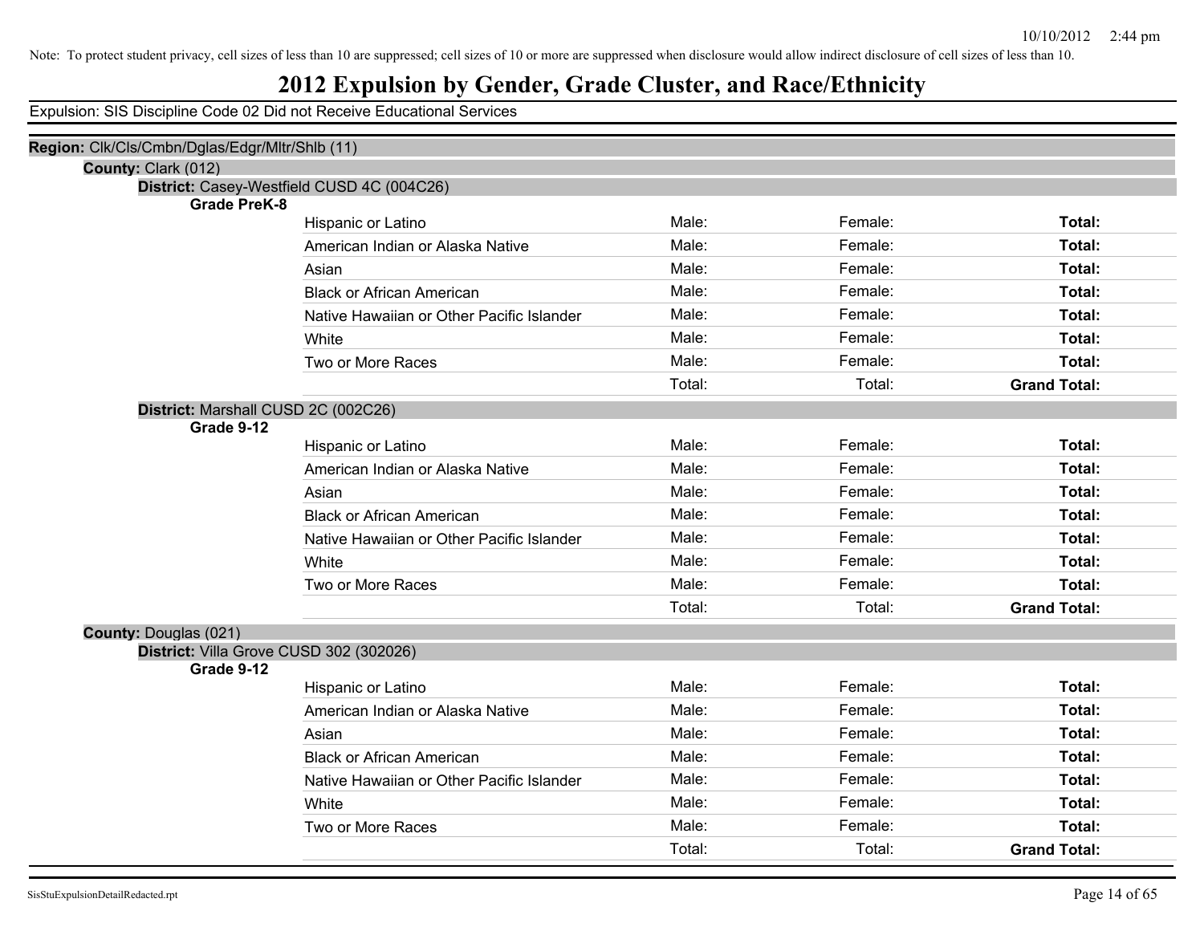Note: To protect student privacy, cell sizes of less than 10 are suppressed; cell sizes of 10 or more are suppressed when disclosure would allow indirect disclosure of cell sizes of less than 10.

# 2012 Expulsion by Gender, Grade Cluster, and Race/Ethnicity

Expulsion: SIS Discipline Code 02 Did not Receive Educational Services

**Region:** Clk/Cls/Cmbn/Dglas/Edgr/Mltr/Shlb (11)

**County:** Clark (012)

**District:** Casey-Westfield CUSD 4C (004C26)

**Grade PreK-8**

| | | | |
|---|---|---|---|
| Hispanic or Latino | Male: | Female: | **Total:** |
| American Indian or Alaska Native | Male: | Female: | **Total:** |
| Asian | Male: | Female: | **Total:** |
| Black or African American | Male: | Female: | **Total:** |
| Native Hawaiian or Other Pacific Islander | Male: | Female: | **Total:** |
| White | Male: | Female: | **Total:** |
| Two or More Races | Male: | Female: | **Total:** |
| | Total: | Total: | **Grand Total:** |

**District:** Marshall CUSD 2C (002C26)

**Grade 9-12**

| | | | |
|---|---|---|---|
| Hispanic or Latino | Male: | Female: | **Total:** |
| American Indian or Alaska Native | Male: | Female: | **Total:** |
| Asian | Male: | Female: | **Total:** |
| Black or African American | Male: | Female: | **Total:** |
| Native Hawaiian or Other Pacific Islander | Male: | Female: | **Total:** |
| White | Male: | Female: | **Total:** |
| Two or More Races | Male: | Female: | **Total:** |
| | Total: | Total: | **Grand Total:** |

**County:** Douglas (021)

**District:** Villa Grove CUSD 302 (302026)

**Grade 9-12**

| | | | |
|---|---|---|---|
| Hispanic or Latino | Male: | Female: | **Total:** |
| American Indian or Alaska Native | Male: | Female: | **Total:** |
| Asian | Male: | Female: | **Total:** |
| Black or African American | Male: | Female: | **Total:** |
| Native Hawaiian or Other Pacific Islander | Male: | Female: | **Total:** |
| White | Male: | Female: | **Total:** |
| Two or More Races | Male: | Female: | **Total:** |
| | Total: | Total: | **Grand Total:** |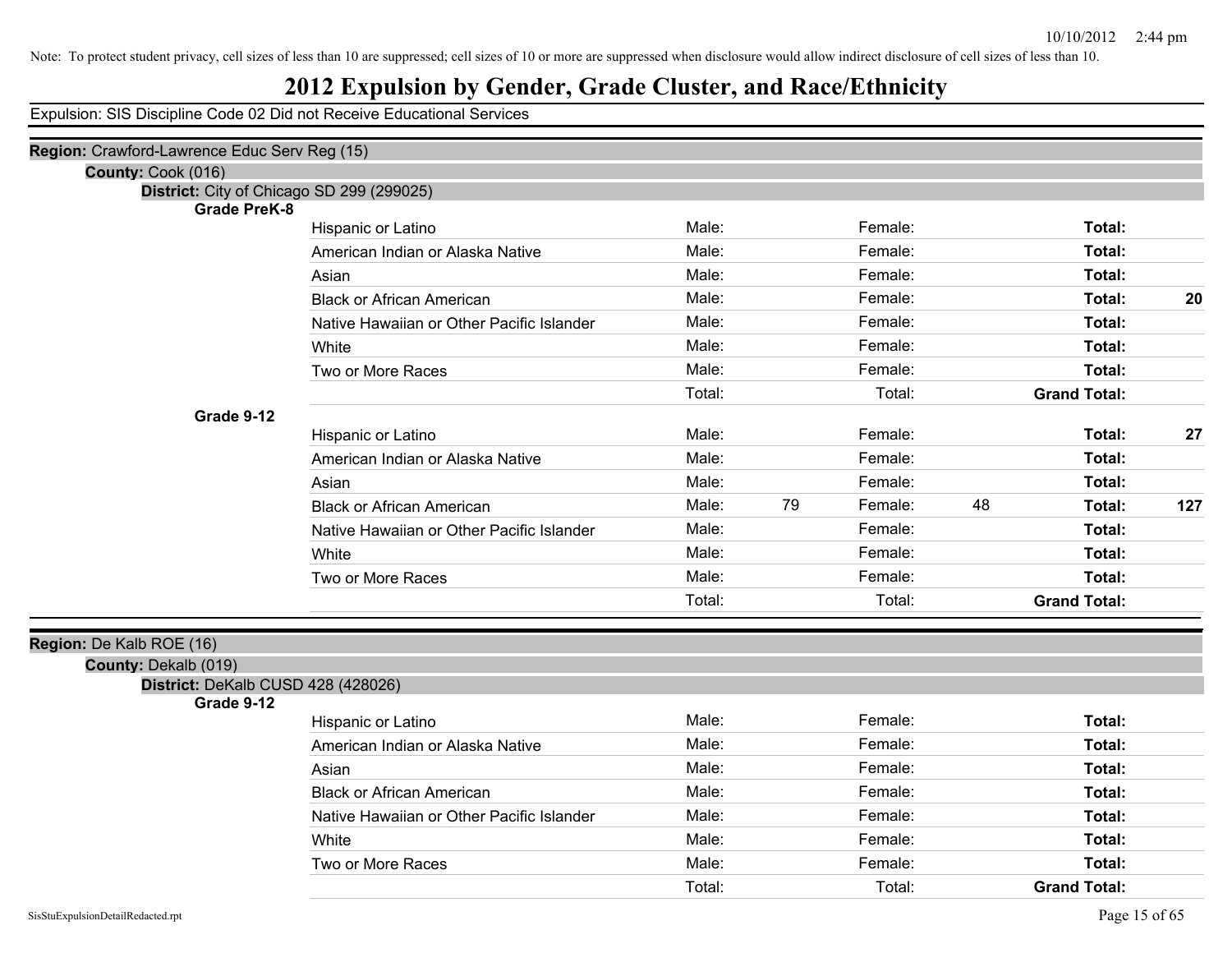Note: To protect student privacy, cell sizes of less than 10 are suppressed; cell sizes of 10 or more are suppressed when disclosure would allow indirect disclosure of cell sizes of less than 10.

# 2012 Expulsion by Gender, Grade Cluster, and Race/Ethnicity

Expulsion: SIS Discipline Code 02 Did not Receive Educational Services

**Region:** Crawford-Lawrence Educ Serv Reg (15)

**County:** Cook (016)

**District:** City of Chicago SD 299 (299025)

**Grade PreK-8**

| Race/Ethnicity | | | | | | |
|---|---|---|---|---|---|---|
| Hispanic or Latino | Male: | | Female: | | **Total:** | |
| American Indian or Alaska Native | Male: | | Female: | | **Total:** | |
| Asian | Male: | | Female: | | **Total:** | |
| Black or African American | Male: | | Female: | | **Total:** | **20** |
| Native Hawaiian or Other Pacific Islander | Male: | | Female: | | **Total:** | |
| White | Male: | | Female: | | **Total:** | |
| Two or More Races | Male: | | Female: | | **Total:** | |
| | Total: | | Total: | | **Grand Total:** | |

**Grade 9-12**

| Race/Ethnicity | | | | | | |
|---|---|---|---|---|---|---|
| Hispanic or Latino | Male: | | Female: | | **Total:** | **27** |
| American Indian or Alaska Native | Male: | | Female: | | **Total:** | |
| Asian | Male: | | Female: | | **Total:** | |
| Black or African American | Male: | 79 | Female: | 48 | **Total:** | **127** |
| Native Hawaiian or Other Pacific Islander | Male: | | Female: | | **Total:** | |
| White | Male: | | Female: | | **Total:** | |
| Two or More Races | Male: | | Female: | | **Total:** | |
| | Total: | | Total: | | **Grand Total:** | |

**Region:** De Kalb ROE (16)

**County:** Dekalb (019)

**District:** DeKalb CUSD 428 (428026)

**Grade 9-12**

| Race/Ethnicity | | | | | | |
|---|---|---|---|---|---|---|
| Hispanic or Latino | Male: | | Female: | | **Total:** | |
| American Indian or Alaska Native | Male: | | Female: | | **Total:** | |
| Asian | Male: | | Female: | | **Total:** | |
| Black or African American | Male: | | Female: | | **Total:** | |
| Native Hawaiian or Other Pacific Islander | Male: | | Female: | | **Total:** | |
| White | Male: | | Female: | | **Total:** | |
| Two or More Races | Male: | | Female: | | **Total:** | |
| | Total: | | Total: | | **Grand Total:** | |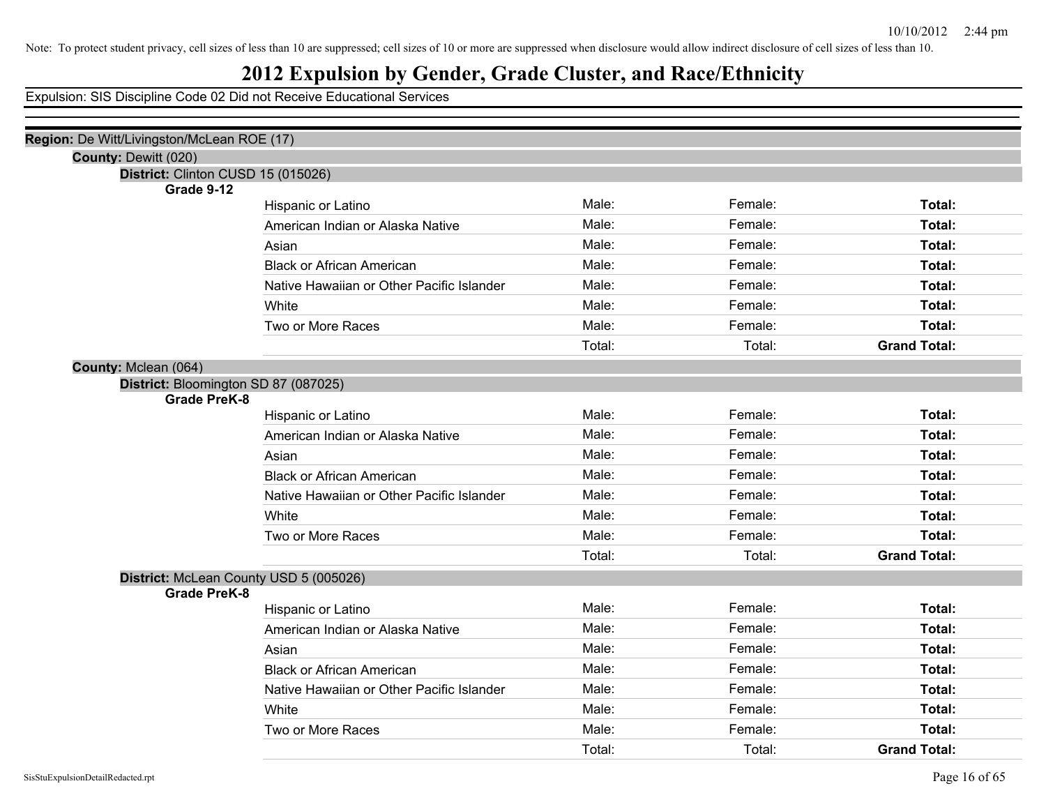Note: To protect student privacy, cell sizes of less than 10 are suppressed; cell sizes of 10 or more are suppressed when disclosure would allow indirect disclosure of cell sizes of less than 10.

# 2012 Expulsion by Gender, Grade Cluster, and Race/Ethnicity

Expulsion: SIS Discipline Code 02 Did not Receive Educational Services

**Region:** De Witt/Livingston/McLean ROE (17)

**County:** Dewitt (020)

**District:** Clinton CUSD 15 (015026)

**Grade 9-12**

| | | | |
|---|---|---|---|
| Hispanic or Latino | Male: | Female: | **Total:** |
| American Indian or Alaska Native | Male: | Female: | **Total:** |
| Asian | Male: | Female: | **Total:** |
| Black or African American | Male: | Female: | **Total:** |
| Native Hawaiian or Other Pacific Islander | Male: | Female: | **Total:** |
| White | Male: | Female: | **Total:** |
| Two or More Races | Male: | Female: | **Total:** |
| | Total: | Total: | **Grand Total:** |

**County:** Mclean (064)

**District:** Bloomington SD 87 (087025)

**Grade PreK-8**

| | | | |
|---|---|---|---|
| Hispanic or Latino | Male: | Female: | **Total:** |
| American Indian or Alaska Native | Male: | Female: | **Total:** |
| Asian | Male: | Female: | **Total:** |
| Black or African American | Male: | Female: | **Total:** |
| Native Hawaiian or Other Pacific Islander | Male: | Female: | **Total:** |
| White | Male: | Female: | **Total:** |
| Two or More Races | Male: | Female: | **Total:** |
| | Total: | Total: | **Grand Total:** |

**District:** McLean County USD 5 (005026)

**Grade PreK-8**

| | | | |
|---|---|---|---|
| Hispanic or Latino | Male: | Female: | **Total:** |
| American Indian or Alaska Native | Male: | Female: | **Total:** |
| Asian | Male: | Female: | **Total:** |
| Black or African American | Male: | Female: | **Total:** |
| Native Hawaiian or Other Pacific Islander | Male: | Female: | **Total:** |
| White | Male: | Female: | **Total:** |
| Two or More Races | Male: | Female: | **Total:** |
| | Total: | Total: | **Grand Total:** |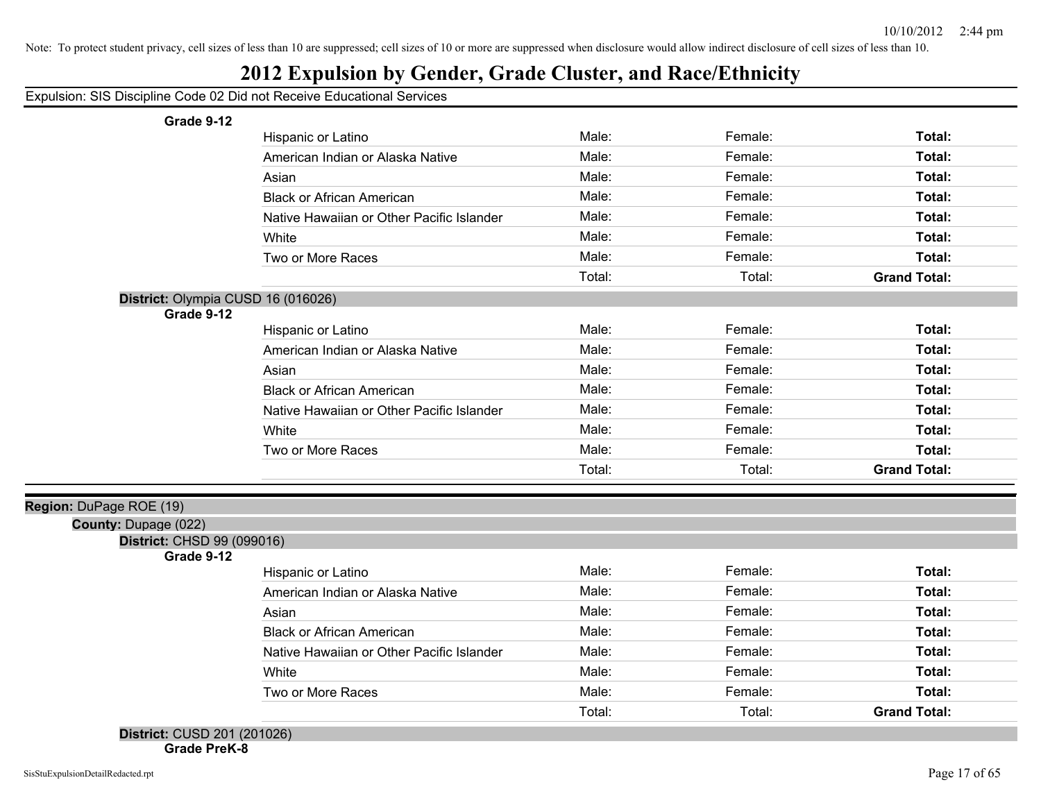Note: To protect student privacy, cell sizes of less than 10 are suppressed; cell sizes of 10 or more are suppressed when disclosure would allow indirect disclosure of cell sizes of less than 10.

# 2012 Expulsion by Gender, Grade Cluster, and Race/Ethnicity

Expulsion: SIS Discipline Code 02 Did not Receive Educational Services

**Grade 9-12**

| | | | |
|---|---|---|---|
| Hispanic or Latino | Male: | Female: | **Total:** |
| American Indian or Alaska Native | Male: | Female: | **Total:** |
| Asian | Male: | Female: | **Total:** |
| Black or African American | Male: | Female: | **Total:** |
| Native Hawaiian or Other Pacific Islander | Male: | Female: | **Total:** |
| White | Male: | Female: | **Total:** |
| Two or More Races | Male: | Female: | **Total:** |
| | Total: | Total: | **Grand Total:** |

**District:** Olympia CUSD 16 (016026)

**Grade 9-12**

| | | | |
|---|---|---|---|
| Hispanic or Latino | Male: | Female: | **Total:** |
| American Indian or Alaska Native | Male: | Female: | **Total:** |
| Asian | Male: | Female: | **Total:** |
| Black or African American | Male: | Female: | **Total:** |
| Native Hawaiian or Other Pacific Islander | Male: | Female: | **Total:** |
| White | Male: | Female: | **Total:** |
| Two or More Races | Male: | Female: | **Total:** |
| | Total: | Total: | **Grand Total:** |

**Region:** DuPage ROE (19)

**County:** Dupage (022)

**District:** CHSD 99 (099016)

**Grade 9-12**

| | | | |
|---|---|---|---|
| Hispanic or Latino | Male: | Female: | **Total:** |
| American Indian or Alaska Native | Male: | Female: | **Total:** |
| Asian | Male: | Female: | **Total:** |
| Black or African American | Male: | Female: | **Total:** |
| Native Hawaiian or Other Pacific Islander | Male: | Female: | **Total:** |
| White | Male: | Female: | **Total:** |
| Two or More Races | Male: | Female: | **Total:** |
| | Total: | Total: | **Grand Total:** |

**District:** CUSD 201 (201026)

**Grade PreK-8**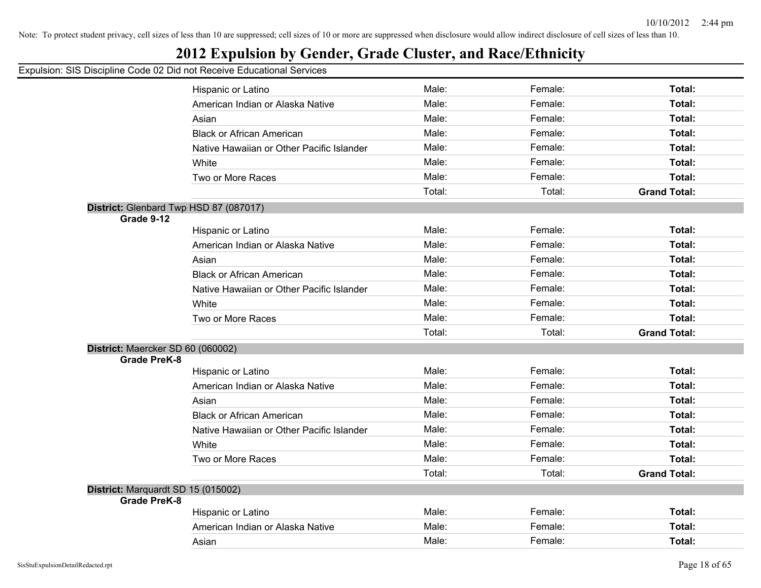Note: To protect student privacy, cell sizes of less than 10 are suppressed; cell sizes of 10 or more are suppressed when disclosure would allow indirect disclosure of cell sizes of less than 10.

# 2012 Expulsion by Gender, Grade Cluster, and Race/Ethnicity

Expulsion: SIS Discipline Code 02 Did not Receive Educational Services

| | | | | |
|---|---|---|---|---|
| | Hispanic or Latino | Male: | Female: | **Total:** |
| | American Indian or Alaska Native | Male: | Female: | **Total:** |
| | Asian | Male: | Female: | **Total:** |
| | Black or African American | Male: | Female: | **Total:** |
| | Native Hawaiian or Other Pacific Islander | Male: | Female: | **Total:** |
| | White | Male: | Female: | **Total:** |
| | Two or More Races | Male: | Female: | **Total:** |
| | | Total: | Total: | **Grand Total:** |

**District:** Glenbard Twp HSD 87 (087017)

**Grade 9-12**

| | | | | |
|---|---|---|---|---|
| | Hispanic or Latino | Male: | Female: | **Total:** |
| | American Indian or Alaska Native | Male: | Female: | **Total:** |
| | Asian | Male: | Female: | **Total:** |
| | Black or African American | Male: | Female: | **Total:** |
| | Native Hawaiian or Other Pacific Islander | Male: | Female: | **Total:** |
| | White | Male: | Female: | **Total:** |
| | Two or More Races | Male: | Female: | **Total:** |
| | | Total: | Total: | **Grand Total:** |

**District:** Maercker SD 60 (060002)

**Grade PreK-8**

| | | | | |
|---|---|---|---|---|
| | Hispanic or Latino | Male: | Female: | **Total:** |
| | American Indian or Alaska Native | Male: | Female: | **Total:** |
| | Asian | Male: | Female: | **Total:** |
| | Black or African American | Male: | Female: | **Total:** |
| | Native Hawaiian or Other Pacific Islander | Male: | Female: | **Total:** |
| | White | Male: | Female: | **Total:** |
| | Two or More Races | Male: | Female: | **Total:** |
| | | Total: | Total: | **Grand Total:** |

**District:** Marquardt SD 15 (015002)

**Grade PreK-8**

| | | | | |
|---|---|---|---|---|
| | Hispanic or Latino | Male: | Female: | **Total:** |
| | American Indian or Alaska Native | Male: | Female: | **Total:** |
| | Asian | Male: | Female: | **Total:** |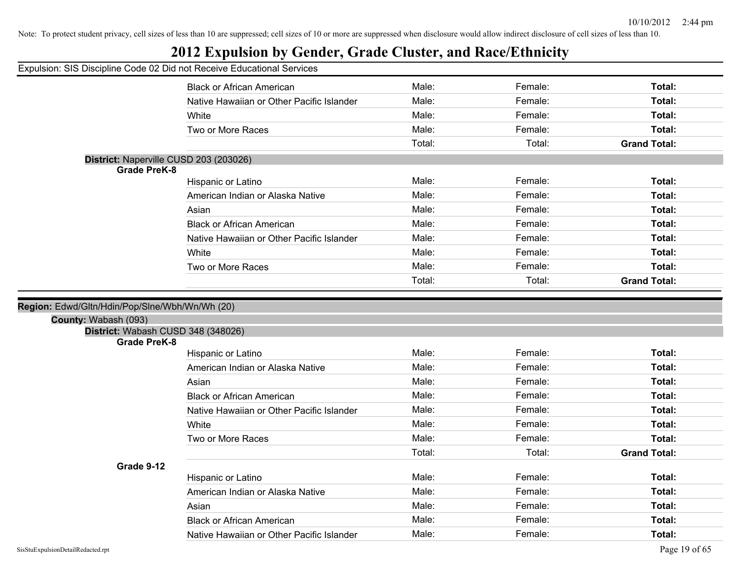Note: To protect student privacy, cell sizes of less than 10 are suppressed; cell sizes of 10 or more are suppressed when disclosure would allow indirect disclosure of cell sizes of less than 10.

# 2012 Expulsion by Gender, Grade Cluster, and Race/Ethnicity

Expulsion: SIS Discipline Code 02 Did not Receive Educational Services

| | | | | |
|---|---|---|---|---|
| | Black or African American | Male: | Female: | **Total:** |
| | Native Hawaiian or Other Pacific Islander | Male: | Female: | **Total:** |
| | White | Male: | Female: | **Total:** |
| | Two or More Races | Male: | Female: | **Total:** |
| | | Total: | Total: | **Grand Total:** |

**District:** Naperville CUSD 203 (203026)

| | | | | |
|---|---|---|---|---|
| **Grade PreK-8** | | | | |
| | Hispanic or Latino | Male: | Female: | **Total:** |
| | American Indian or Alaska Native | Male: | Female: | **Total:** |
| | Asian | Male: | Female: | **Total:** |
| | Black or African American | Male: | Female: | **Total:** |
| | Native Hawaiian or Other Pacific Islander | Male: | Female: | **Total:** |
| | White | Male: | Female: | **Total:** |
| | Two or More Races | Male: | Female: | **Total:** |
| | | Total: | Total: | **Grand Total:** |

**Region:** Edwd/Gltn/Hdin/Pop/Slne/Wbh/Wn/Wh (20)

**County:** Wabash (093)

**District:** Wabash CUSD 348 (348026)

| | | | | |
|---|---|---|---|---|
| **Grade PreK-8** | | | | |
| | Hispanic or Latino | Male: | Female: | **Total:** |
| | American Indian or Alaska Native | Male: | Female: | **Total:** |
| | Asian | Male: | Female: | **Total:** |
| | Black or African American | Male: | Female: | **Total:** |
| | Native Hawaiian or Other Pacific Islander | Male: | Female: | **Total:** |
| | White | Male: | Female: | **Total:** |
| | Two or More Races | Male: | Female: | **Total:** |
| | | Total: | Total: | **Grand Total:** |
| **Grade 9-12** | | | | |
| | Hispanic or Latino | Male: | Female: | **Total:** |
| | American Indian or Alaska Native | Male: | Female: | **Total:** |
| | Asian | Male: | Female: | **Total:** |
| | Black or African American | Male: | Female: | **Total:** |
| | Native Hawaiian or Other Pacific Islander | Male: | Female: | **Total:** |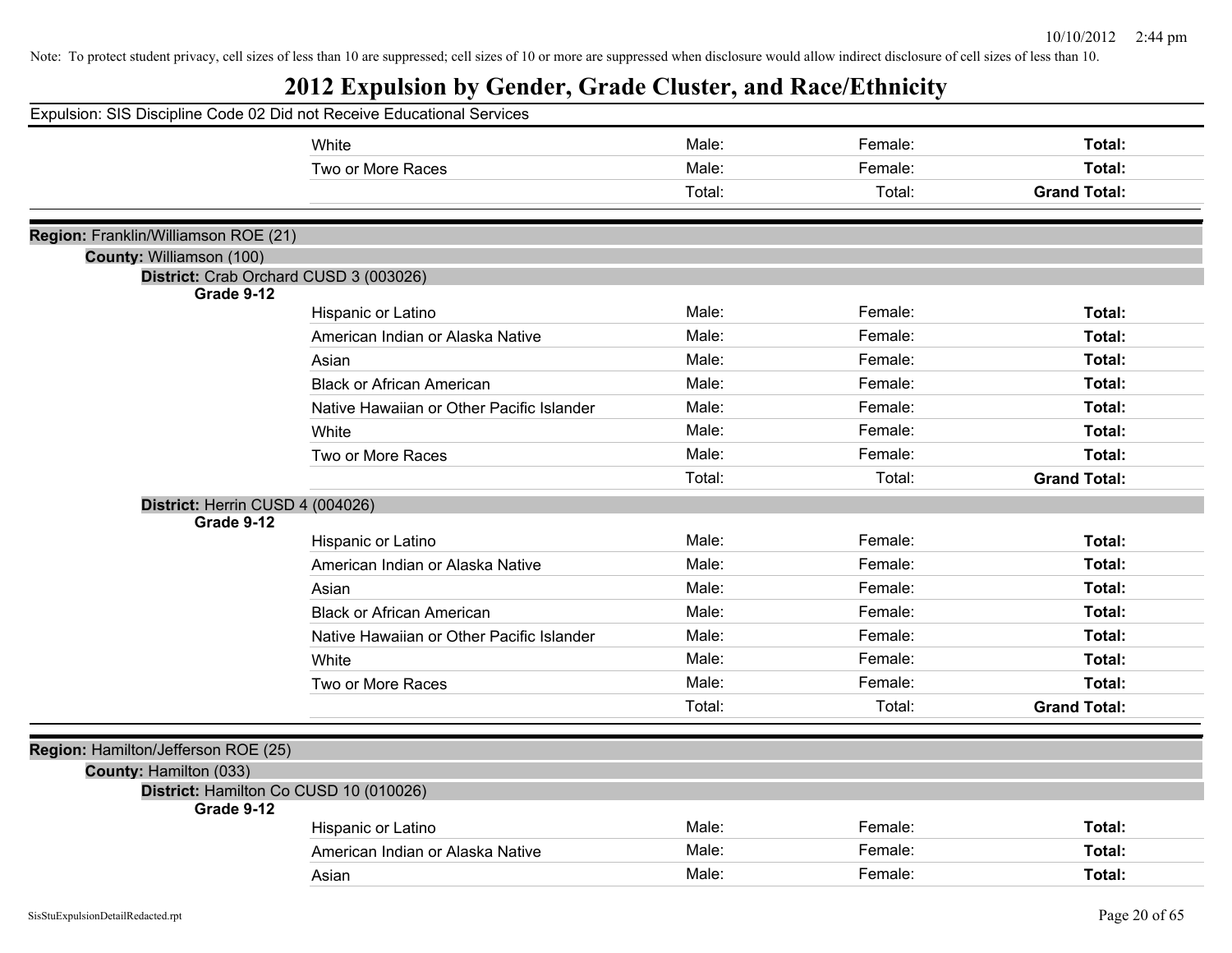Note: To protect student privacy, cell sizes of less than 10 are suppressed; cell sizes of 10 or more are suppressed when disclosure would allow indirect disclosure of cell sizes of less than 10.

# 2012 Expulsion by Gender, Grade Cluster, and Race/Ethnicity

Expulsion: SIS Discipline Code 02 Did not Receive Educational Services

| | | | |
|---|---|---|---|
| White | Male: | Female: | **Total:** |
| Two or More Races | Male: | Female: | **Total:** |
| | Total: | Total: | **Grand Total:** |

**Region:** Franklin/Williamson ROE (21)

**County:** Williamson (100)

**District:** Crab Orchard CUSD 3 (003026)

**Grade 9-12**

| | | | |
|---|---|---|---|
| Hispanic or Latino | Male: | Female: | **Total:** |
| American Indian or Alaska Native | Male: | Female: | **Total:** |
| Asian | Male: | Female: | **Total:** |
| Black or African American | Male: | Female: | **Total:** |
| Native Hawaiian or Other Pacific Islander | Male: | Female: | **Total:** |
| White | Male: | Female: | **Total:** |
| Two or More Races | Male: | Female: | **Total:** |
| | Total: | Total: | **Grand Total:** |

**District:** Herrin CUSD 4 (004026)

**Grade 9-12**

| | | | |
|---|---|---|---|
| Hispanic or Latino | Male: | Female: | **Total:** |
| American Indian or Alaska Native | Male: | Female: | **Total:** |
| Asian | Male: | Female: | **Total:** |
| Black or African American | Male: | Female: | **Total:** |
| Native Hawaiian or Other Pacific Islander | Male: | Female: | **Total:** |
| White | Male: | Female: | **Total:** |
| Two or More Races | Male: | Female: | **Total:** |
| | Total: | Total: | **Grand Total:** |

**Region:** Hamilton/Jefferson ROE (25)

**County:** Hamilton (033)

**District:** Hamilton Co CUSD 10 (010026)

**Grade 9-12**

| | | | |
|---|---|---|---|
| Hispanic or Latino | Male: | Female: | **Total:** |
| American Indian or Alaska Native | Male: | Female: | **Total:** |
| Asian | Male: | Female: | **Total:** |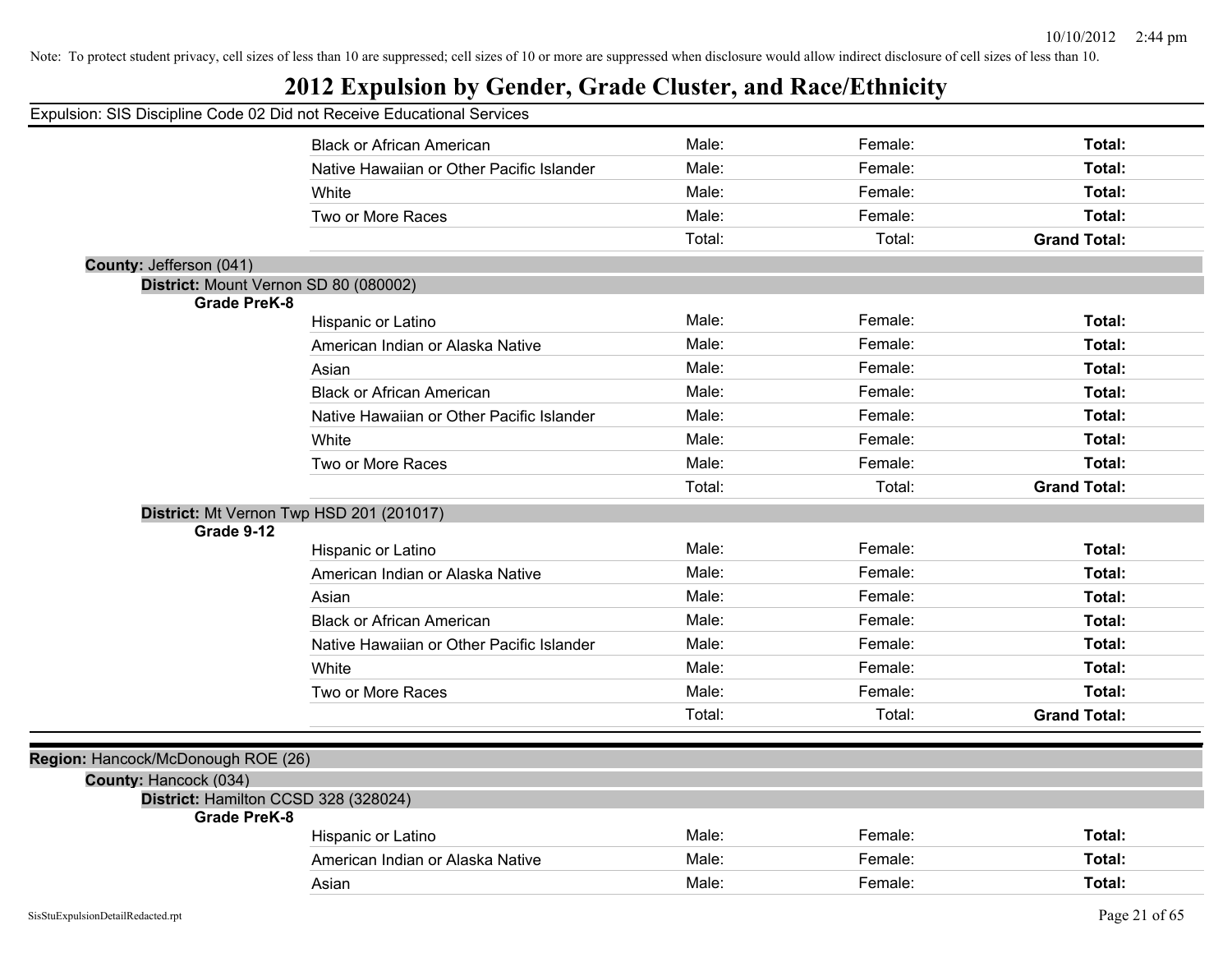Note: To protect student privacy, cell sizes of less than 10 are suppressed; cell sizes of 10 or more are suppressed when disclosure would allow indirect disclosure of cell sizes of less than 10.

# 2012 Expulsion by Gender, Grade Cluster, and Race/Ethnicity

Expulsion: SIS Discipline Code 02 Did not Receive Educational Services

| | Male: | Female: | Total: |
|---|---|---|---|
| Black or African American | Male: | Female: | **Total:** |
| Native Hawaiian or Other Pacific Islander | Male: | Female: | **Total:** |
| White | Male: | Female: | **Total:** |
| Two or More Races | Male: | Female: | **Total:** |
| | Total: | Total: | **Grand Total:** |

**County:** Jefferson (041)

**District:** Mount Vernon SD 80 (080002)

**Grade PreK-8**

| | Male: | Female: | Total: |
|---|---|---|---|
| Hispanic or Latino | Male: | Female: | **Total:** |
| American Indian or Alaska Native | Male: | Female: | **Total:** |
| Asian | Male: | Female: | **Total:** |
| Black or African American | Male: | Female: | **Total:** |
| Native Hawaiian or Other Pacific Islander | Male: | Female: | **Total:** |
| White | Male: | Female: | **Total:** |
| Two or More Races | Male: | Female: | **Total:** |
| | Total: | Total: | **Grand Total:** |

**District:** Mt Vernon Twp HSD 201 (201017)

**Grade 9-12**

| | Male: | Female: | Total: |
|---|---|---|---|
| Hispanic or Latino | Male: | Female: | **Total:** |
| American Indian or Alaska Native | Male: | Female: | **Total:** |
| Asian | Male: | Female: | **Total:** |
| Black or African American | Male: | Female: | **Total:** |
| Native Hawaiian or Other Pacific Islander | Male: | Female: | **Total:** |
| White | Male: | Female: | **Total:** |
| Two or More Races | Male: | Female: | **Total:** |
| | Total: | Total: | **Grand Total:** |

**Region:** Hancock/McDonough ROE (26)

**County:** Hancock (034)

**District:** Hamilton CCSD 328 (328024)

**Grade PreK-8**

| | Male: | Female: | Total: |
|---|---|---|---|
| Hispanic or Latino | Male: | Female: | **Total:** |
| American Indian or Alaska Native | Male: | Female: | **Total:** |
| Asian | Male: | Female: | **Total:** |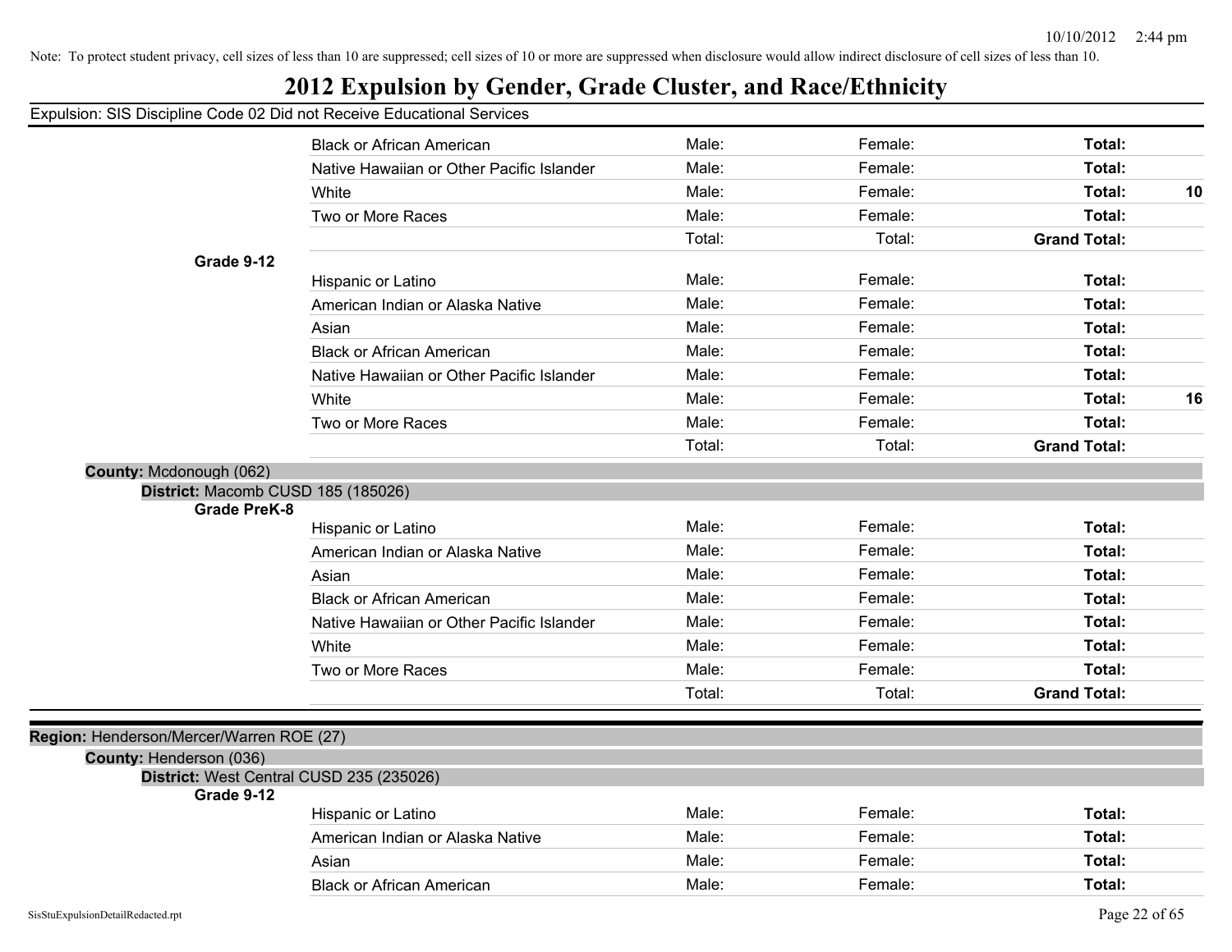Note: To protect student privacy, cell sizes of less than 10 are suppressed; cell sizes of 10 or more are suppressed when disclosure would allow indirect disclosure of cell sizes of less than 10.

# 2012 Expulsion by Gender, Grade Cluster, and Race/Ethnicity

Expulsion: SIS Discipline Code 02 Did not Receive Educational Services

| | | | | | |
|---|---|---|---|---|---|
| | Black or African American | Male: | Female: | **Total:** | |
| | Native Hawaiian or Other Pacific Islander | Male: | Female: | **Total:** | |
| | White | Male: | Female: | **Total:** | **10** |
| | Two or More Races | Male: | Female: | **Total:** | |
| | | Total: | Total: | **Grand Total:** | |
| **Grade 9-12** | | | | | |
| | Hispanic or Latino | Male: | Female: | **Total:** | |
| | American Indian or Alaska Native | Male: | Female: | **Total:** | |
| | Asian | Male: | Female: | **Total:** | |
| | Black or African American | Male: | Female: | **Total:** | |
| | Native Hawaiian or Other Pacific Islander | Male: | Female: | **Total:** | |
| | White | Male: | Female: | **Total:** | **16** |
| | Two or More Races | Male: | Female: | **Total:** | |
| | | Total: | Total: | **Grand Total:** | |

**County:** Mcdonough (062)

**District:** Macomb CUSD 185 (185026)

| | | | | | |
|---|---|---|---|---|---|
| **Grade PreK-8** | | | | | |
| | Hispanic or Latino | Male: | Female: | **Total:** | |
| | American Indian or Alaska Native | Male: | Female: | **Total:** | |
| | Asian | Male: | Female: | **Total:** | |
| | Black or African American | Male: | Female: | **Total:** | |
| | Native Hawaiian or Other Pacific Islander | Male: | Female: | **Total:** | |
| | White | Male: | Female: | **Total:** | |
| | Two or More Races | Male: | Female: | **Total:** | |
| | | Total: | Total: | **Grand Total:** | |

**Region:** Henderson/Mercer/Warren ROE (27)

**County:** Henderson (036)

**District:** West Central CUSD 235 (235026)

| | | | | | |
|---|---|---|---|---|---|
| **Grade 9-12** | | | | | |
| | Hispanic or Latino | Male: | Female: | **Total:** | |
| | American Indian or Alaska Native | Male: | Female: | **Total:** | |
| | Asian | Male: | Female: | **Total:** | |
| | Black or African American | Male: | Female: | **Total:** | |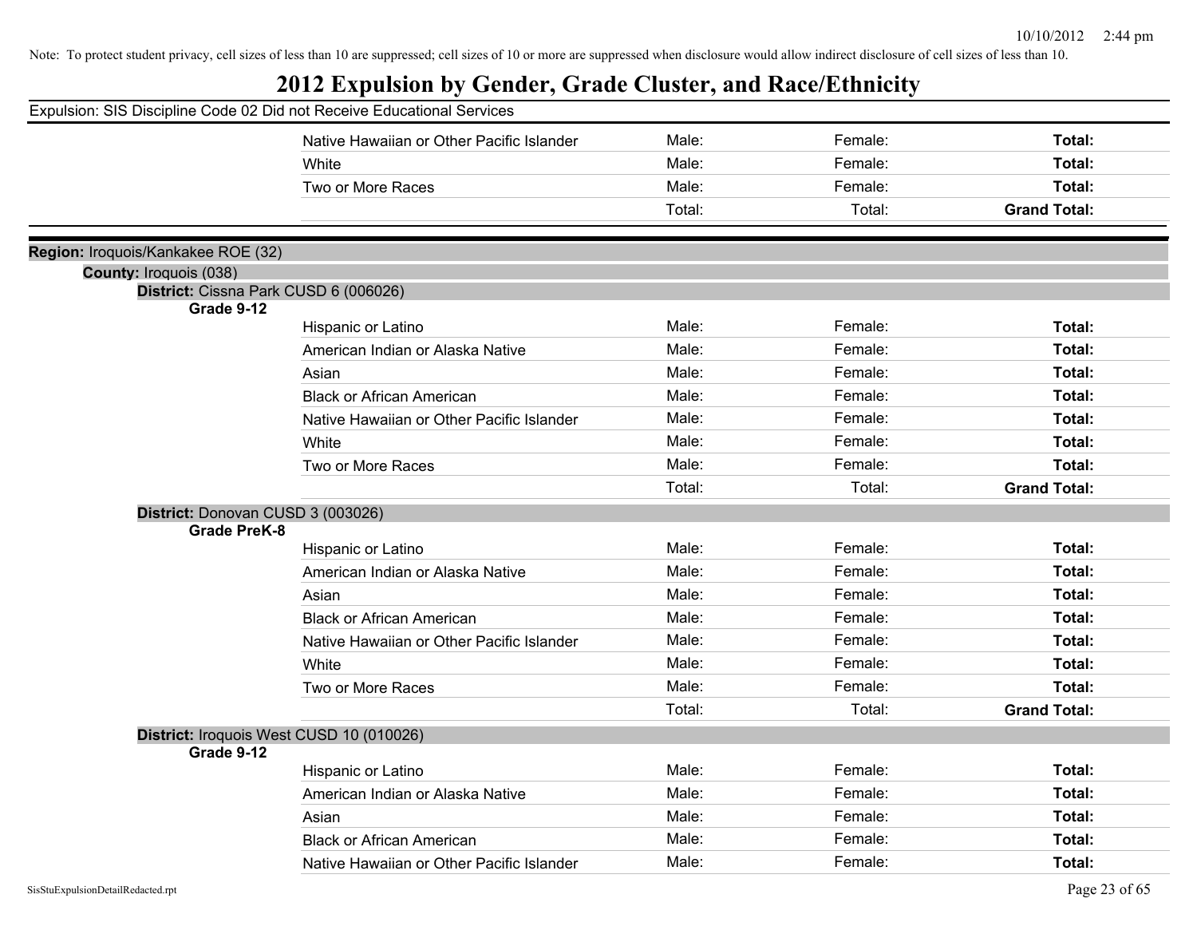Note: To protect student privacy, cell sizes of less than 10 are suppressed; cell sizes of 10 or more are suppressed when disclosure would allow indirect disclosure of cell sizes of less than 10.

# 2012 Expulsion by Gender, Grade Cluster, and Race/Ethnicity

Expulsion: SIS Discipline Code 02 Did not Receive Educational Services

| | | | |
|---|---|---|---|
| Native Hawaiian or Other Pacific Islander | Male: | Female: | **Total:** |
| White | Male: | Female: | **Total:** |
| Two or More Races | Male: | Female: | **Total:** |
| | Total: | Total: | **Grand Total:** |

**Region:** Iroquois/Kankakee ROE (32)

**County:** Iroquois (038)

**District:** Cissna Park CUSD 6 (006026)

**Grade 9-12**

| | | | |
|---|---|---|---|
| Hispanic or Latino | Male: | Female: | **Total:** |
| American Indian or Alaska Native | Male: | Female: | **Total:** |
| Asian | Male: | Female: | **Total:** |
| Black or African American | Male: | Female: | **Total:** |
| Native Hawaiian or Other Pacific Islander | Male: | Female: | **Total:** |
| White | Male: | Female: | **Total:** |
| Two or More Races | Male: | Female: | **Total:** |
| | Total: | Total: | **Grand Total:** |

**District:** Donovan CUSD 3 (003026)

**Grade PreK-8**

| | | | |
|---|---|---|---|
| Hispanic or Latino | Male: | Female: | **Total:** |
| American Indian or Alaska Native | Male: | Female: | **Total:** |
| Asian | Male: | Female: | **Total:** |
| Black or African American | Male: | Female: | **Total:** |
| Native Hawaiian or Other Pacific Islander | Male: | Female: | **Total:** |
| White | Male: | Female: | **Total:** |
| Two or More Races | Male: | Female: | **Total:** |
| | Total: | Total: | **Grand Total:** |

**District:** Iroquois West CUSD 10 (010026)

**Grade 9-12**

| | | | |
|---|---|---|---|
| Hispanic or Latino | Male: | Female: | **Total:** |
| American Indian or Alaska Native | Male: | Female: | **Total:** |
| Asian | Male: | Female: | **Total:** |
| Black or African American | Male: | Female: | **Total:** |
| Native Hawaiian or Other Pacific Islander | Male: | Female: | **Total:** |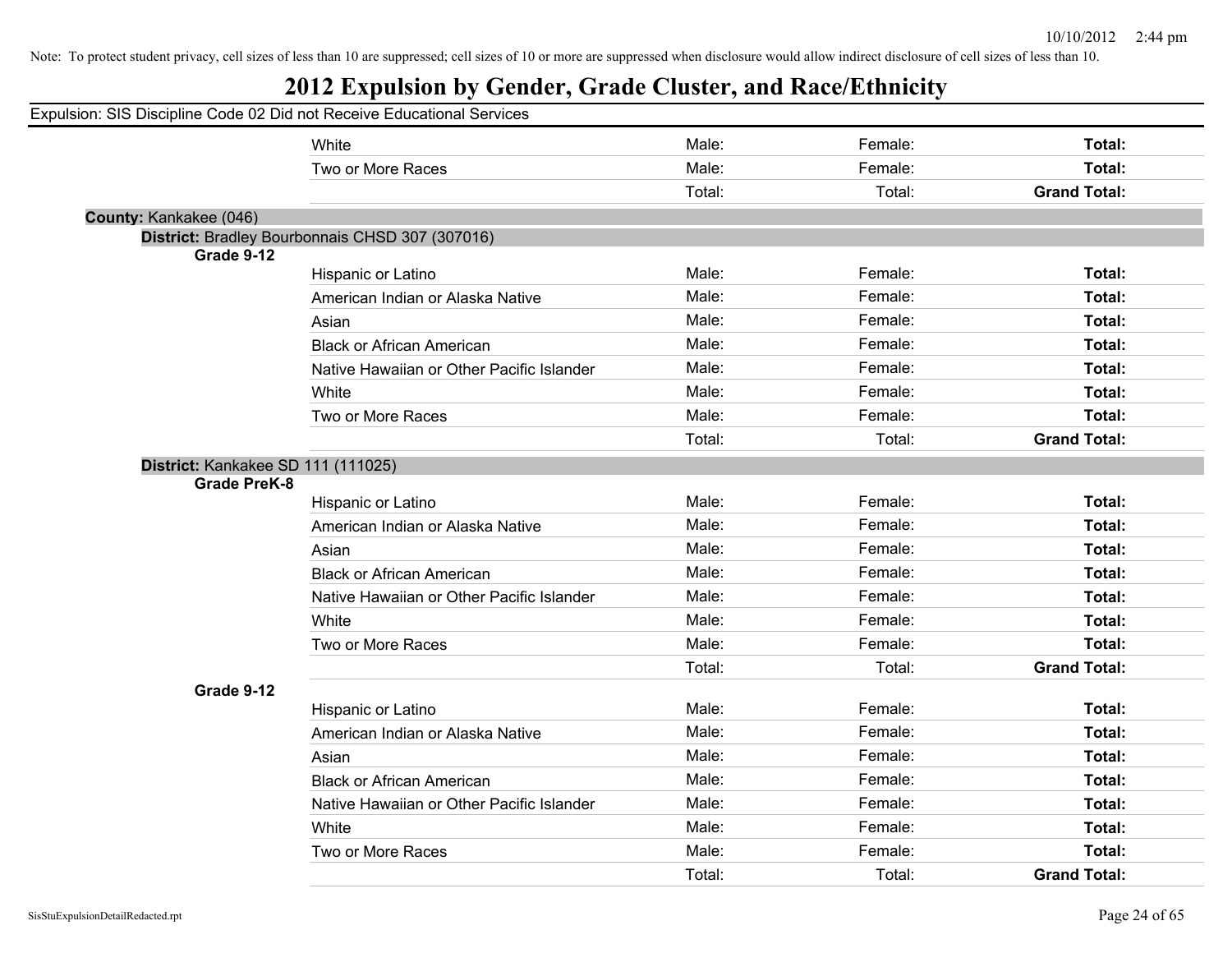Note: To protect student privacy, cell sizes of less than 10 are suppressed; cell sizes of 10 or more are suppressed when disclosure would allow indirect disclosure of cell sizes of less than 10.

# 2012 Expulsion by Gender, Grade Cluster, and Race/Ethnicity

Expulsion: SIS Discipline Code 02 Did not Receive Educational Services

| | | | | | |
|---|---|---|---|---|---|
| | | White | Male: | Female: | **Total:** |
| | | Two or More Races | Male: | Female: | **Total:** |
| | | | Total: | Total: | **Grand Total:** |
| **County:** Kankakee (046) | | | | | |
| **District:** Bradley Bourbonnais CHSD 307 (307016) | | | | | |
| | **Grade 9-12** | | | | |
| | | Hispanic or Latino | Male: | Female: | **Total:** |
| | | American Indian or Alaska Native | Male: | Female: | **Total:** |
| | | Asian | Male: | Female: | **Total:** |
| | | Black or African American | Male: | Female: | **Total:** |
| | | Native Hawaiian or Other Pacific Islander | Male: | Female: | **Total:** |
| | | White | Male: | Female: | **Total:** |
| | | Two or More Races | Male: | Female: | **Total:** |
| | | | Total: | Total: | **Grand Total:** |
| **District:** Kankakee SD 111 (111025) | | | | | |
| | **Grade PreK-8** | | | | |
| | | Hispanic or Latino | Male: | Female: | **Total:** |
| | | American Indian or Alaska Native | Male: | Female: | **Total:** |
| | | Asian | Male: | Female: | **Total:** |
| | | Black or African American | Male: | Female: | **Total:** |
| | | Native Hawaiian or Other Pacific Islander | Male: | Female: | **Total:** |
| | | White | Male: | Female: | **Total:** |
| | | Two or More Races | Male: | Female: | **Total:** |
| | | | Total: | Total: | **Grand Total:** |
| | **Grade 9-12** | | | | |
| | | Hispanic or Latino | Male: | Female: | **Total:** |
| | | American Indian or Alaska Native | Male: | Female: | **Total:** |
| | | Asian | Male: | Female: | **Total:** |
| | | Black or African American | Male: | Female: | **Total:** |
| | | Native Hawaiian or Other Pacific Islander | Male: | Female: | **Total:** |
| | | White | Male: | Female: | **Total:** |
| | | Two or More Races | Male: | Female: | **Total:** |
| | | | Total: | Total: | **Grand Total:** |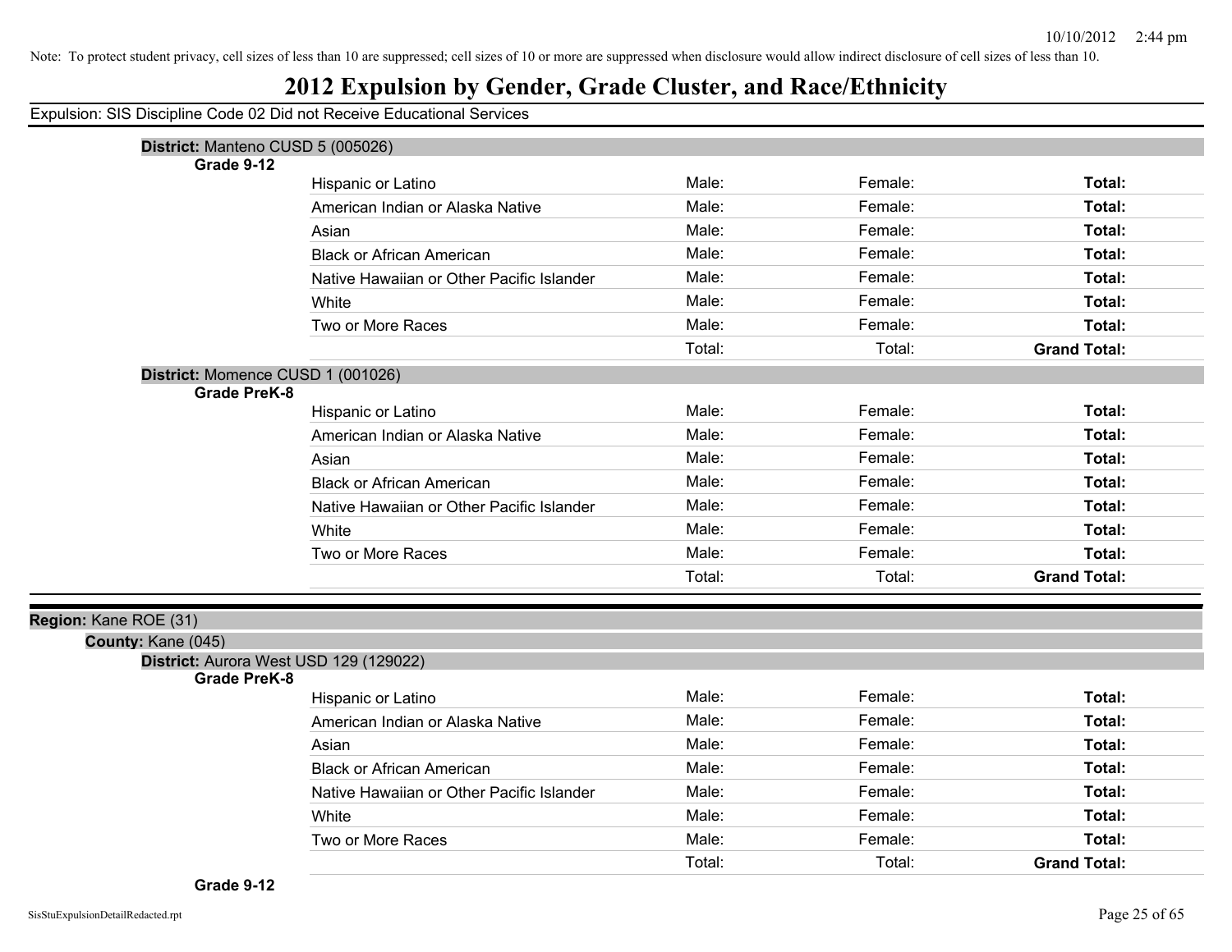Note: To protect student privacy, cell sizes of less than 10 are suppressed; cell sizes of 10 or more are suppressed when disclosure would allow indirect disclosure of cell sizes of less than 10.

# 2012 Expulsion by Gender, Grade Cluster, and Race/Ethnicity

Expulsion: SIS Discipline Code 02 Did not Receive Educational Services

**District:** Manteno CUSD 5 (005026)

**Grade 9-12**

| | | | |
|---|---|---|---|
| Hispanic or Latino | Male: | Female: | **Total:** |
| American Indian or Alaska Native | Male: | Female: | **Total:** |
| Asian | Male: | Female: | **Total:** |
| Black or African American | Male: | Female: | **Total:** |
| Native Hawaiian or Other Pacific Islander | Male: | Female: | **Total:** |
| White | Male: | Female: | **Total:** |
| Two or More Races | Male: | Female: | **Total:** |
| | Total: | Total: | **Grand Total:** |

**District:** Momence CUSD 1 (001026)

**Grade PreK-8**

| | | | |
|---|---|---|---|
| Hispanic or Latino | Male: | Female: | **Total:** |
| American Indian or Alaska Native | Male: | Female: | **Total:** |
| Asian | Male: | Female: | **Total:** |
| Black or African American | Male: | Female: | **Total:** |
| Native Hawaiian or Other Pacific Islander | Male: | Female: | **Total:** |
| White | Male: | Female: | **Total:** |
| Two or More Races | Male: | Female: | **Total:** |
| | Total: | Total: | **Grand Total:** |

**Region:** Kane ROE (31)

**County:** Kane (045)

**District:** Aurora West USD 129 (129022)

**Grade PreK-8**

| | | | |
|---|---|---|---|
| Hispanic or Latino | Male: | Female: | **Total:** |
| American Indian or Alaska Native | Male: | Female: | **Total:** |
| Asian | Male: | Female: | **Total:** |
| Black or African American | Male: | Female: | **Total:** |
| Native Hawaiian or Other Pacific Islander | Male: | Female: | **Total:** |
| White | Male: | Female: | **Total:** |
| Two or More Races | Male: | Female: | **Total:** |
| | Total: | Total: | **Grand Total:** |

**Grade 9-12**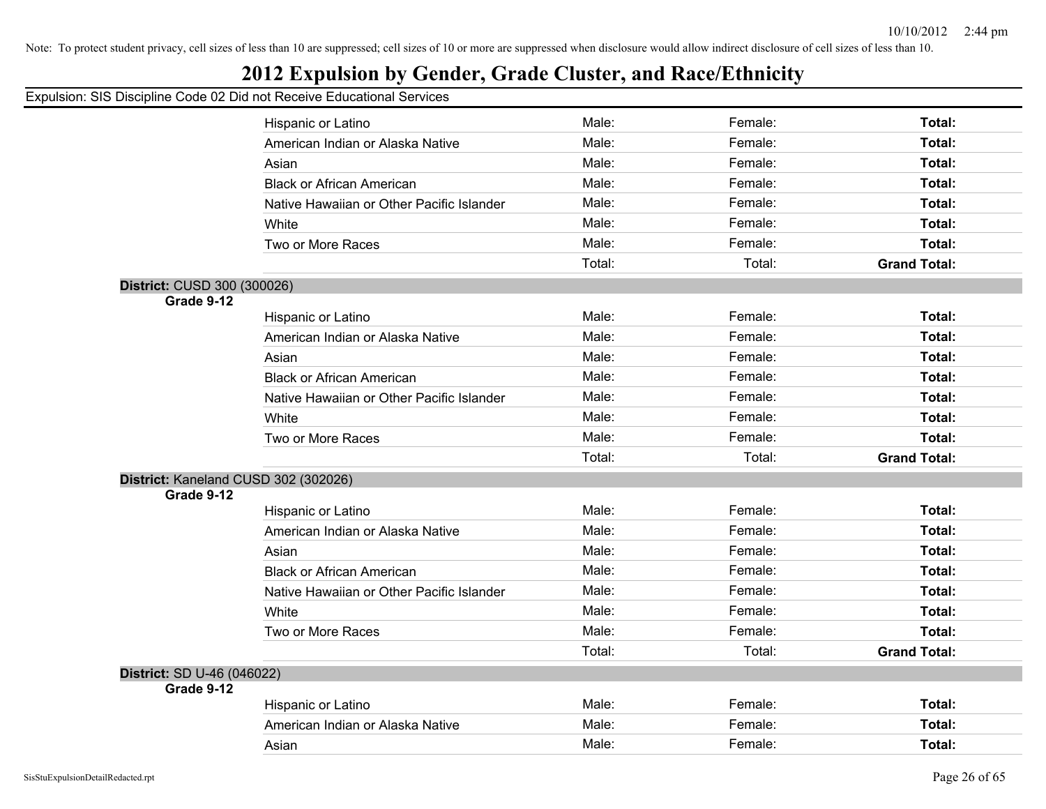Note: To protect student privacy, cell sizes of less than 10 are suppressed; cell sizes of 10 or more are suppressed when disclosure would allow indirect disclosure of cell sizes of less than 10.

# 2012 Expulsion by Gender, Grade Cluster, and Race/Ethnicity

Expulsion: SIS Discipline Code 02 Did not Receive Educational Services

| | | | | |
|---|---|---|---|---|
| | Hispanic or Latino | Male: | Female: | **Total:** |
| | American Indian or Alaska Native | Male: | Female: | **Total:** |
| | Asian | Male: | Female: | **Total:** |
| | Black or African American | Male: | Female: | **Total:** |
| | Native Hawaiian or Other Pacific Islander | Male: | Female: | **Total:** |
| | White | Male: | Female: | **Total:** |
| | Two or More Races | Male: | Female: | **Total:** |
| | | Total: | Total: | **Grand Total:** |

**District:** CUSD 300 (300026)

| **Grade 9-12** | | | | |
|---|---|---|---|---|
| | Hispanic or Latino | Male: | Female: | **Total:** |
| | American Indian or Alaska Native | Male: | Female: | **Total:** |
| | Asian | Male: | Female: | **Total:** |
| | Black or African American | Male: | Female: | **Total:** |
| | Native Hawaiian or Other Pacific Islander | Male: | Female: | **Total:** |
| | White | Male: | Female: | **Total:** |
| | Two or More Races | Male: | Female: | **Total:** |
| | | Total: | Total: | **Grand Total:** |

**District:** Kaneland CUSD 302 (302026)

| **Grade 9-12** | | | | |
|---|---|---|---|---|
| | Hispanic or Latino | Male: | Female: | **Total:** |
| | American Indian or Alaska Native | Male: | Female: | **Total:** |
| | Asian | Male: | Female: | **Total:** |
| | Black or African American | Male: | Female: | **Total:** |
| | Native Hawaiian or Other Pacific Islander | Male: | Female: | **Total:** |
| | White | Male: | Female: | **Total:** |
| | Two or More Races | Male: | Female: | **Total:** |
| | | Total: | Total: | **Grand Total:** |

**District:** SD U-46 (046022)

| **Grade 9-12** | | | | |
|---|---|---|---|---|
| | Hispanic or Latino | Male: | Female: | **Total:** |
| | American Indian or Alaska Native | Male: | Female: | **Total:** |
| | Asian | Male: | Female: | **Total:** |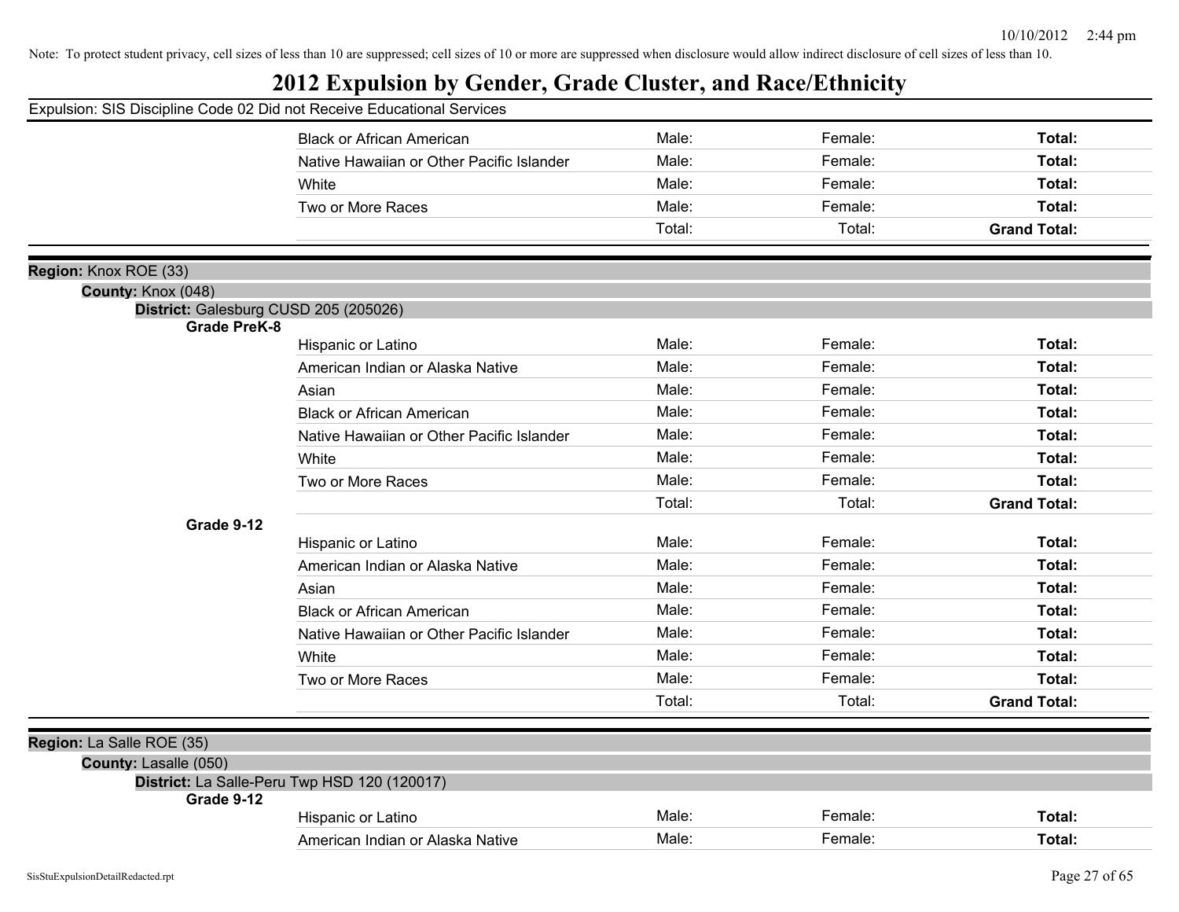Note: To protect student privacy, cell sizes of less than 10 are suppressed; cell sizes of 10 or more are suppressed when disclosure would allow indirect disclosure of cell sizes of less than 10.

# 2012 Expulsion by Gender, Grade Cluster, and Race/Ethnicity

Expulsion: SIS Discipline Code 02 Did not Receive Educational Services

| | | | | |
|---|---|---|---|---|
| | Black or African American | Male: | Female: | **Total:** |
| | Native Hawaiian or Other Pacific Islander | Male: | Female: | **Total:** |
| | White | Male: | Female: | **Total:** |
| | Two or More Races | Male: | Female: | **Total:** |
| | | Total: | Total: | **Grand Total:** |

**Region:** Knox ROE (33)

**County:** Knox (048)

**District:** Galesburg CUSD 205 (205026)

| | | | | |
|---|---|---|---|---|
| **Grade PreK-8** | | | | |
| | Hispanic or Latino | Male: | Female: | **Total:** |
| | American Indian or Alaska Native | Male: | Female: | **Total:** |
| | Asian | Male: | Female: | **Total:** |
| | Black or African American | Male: | Female: | **Total:** |
| | Native Hawaiian or Other Pacific Islander | Male: | Female: | **Total:** |
| | White | Male: | Female: | **Total:** |
| | Two or More Races | Male: | Female: | **Total:** |
| | | Total: | Total: | **Grand Total:** |
| **Grade 9-12** | | | | |
| | Hispanic or Latino | Male: | Female: | **Total:** |
| | American Indian or Alaska Native | Male: | Female: | **Total:** |
| | Asian | Male: | Female: | **Total:** |
| | Black or African American | Male: | Female: | **Total:** |
| | Native Hawaiian or Other Pacific Islander | Male: | Female: | **Total:** |
| | White | Male: | Female: | **Total:** |
| | Two or More Races | Male: | Female: | **Total:** |
| | | Total: | Total: | **Grand Total:** |

**Region:** La Salle ROE (35)

**County:** Lasalle (050)

**District:** La Salle-Peru Twp HSD 120 (120017)

| | | | | |
|---|---|---|---|---|
| **Grade 9-12** | | | | |
| | Hispanic or Latino | Male: | Female: | **Total:** |
| | American Indian or Alaska Native | Male: | Female: | **Total:** |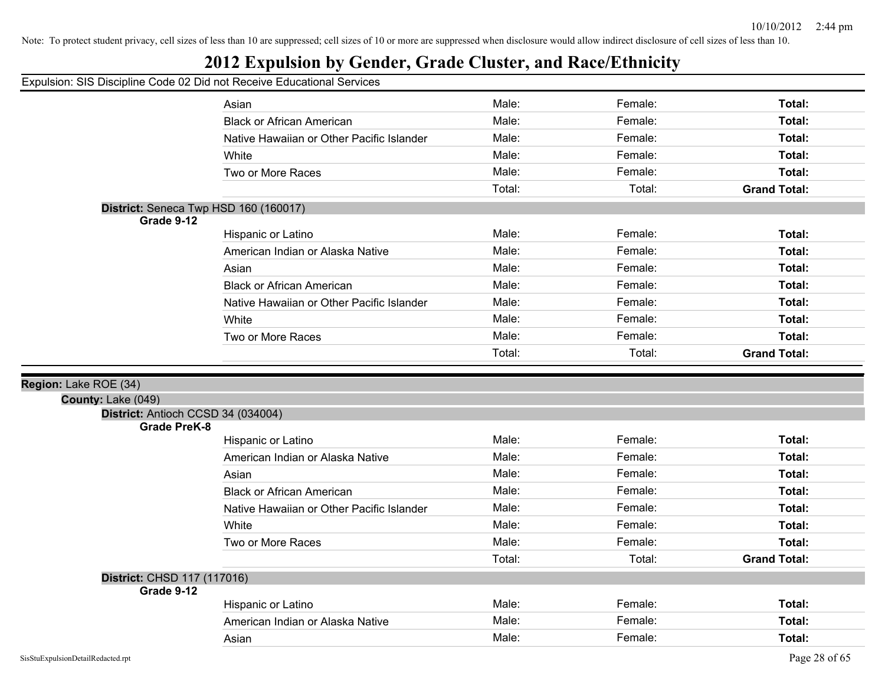Note: To protect student privacy, cell sizes of less than 10 are suppressed; cell sizes of 10 or more are suppressed when disclosure would allow indirect disclosure of cell sizes of less than 10.

# 2012 Expulsion by Gender, Grade Cluster, and Race/Ethnicity

Expulsion: SIS Discipline Code 02 Did not Receive Educational Services

| | | | | |
|---|---|---|---|---|
| | Asian | Male: | Female: | **Total:** |
| | Black or African American | Male: | Female: | **Total:** |
| | Native Hawaiian or Other Pacific Islander | Male: | Female: | **Total:** |
| | White | Male: | Female: | **Total:** |
| | Two or More Races | Male: | Female: | **Total:** |
| | | Total: | Total: | **Grand Total:** |

**District:** Seneca Twp HSD 160 (160017)

**Grade 9-12**

| | | | | |
|---|---|---|---|---|
| | Hispanic or Latino | Male: | Female: | **Total:** |
| | American Indian or Alaska Native | Male: | Female: | **Total:** |
| | Asian | Male: | Female: | **Total:** |
| | Black or African American | Male: | Female: | **Total:** |
| | Native Hawaiian or Other Pacific Islander | Male: | Female: | **Total:** |
| | White | Male: | Female: | **Total:** |
| | Two or More Races | Male: | Female: | **Total:** |
| | | Total: | Total: | **Grand Total:** |

**Region:** Lake ROE (34)

**County:** Lake (049)

**District:** Antioch CCSD 34 (034004)

**Grade PreK-8**

| | | | | |
|---|---|---|---|---|
| | Hispanic or Latino | Male: | Female: | **Total:** |
| | American Indian or Alaska Native | Male: | Female: | **Total:** |
| | Asian | Male: | Female: | **Total:** |
| | Black or African American | Male: | Female: | **Total:** |
| | Native Hawaiian or Other Pacific Islander | Male: | Female: | **Total:** |
| | White | Male: | Female: | **Total:** |
| | Two or More Races | Male: | Female: | **Total:** |
| | | Total: | Total: | **Grand Total:** |

**District:** CHSD 117 (117016)

**Grade 9-12**

| | | | | |
|---|---|---|---|---|
| | Hispanic or Latino | Male: | Female: | **Total:** |
| | American Indian or Alaska Native | Male: | Female: | **Total:** |
| | Asian | Male: | Female: | **Total:** |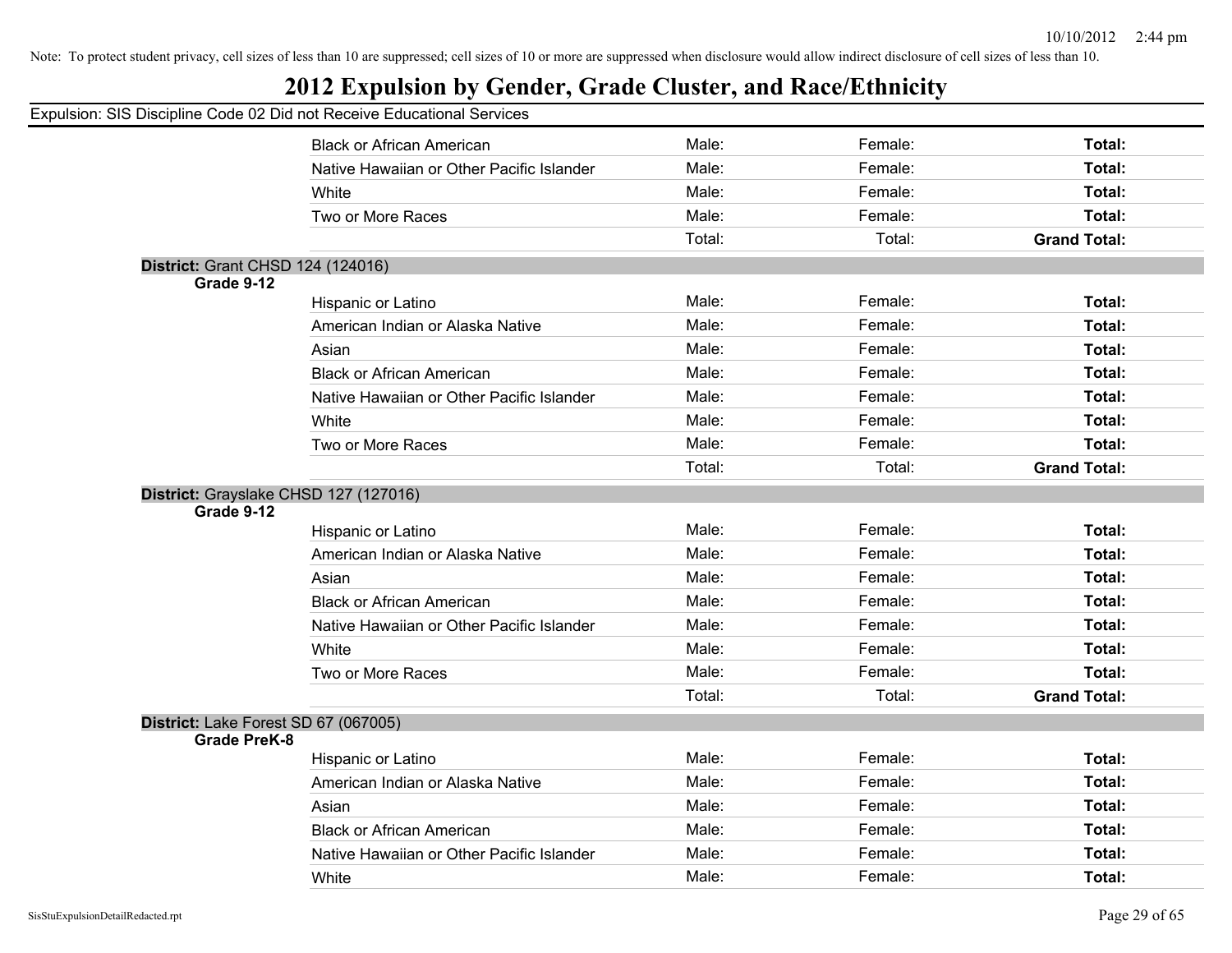Note: To protect student privacy, cell sizes of less than 10 are suppressed; cell sizes of 10 or more are suppressed when disclosure would allow indirect disclosure of cell sizes of less than 10.

# 2012 Expulsion by Gender, Grade Cluster, and Race/Ethnicity

Expulsion: SIS Discipline Code 02 Did not Receive Educational Services

| | | | | |
|---|---|---|---|---|
| | Black or African American | Male: | Female: | **Total:** |
| | Native Hawaiian or Other Pacific Islander | Male: | Female: | **Total:** |
| | White | Male: | Female: | **Total:** |
| | Two or More Races | Male: | Female: | **Total:** |
| | | Total: | Total: | **Grand Total:** |

**District:** Grant CHSD 124 (124016)

| **Grade 9-12** | | | | |
|---|---|---|---|---|
| | Hispanic or Latino | Male: | Female: | **Total:** |
| | American Indian or Alaska Native | Male: | Female: | **Total:** |
| | Asian | Male: | Female: | **Total:** |
| | Black or African American | Male: | Female: | **Total:** |
| | Native Hawaiian or Other Pacific Islander | Male: | Female: | **Total:** |
| | White | Male: | Female: | **Total:** |
| | Two or More Races | Male: | Female: | **Total:** |
| | | Total: | Total: | **Grand Total:** |

**District:** Grayslake CHSD 127 (127016)

| **Grade 9-12** | | | | |
|---|---|---|---|---|
| | Hispanic or Latino | Male: | Female: | **Total:** |
| | American Indian or Alaska Native | Male: | Female: | **Total:** |
| | Asian | Male: | Female: | **Total:** |
| | Black or African American | Male: | Female: | **Total:** |
| | Native Hawaiian or Other Pacific Islander | Male: | Female: | **Total:** |
| | White | Male: | Female: | **Total:** |
| | Two or More Races | Male: | Female: | **Total:** |
| | | Total: | Total: | **Grand Total:** |

**District:** Lake Forest SD 67 (067005)

| **Grade PreK-8** | | | | |
|---|---|---|---|---|
| | Hispanic or Latino | Male: | Female: | **Total:** |
| | American Indian or Alaska Native | Male: | Female: | **Total:** |
| | Asian | Male: | Female: | **Total:** |
| | Black or African American | Male: | Female: | **Total:** |
| | Native Hawaiian or Other Pacific Islander | Male: | Female: | **Total:** |
| | White | Male: | Female: | **Total:** |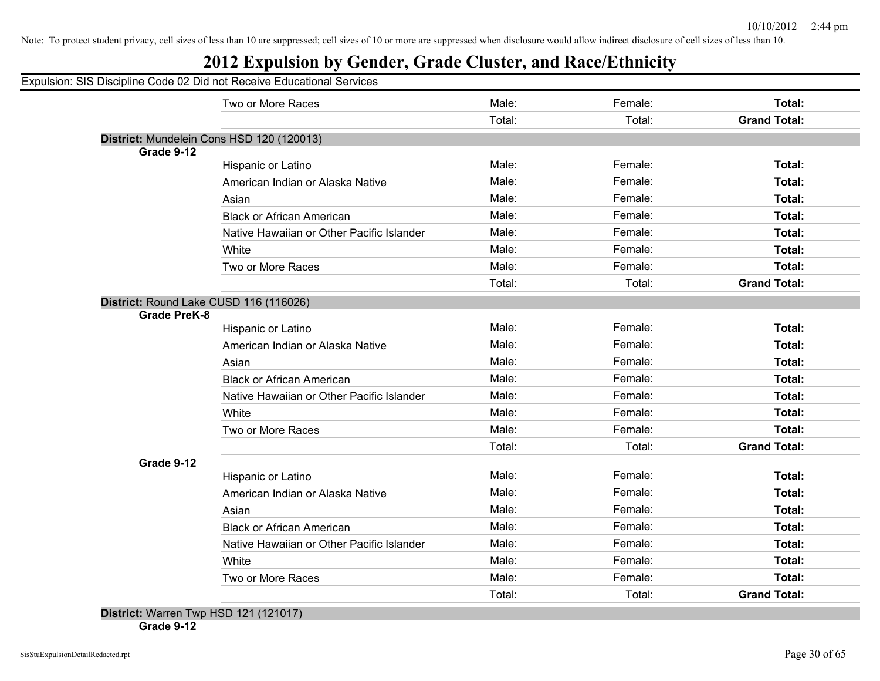Note: To protect student privacy, cell sizes of less than 10 are suppressed; cell sizes of 10 or more are suppressed when disclosure would allow indirect disclosure of cell sizes of less than 10.

# 2012 Expulsion by Gender, Grade Cluster, and Race/Ethnicity

Expulsion: SIS Discipline Code 02 Did not Receive Educational Services

| | | | | |
|---|---|---|---|---|
| | Two or More Races | Male: | Female: | **Total:** |
| | | Total: | Total: | **Grand Total:** |

**District:** Mundelein Cons HSD 120 (120013)

| | | | | |
|---|---|---|---|---|
| **Grade 9-12** | | | | |
| | Hispanic or Latino | Male: | Female: | **Total:** |
| | American Indian or Alaska Native | Male: | Female: | **Total:** |
| | Asian | Male: | Female: | **Total:** |
| | Black or African American | Male: | Female: | **Total:** |
| | Native Hawaiian or Other Pacific Islander | Male: | Female: | **Total:** |
| | White | Male: | Female: | **Total:** |
| | Two or More Races | Male: | Female: | **Total:** |
| | | Total: | Total: | **Grand Total:** |

**District:** Round Lake CUSD 116 (116026)

| | | | | |
|---|---|---|---|---|
| **Grade PreK-8** | | | | |
| | Hispanic or Latino | Male: | Female: | **Total:** |
| | American Indian or Alaska Native | Male: | Female: | **Total:** |
| | Asian | Male: | Female: | **Total:** |
| | Black or African American | Male: | Female: | **Total:** |
| | Native Hawaiian or Other Pacific Islander | Male: | Female: | **Total:** |
| | White | Male: | Female: | **Total:** |
| | Two or More Races | Male: | Female: | **Total:** |
| | | Total: | Total: | **Grand Total:** |
| **Grade 9-12** | | | | |
| | Hispanic or Latino | Male: | Female: | **Total:** |
| | American Indian or Alaska Native | Male: | Female: | **Total:** |
| | Asian | Male: | Female: | **Total:** |
| | Black or African American | Male: | Female: | **Total:** |
| | Native Hawaiian or Other Pacific Islander | Male: | Female: | **Total:** |
| | White | Male: | Female: | **Total:** |
| | Two or More Races | Male: | Female: | **Total:** |
| | | Total: | Total: | **Grand Total:** |

**District:** Warren Twp HSD 121 (121017)

**Grade 9-12**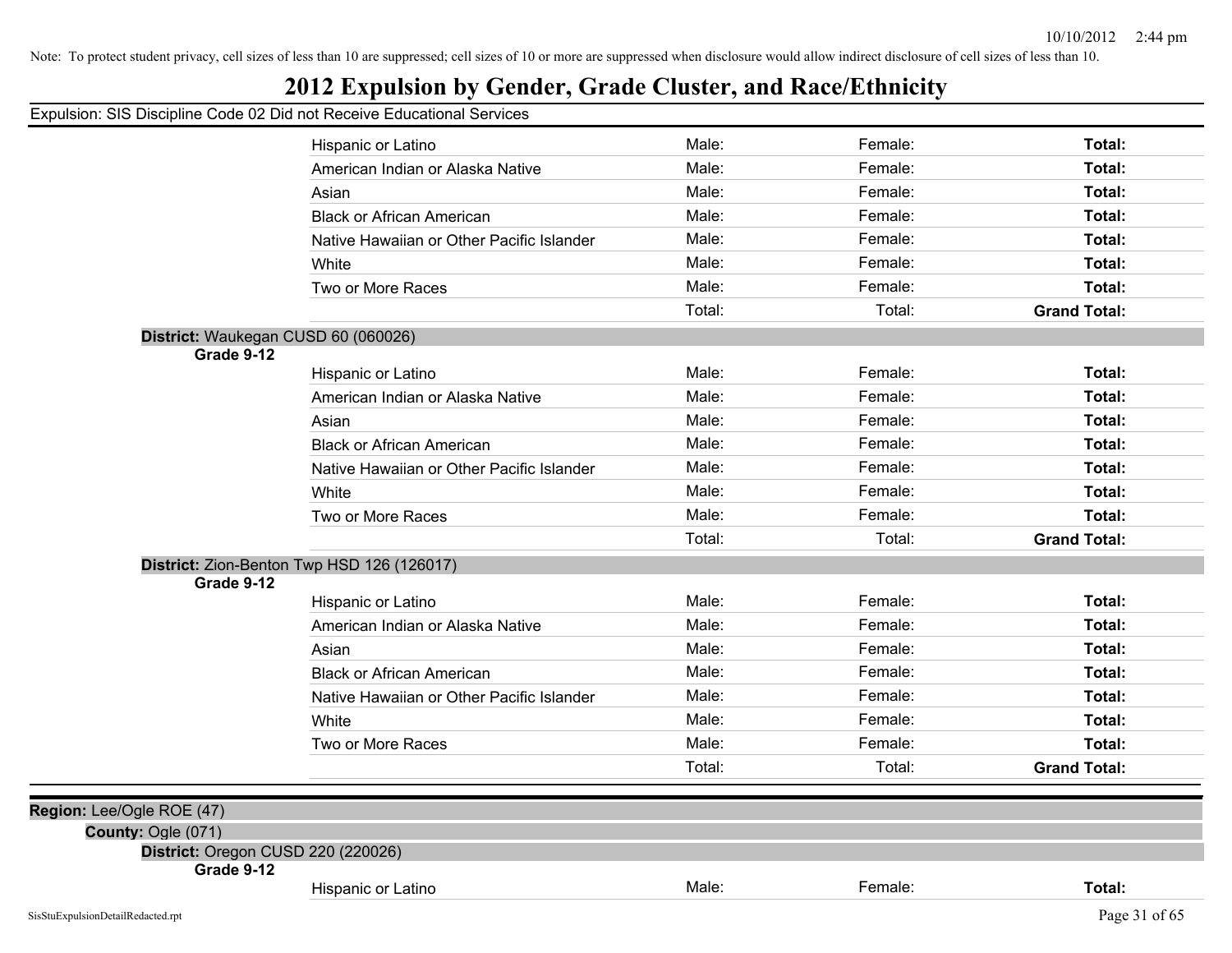Note: To protect student privacy, cell sizes of less than 10 are suppressed; cell sizes of 10 or more are suppressed when disclosure would allow indirect disclosure of cell sizes of less than 10.

# 2012 Expulsion by Gender, Grade Cluster, and Race/Ethnicity

Expulsion: SIS Discipline Code 02 Did not Receive Educational Services

| | | | |
|---|---|---|---|
| Hispanic or Latino | Male: | Female: | **Total:** |
| American Indian or Alaska Native | Male: | Female: | **Total:** |
| Asian | Male: | Female: | **Total:** |
| Black or African American | Male: | Female: | **Total:** |
| Native Hawaiian or Other Pacific Islander | Male: | Female: | **Total:** |
| White | Male: | Female: | **Total:** |
| Two or More Races | Male: | Female: | **Total:** |
| | Total: | Total: | **Grand Total:** |

**District:** Waukegan CUSD 60 (060026)

**Grade 9-12**

| | | | |
|---|---|---|---|
| Hispanic or Latino | Male: | Female: | **Total:** |
| American Indian or Alaska Native | Male: | Female: | **Total:** |
| Asian | Male: | Female: | **Total:** |
| Black or African American | Male: | Female: | **Total:** |
| Native Hawaiian or Other Pacific Islander | Male: | Female: | **Total:** |
| White | Male: | Female: | **Total:** |
| Two or More Races | Male: | Female: | **Total:** |
| | Total: | Total: | **Grand Total:** |

**District:** Zion-Benton Twp HSD 126 (126017)

**Grade 9-12**

| | | | |
|---|---|---|---|
| Hispanic or Latino | Male: | Female: | **Total:** |
| American Indian or Alaska Native | Male: | Female: | **Total:** |
| Asian | Male: | Female: | **Total:** |
| Black or African American | Male: | Female: | **Total:** |
| Native Hawaiian or Other Pacific Islander | Male: | Female: | **Total:** |
| White | Male: | Female: | **Total:** |
| Two or More Races | Male: | Female: | **Total:** |
| | Total: | Total: | **Grand Total:** |

**Region:** Lee/Ogle ROE (47)

**County:** Ogle (071)

**District:** Oregon CUSD 220 (220026)

**Grade 9-12**

| | | | |
|---|---|---|---|
| Hispanic or Latino | Male: | Female: | **Total:** |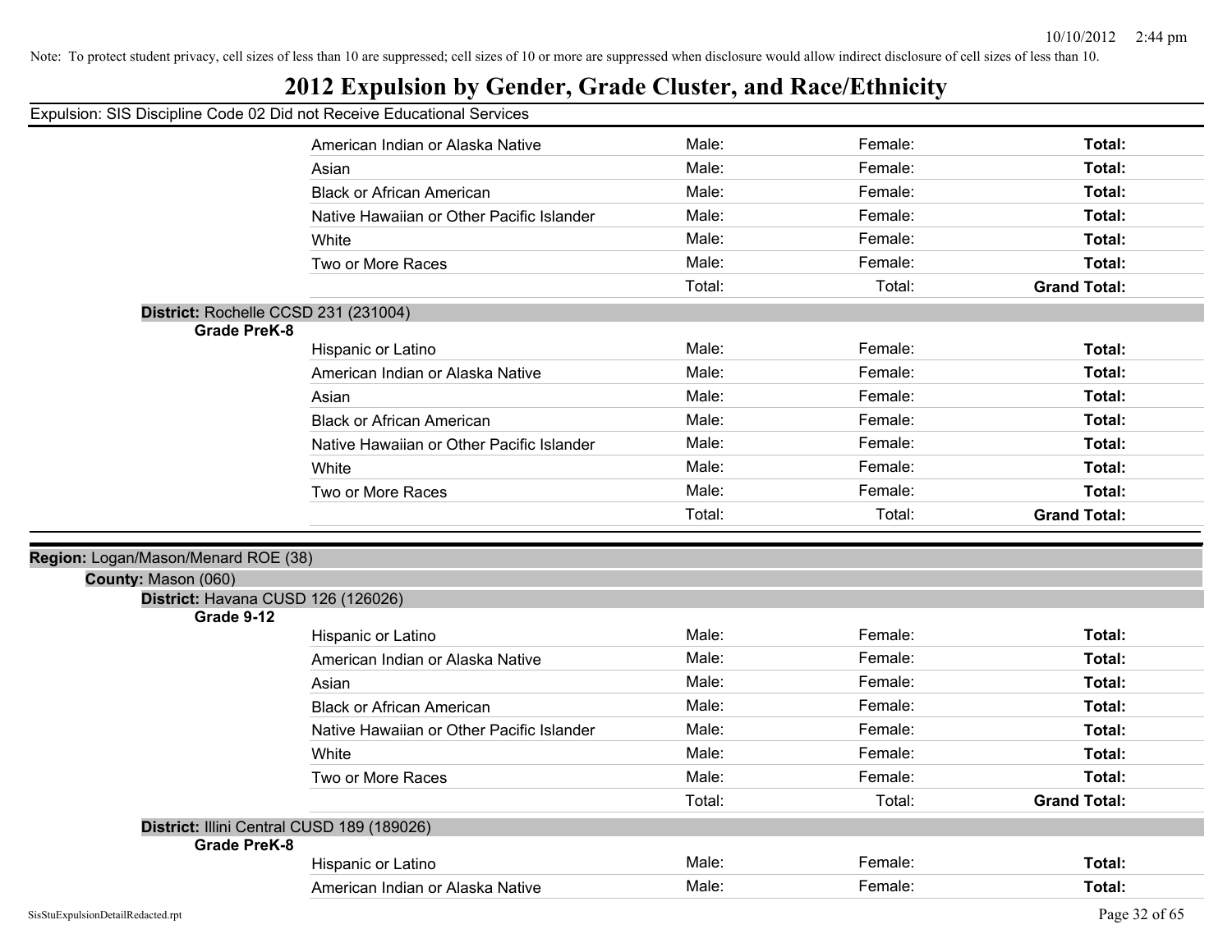Note: To protect student privacy, cell sizes of less than 10 are suppressed; cell sizes of 10 or more are suppressed when disclosure would allow indirect disclosure of cell sizes of less than 10.

# 2012 Expulsion by Gender, Grade Cluster, and Race/Ethnicity

Expulsion: SIS Discipline Code 02 Did not Receive Educational Services

| | Male: | Female: | Total: |
|---|---|---|---|
| American Indian or Alaska Native | Male: | Female: | **Total:** |
| Asian | Male: | Female: | **Total:** |
| Black or African American | Male: | Female: | **Total:** |
| Native Hawaiian or Other Pacific Islander | Male: | Female: | **Total:** |
| White | Male: | Female: | **Total:** |
| Two or More Races | Male: | Female: | **Total:** |
| | Total: | Total: | **Grand Total:** |

**District:** Rochelle CCSD 231 (231004)

**Grade PreK-8**

| | | | |
|---|---|---|---|
| Hispanic or Latino | Male: | Female: | **Total:** |
| American Indian or Alaska Native | Male: | Female: | **Total:** |
| Asian | Male: | Female: | **Total:** |
| Black or African American | Male: | Female: | **Total:** |
| Native Hawaiian or Other Pacific Islander | Male: | Female: | **Total:** |
| White | Male: | Female: | **Total:** |
| Two or More Races | Male: | Female: | **Total:** |
| | Total: | Total: | **Grand Total:** |

**Region:** Logan/Mason/Menard ROE (38)

**County:** Mason (060)

**District:** Havana CUSD 126 (126026)

**Grade 9-12**

| | | | |
|---|---|---|---|
| Hispanic or Latino | Male: | Female: | **Total:** |
| American Indian or Alaska Native | Male: | Female: | **Total:** |
| Asian | Male: | Female: | **Total:** |
| Black or African American | Male: | Female: | **Total:** |
| Native Hawaiian or Other Pacific Islander | Male: | Female: | **Total:** |
| White | Male: | Female: | **Total:** |
| Two or More Races | Male: | Female: | **Total:** |
| | Total: | Total: | **Grand Total:** |

**District:** Illini Central CUSD 189 (189026)

**Grade PreK-8**

| | | | |
|---|---|---|---|
| Hispanic or Latino | Male: | Female: | **Total:** |
| American Indian or Alaska Native | Male: | Female: | **Total:** |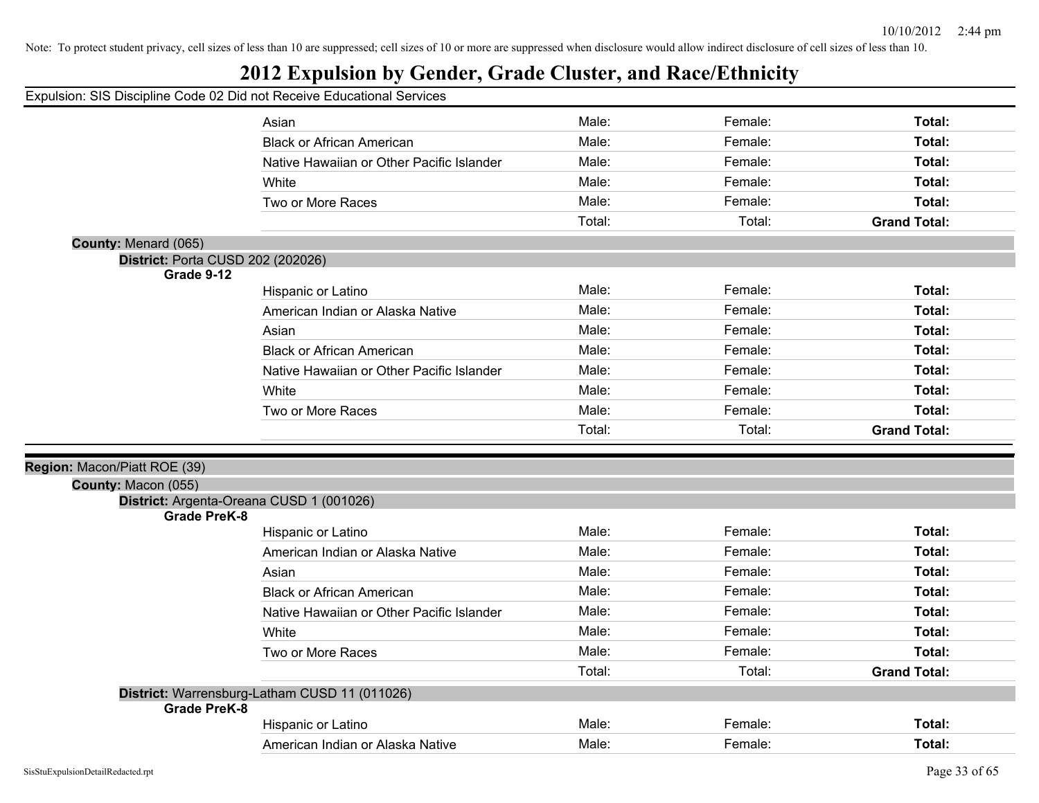Note: To protect student privacy, cell sizes of less than 10 are suppressed; cell sizes of 10 or more are suppressed when disclosure would allow indirect disclosure of cell sizes of less than 10.

# 2012 Expulsion by Gender, Grade Cluster, and Race/Ethnicity

Expulsion: SIS Discipline Code 02 Did not Receive Educational Services

| | Male | Female | Total |
|---|---|---|---|
| Asian | Male: | Female: | **Total:** |
| Black or African American | Male: | Female: | **Total:** |
| Native Hawaiian or Other Pacific Islander | Male: | Female: | **Total:** |
| White | Male: | Female: | **Total:** |
| Two or More Races | Male: | Female: | **Total:** |
| | Total: | Total: | **Grand Total:** |

**County:** Menard (065)

**District:** Porta CUSD 202 (202026)

**Grade 9-12**

| | Male | Female | Total |
|---|---|---|---|
| Hispanic or Latino | Male: | Female: | **Total:** |
| American Indian or Alaska Native | Male: | Female: | **Total:** |
| Asian | Male: | Female: | **Total:** |
| Black or African American | Male: | Female: | **Total:** |
| Native Hawaiian or Other Pacific Islander | Male: | Female: | **Total:** |
| White | Male: | Female: | **Total:** |
| Two or More Races | Male: | Female: | **Total:** |
| | Total: | Total: | **Grand Total:** |

**Region:** Macon/Piatt ROE (39)

**County:** Macon (055)

**District:** Argenta-Oreana CUSD 1 (001026)

**Grade PreK-8**

| | Male | Female | Total |
|---|---|---|---|
| Hispanic or Latino | Male: | Female: | **Total:** |
| American Indian or Alaska Native | Male: | Female: | **Total:** |
| Asian | Male: | Female: | **Total:** |
| Black or African American | Male: | Female: | **Total:** |
| Native Hawaiian or Other Pacific Islander | Male: | Female: | **Total:** |
| White | Male: | Female: | **Total:** |
| Two or More Races | Male: | Female: | **Total:** |
| | Total: | Total: | **Grand Total:** |

**District:** Warrensburg-Latham CUSD 11 (011026)

**Grade PreK-8**

| | Male | Female | Total |
|---|---|---|---|
| Hispanic or Latino | Male: | Female: | **Total:** |
| American Indian or Alaska Native | Male: | Female: | **Total:** |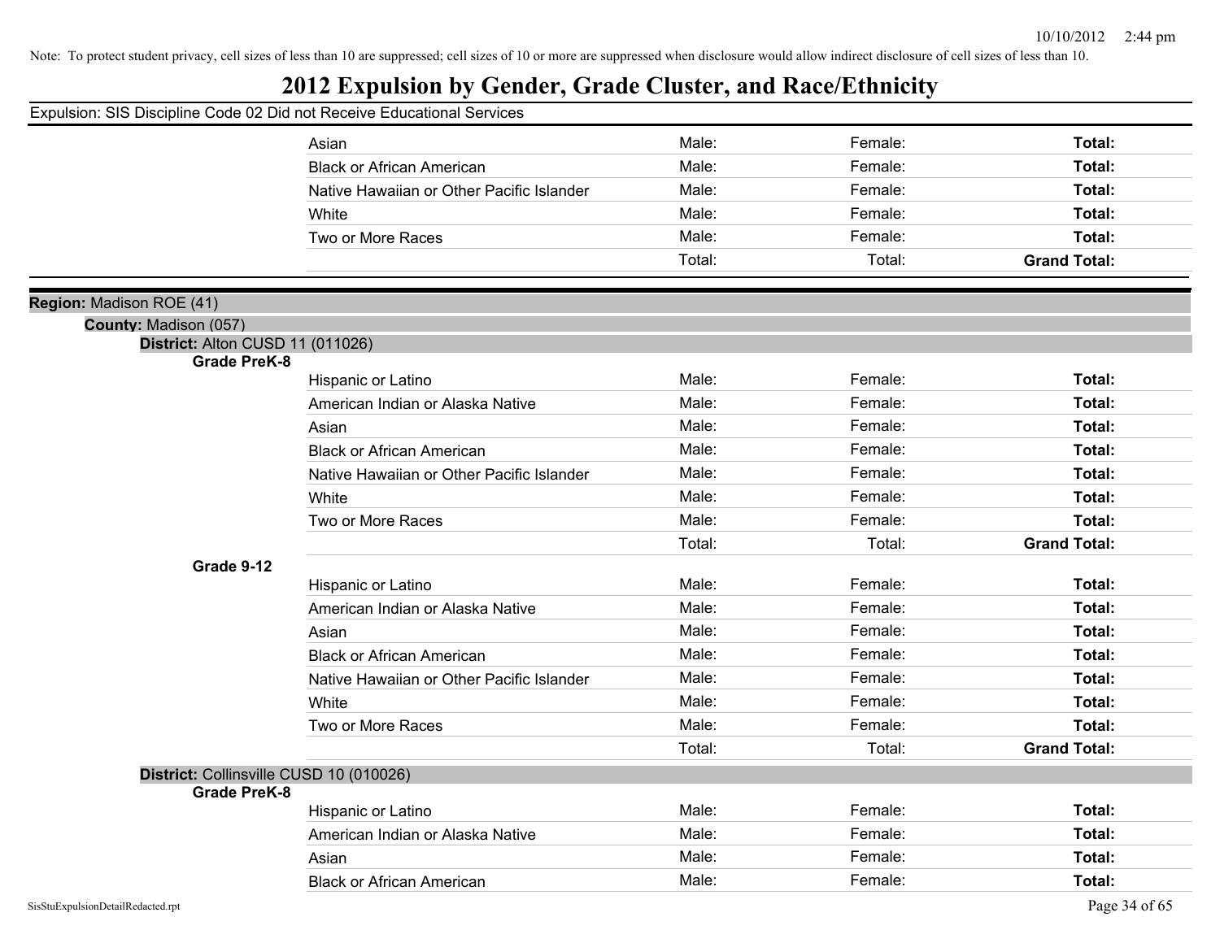Note: To protect student privacy, cell sizes of less than 10 are suppressed; cell sizes of 10 or more are suppressed when disclosure would allow indirect disclosure of cell sizes of less than 10.

# 2012 Expulsion by Gender, Grade Cluster, and Race/Ethnicity

Expulsion: SIS Discipline Code 02 Did not Receive Educational Services

| | | | |
|---|---|---|---|
| Asian | Male: | Female: | **Total:** |
| Black or African American | Male: | Female: | **Total:** |
| Native Hawaiian or Other Pacific Islander | Male: | Female: | **Total:** |
| White | Male: | Female: | **Total:** |
| Two or More Races | Male: | Female: | **Total:** |
| | Total: | Total: | **Grand Total:** |

**Region:** Madison ROE (41)

**County:** Madison (057)

**District:** Alton CUSD 11 (011026)

**Grade PreK-8**

| | | | |
|---|---|---|---|
| Hispanic or Latino | Male: | Female: | **Total:** |
| American Indian or Alaska Native | Male: | Female: | **Total:** |
| Asian | Male: | Female: | **Total:** |
| Black or African American | Male: | Female: | **Total:** |
| Native Hawaiian or Other Pacific Islander | Male: | Female: | **Total:** |
| White | Male: | Female: | **Total:** |
| Two or More Races | Male: | Female: | **Total:** |
| | Total: | Total: | **Grand Total:** |

**Grade 9-12**

| | | | |
|---|---|---|---|
| Hispanic or Latino | Male: | Female: | **Total:** |
| American Indian or Alaska Native | Male: | Female: | **Total:** |
| Asian | Male: | Female: | **Total:** |
| Black or African American | Male: | Female: | **Total:** |
| Native Hawaiian or Other Pacific Islander | Male: | Female: | **Total:** |
| White | Male: | Female: | **Total:** |
| Two or More Races | Male: | Female: | **Total:** |
| | Total: | Total: | **Grand Total:** |

**District:** Collinsville CUSD 10 (010026)

**Grade PreK-8**

| | | | |
|---|---|---|---|
| Hispanic or Latino | Male: | Female: | **Total:** |
| American Indian or Alaska Native | Male: | Female: | **Total:** |
| Asian | Male: | Female: | **Total:** |
| Black or African American | Male: | Female: | **Total:** |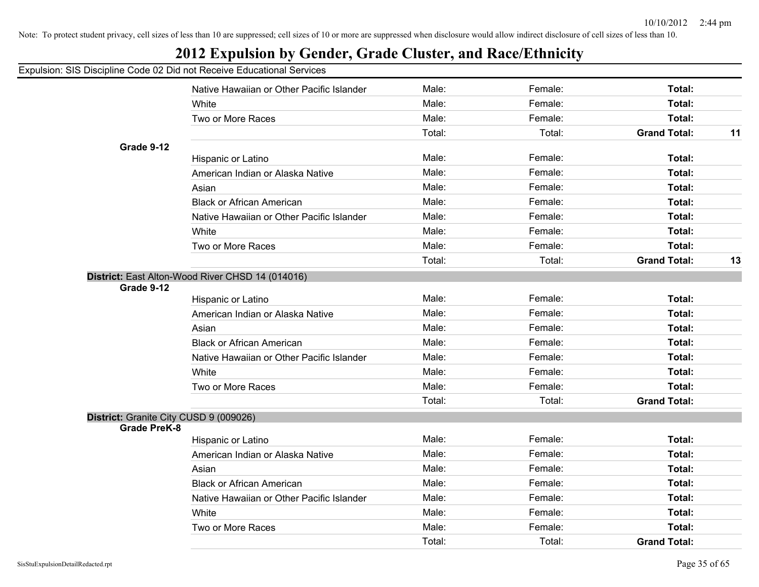Note: To protect student privacy, cell sizes of less than 10 are suppressed; cell sizes of 10 or more are suppressed when disclosure would allow indirect disclosure of cell sizes of less than 10.

# 2012 Expulsion by Gender, Grade Cluster, and Race/Ethnicity

Expulsion: SIS Discipline Code 02 Did not Receive Educational Services

| | | | | | |
|---|---|---|---|---|---|
| | Native Hawaiian or Other Pacific Islander | Male: | Female: | **Total:** | |
| | White | Male: | Female: | **Total:** | |
| | Two or More Races | Male: | Female: | **Total:** | |
| | | Total: | Total: | **Grand Total:** | **11** |
| **Grade 9-12** | | | | | |
| | Hispanic or Latino | Male: | Female: | **Total:** | |
| | American Indian or Alaska Native | Male: | Female: | **Total:** | |
| | Asian | Male: | Female: | **Total:** | |
| | Black or African American | Male: | Female: | **Total:** | |
| | Native Hawaiian or Other Pacific Islander | Male: | Female: | **Total:** | |
| | White | Male: | Female: | **Total:** | |
| | Two or More Races | Male: | Female: | **Total:** | |
| | | Total: | Total: | **Grand Total:** | **13** |

**District:** East Alton-Wood River CHSD 14 (014016)

| | | | | | |
|---|---|---|---|---|---|
| **Grade 9-12** | | | | | |
| | Hispanic or Latino | Male: | Female: | **Total:** | |
| | American Indian or Alaska Native | Male: | Female: | **Total:** | |
| | Asian | Male: | Female: | **Total:** | |
| | Black or African American | Male: | Female: | **Total:** | |
| | Native Hawaiian or Other Pacific Islander | Male: | Female: | **Total:** | |
| | White | Male: | Female: | **Total:** | |
| | Two or More Races | Male: | Female: | **Total:** | |
| | | Total: | Total: | **Grand Total:** | |

**District:** Granite City CUSD 9 (009026)

| | | | | | |
|---|---|---|---|---|---|
| **Grade PreK-8** | | | | | |
| | Hispanic or Latino | Male: | Female: | **Total:** | |
| | American Indian or Alaska Native | Male: | Female: | **Total:** | |
| | Asian | Male: | Female: | **Total:** | |
| | Black or African American | Male: | Female: | **Total:** | |
| | Native Hawaiian or Other Pacific Islander | Male: | Female: | **Total:** | |
| | White | Male: | Female: | **Total:** | |
| | Two or More Races | Male: | Female: | **Total:** | |
| | | Total: | Total: | **Grand Total:** | |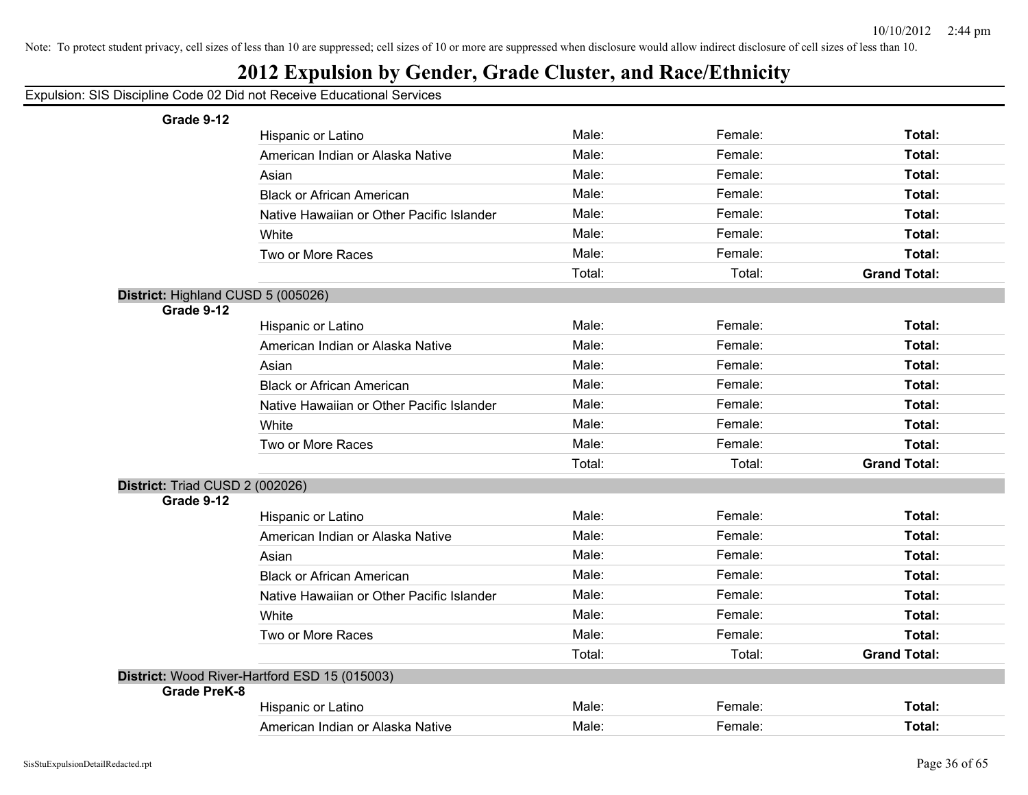Note: To protect student privacy, cell sizes of less than 10 are suppressed; cell sizes of 10 or more are suppressed when disclosure would allow indirect disclosure of cell sizes of less than 10.

# 2012 Expulsion by Gender, Grade Cluster, and Race/Ethnicity

Expulsion: SIS Discipline Code 02 Did not Receive Educational Services

**Grade 9-12**

| | | | |
|---|---|---|---|
| Hispanic or Latino | Male: | Female: | **Total:** |
| American Indian or Alaska Native | Male: | Female: | **Total:** |
| Asian | Male: | Female: | **Total:** |
| Black or African American | Male: | Female: | **Total:** |
| Native Hawaiian or Other Pacific Islander | Male: | Female: | **Total:** |
| White | Male: | Female: | **Total:** |
| Two or More Races | Male: | Female: | **Total:** |
| | Total: | Total: | **Grand Total:** |

**District:** Highland CUSD 5 (005026)

**Grade 9-12**

| | | | |
|---|---|---|---|
| Hispanic or Latino | Male: | Female: | **Total:** |
| American Indian or Alaska Native | Male: | Female: | **Total:** |
| Asian | Male: | Female: | **Total:** |
| Black or African American | Male: | Female: | **Total:** |
| Native Hawaiian or Other Pacific Islander | Male: | Female: | **Total:** |
| White | Male: | Female: | **Total:** |
| Two or More Races | Male: | Female: | **Total:** |
| | Total: | Total: | **Grand Total:** |

**District:** Triad CUSD 2 (002026)

**Grade 9-12**

| | | | |
|---|---|---|---|
| Hispanic or Latino | Male: | Female: | **Total:** |
| American Indian or Alaska Native | Male: | Female: | **Total:** |
| Asian | Male: | Female: | **Total:** |
| Black or African American | Male: | Female: | **Total:** |
| Native Hawaiian or Other Pacific Islander | Male: | Female: | **Total:** |
| White | Male: | Female: | **Total:** |
| Two or More Races | Male: | Female: | **Total:** |
| | Total: | Total: | **Grand Total:** |

**District:** Wood River-Hartford ESD 15 (015003)

**Grade PreK-8**

| | | | |
|---|---|---|---|
| Hispanic or Latino | Male: | Female: | **Total:** |
| American Indian or Alaska Native | Male: | Female: | **Total:** |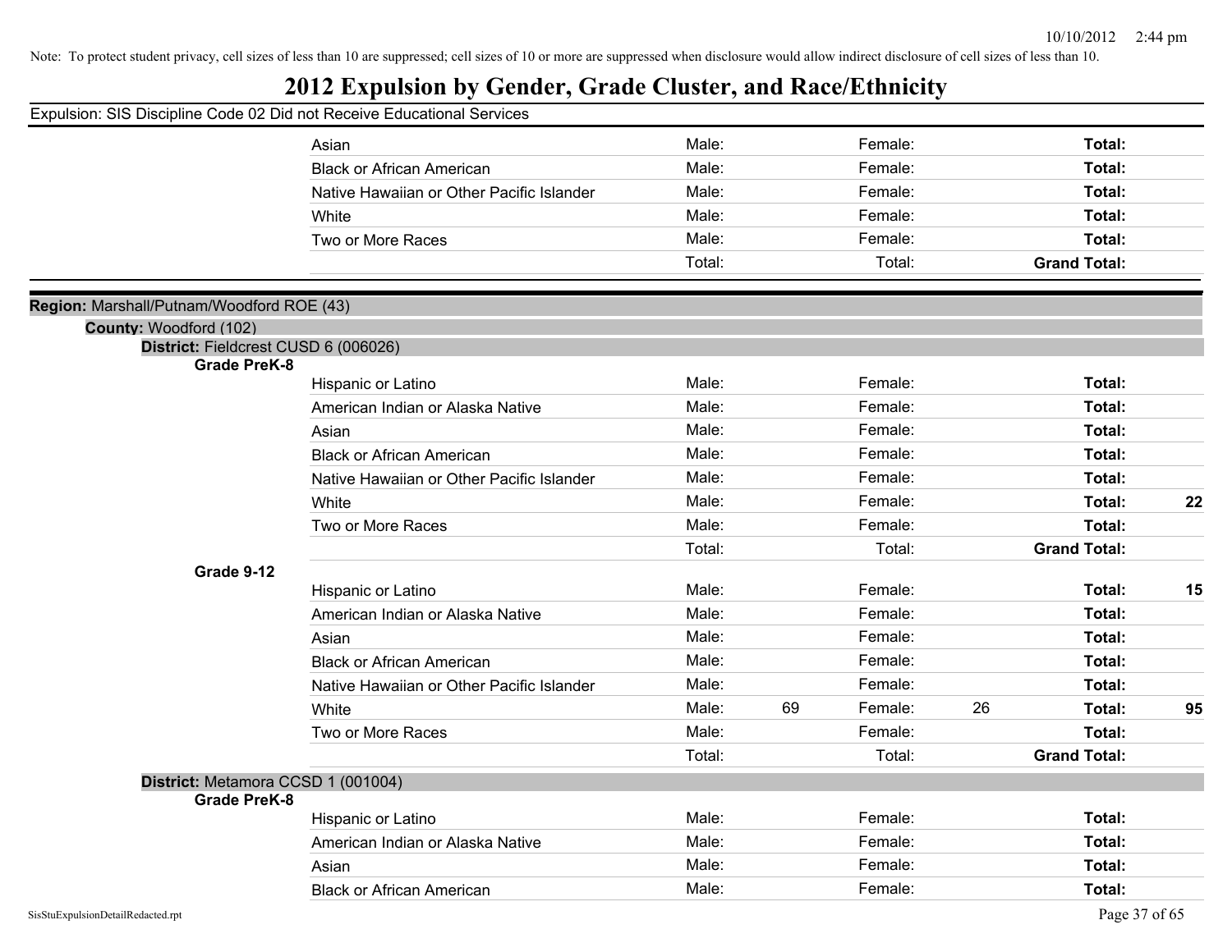Note: To protect student privacy, cell sizes of less than 10 are suppressed; cell sizes of 10 or more are suppressed when disclosure would allow indirect disclosure of cell sizes of less than 10.

# 2012 Expulsion by Gender, Grade Cluster, and Race/Ethnicity

Expulsion: SIS Discipline Code 02 Did not Receive Educational Services

| | Male: | | Female: | | Total: | |
|---|---|---|---|---|---|---|
| Asian | Male: | | Female: | | Total: | |
| Black or African American | Male: | | Female: | | Total: | |
| Native Hawaiian or Other Pacific Islander | Male: | | Female: | | Total: | |
| White | Male: | | Female: | | Total: | |
| Two or More Races | Male: | | Female: | | Total: | |
| | Total: | | Total: | | Grand Total: | |

**Region:** Marshall/Putnam/Woodford ROE (43)

**County:** Woodford (102)

**District:** Fieldcrest CUSD 6 (006026)

**Grade PreK-8**

| Race/Ethnicity | Male: | | Female: | | Total: | |
|---|---|---|---|---|---|---|
| Hispanic or Latino | Male: | | Female: | | Total: | |
| American Indian or Alaska Native | Male: | | Female: | | Total: | |
| Asian | Male: | | Female: | | Total: | |
| Black or African American | Male: | | Female: | | Total: | |
| Native Hawaiian or Other Pacific Islander | Male: | | Female: | | Total: | |
| White | Male: | | Female: | | Total: | 22 |
| Two or More Races | Male: | | Female: | | Total: | |
| | Total: | | Total: | | Grand Total: | |

**Grade 9-12**

| Race/Ethnicity | Male: | | Female: | | Total: | |
|---|---|---|---|---|---|---|
| Hispanic or Latino | Male: | | Female: | | Total: | 15 |
| American Indian or Alaska Native | Male: | | Female: | | Total: | |
| Asian | Male: | | Female: | | Total: | |
| Black or African American | Male: | | Female: | | Total: | |
| Native Hawaiian or Other Pacific Islander | Male: | | Female: | | Total: | |
| White | Male: | 69 | Female: | 26 | Total: | 95 |
| Two or More Races | Male: | | Female: | | Total: | |
| | Total: | | Total: | | Grand Total: | |

**District:** Metamora CCSD 1 (001004)

**Grade PreK-8**

| Race/Ethnicity | Male: | | Female: | | Total: | |
|---|---|---|---|---|---|---|
| Hispanic or Latino | Male: | | Female: | | Total: | |
| American Indian or Alaska Native | Male: | | Female: | | Total: | |
| Asian | Male: | | Female: | | Total: | |
| Black or African American | Male: | | Female: | | Total: | |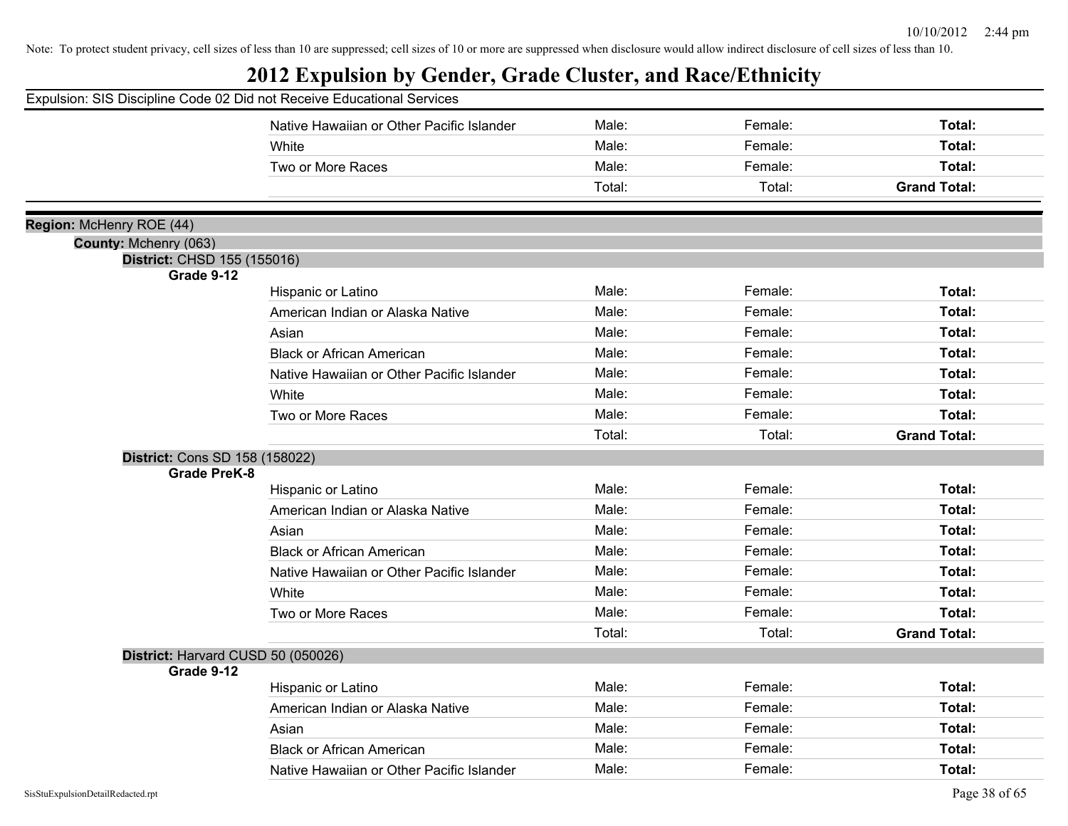Note: To protect student privacy, cell sizes of less than 10 are suppressed; cell sizes of 10 or more are suppressed when disclosure would allow indirect disclosure of cell sizes of less than 10.

# 2012 Expulsion by Gender, Grade Cluster, and Race/Ethnicity

Expulsion: SIS Discipline Code 02 Did not Receive Educational Services

| | | | |
|---|---|---|---|
| Native Hawaiian or Other Pacific Islander | Male: | Female: | **Total:** |
| White | Male: | Female: | **Total:** |
| Two or More Races | Male: | Female: | **Total:** |
| | Total: | Total: | **Grand Total:** |

**Region:** McHenry ROE (44)

**County:** Mchenry (063)

**District:** CHSD 155 (155016)

**Grade 9-12**

| | | | |
|---|---|---|---|
| Hispanic or Latino | Male: | Female: | **Total:** |
| American Indian or Alaska Native | Male: | Female: | **Total:** |
| Asian | Male: | Female: | **Total:** |
| Black or African American | Male: | Female: | **Total:** |
| Native Hawaiian or Other Pacific Islander | Male: | Female: | **Total:** |
| White | Male: | Female: | **Total:** |
| Two or More Races | Male: | Female: | **Total:** |
| | Total: | Total: | **Grand Total:** |

**District:** Cons SD 158 (158022)

**Grade PreK-8**

| | | | |
|---|---|---|---|
| Hispanic or Latino | Male: | Female: | **Total:** |
| American Indian or Alaska Native | Male: | Female: | **Total:** |
| Asian | Male: | Female: | **Total:** |
| Black or African American | Male: | Female: | **Total:** |
| Native Hawaiian or Other Pacific Islander | Male: | Female: | **Total:** |
| White | Male: | Female: | **Total:** |
| Two or More Races | Male: | Female: | **Total:** |
| | Total: | Total: | **Grand Total:** |

**District:** Harvard CUSD 50 (050026)

**Grade 9-12**

| | | | |
|---|---|---|---|
| Hispanic or Latino | Male: | Female: | **Total:** |
| American Indian or Alaska Native | Male: | Female: | **Total:** |
| Asian | Male: | Female: | **Total:** |
| Black or African American | Male: | Female: | **Total:** |
| Native Hawaiian or Other Pacific Islander | Male: | Female: | **Total:** |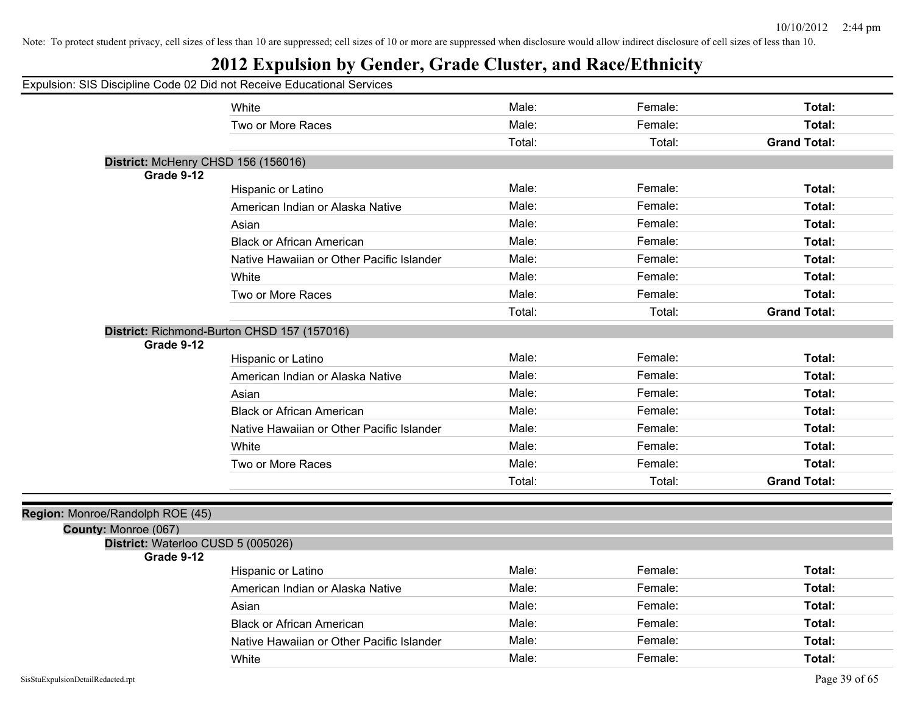Note: To protect student privacy, cell sizes of less than 10 are suppressed; cell sizes of 10 or more are suppressed when disclosure would allow indirect disclosure of cell sizes of less than 10.

# 2012 Expulsion by Gender, Grade Cluster, and Race/Ethnicity

Expulsion: SIS Discipline Code 02 Did not Receive Educational Services

| | | | | |
|---|---|---|---|---|
| | White | Male: | Female: | **Total:** |
| | Two or More Races | Male: | Female: | **Total:** |
| | | Total: | Total: | **Grand Total:** |

**District:** McHenry CHSD 156 (156016)

**Grade 9-12**

| | | | | |
|---|---|---|---|---|
| | Hispanic or Latino | Male: | Female: | **Total:** |
| | American Indian or Alaska Native | Male: | Female: | **Total:** |
| | Asian | Male: | Female: | **Total:** |
| | Black or African American | Male: | Female: | **Total:** |
| | Native Hawaiian or Other Pacific Islander | Male: | Female: | **Total:** |
| | White | Male: | Female: | **Total:** |
| | Two or More Races | Male: | Female: | **Total:** |
| | | Total: | Total: | **Grand Total:** |

**District:** Richmond-Burton CHSD 157 (157016)

**Grade 9-12**

| | | | | |
|---|---|---|---|---|
| | Hispanic or Latino | Male: | Female: | **Total:** |
| | American Indian or Alaska Native | Male: | Female: | **Total:** |
| | Asian | Male: | Female: | **Total:** |
| | Black or African American | Male: | Female: | **Total:** |
| | Native Hawaiian or Other Pacific Islander | Male: | Female: | **Total:** |
| | White | Male: | Female: | **Total:** |
| | Two or More Races | Male: | Female: | **Total:** |
| | | Total: | Total: | **Grand Total:** |

**Region:** Monroe/Randolph ROE (45)

**County:** Monroe (067)

**District:** Waterloo CUSD 5 (005026)

**Grade 9-12**

| | | | | |
|---|---|---|---|---|
| | Hispanic or Latino | Male: | Female: | **Total:** |
| | American Indian or Alaska Native | Male: | Female: | **Total:** |
| | Asian | Male: | Female: | **Total:** |
| | Black or African American | Male: | Female: | **Total:** |
| | Native Hawaiian or Other Pacific Islander | Male: | Female: | **Total:** |
| | White | Male: | Female: | **Total:** |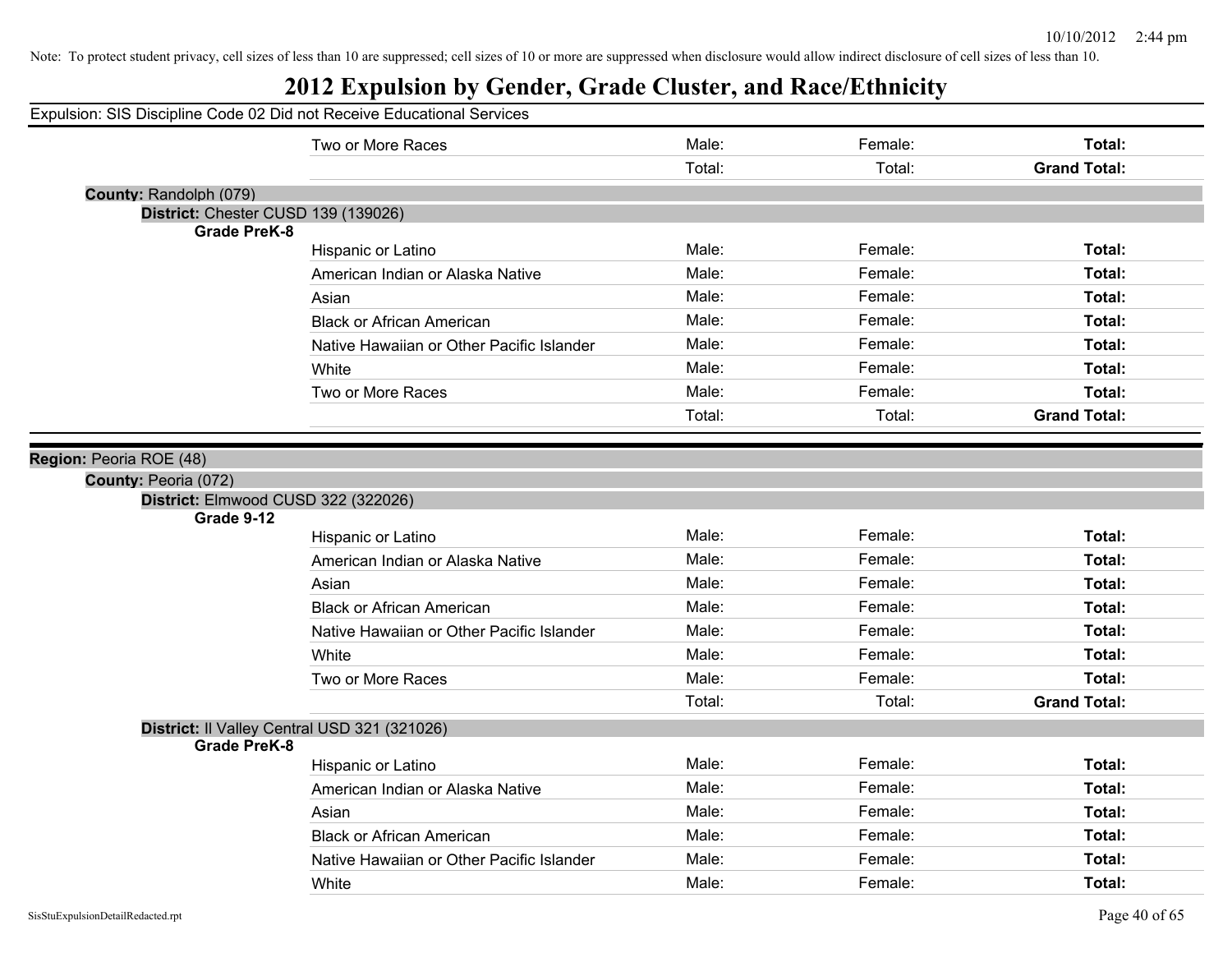Note: To protect student privacy, cell sizes of less than 10 are suppressed; cell sizes of 10 or more are suppressed when disclosure would allow indirect disclosure of cell sizes of less than 10.

# 2012 Expulsion by Gender, Grade Cluster, and Race/Ethnicity

Expulsion: SIS Discipline Code 02 Did not Receive Educational Services

| | | | | |
|---|---|---|---|---|
| | Two or More Races | Male: | Female: | **Total:** |
| | | Total: | Total: | **Grand Total:** |

**County:** Randolph (079)

**District:** Chester CUSD 139 (139026)

| **Grade PreK-8** | | | | |
|---|---|---|---|---|
| | Hispanic or Latino | Male: | Female: | **Total:** |
| | American Indian or Alaska Native | Male: | Female: | **Total:** |
| | Asian | Male: | Female: | **Total:** |
| | Black or African American | Male: | Female: | **Total:** |
| | Native Hawaiian or Other Pacific Islander | Male: | Female: | **Total:** |
| | White | Male: | Female: | **Total:** |
| | Two or More Races | Male: | Female: | **Total:** |
| | | Total: | Total: | **Grand Total:** |

**Region:** Peoria ROE (48)

**County:** Peoria (072)

**District:** Elmwood CUSD 322 (322026)

| **Grade 9-12** | | | | |
|---|---|---|---|---|
| | Hispanic or Latino | Male: | Female: | **Total:** |
| | American Indian or Alaska Native | Male: | Female: | **Total:** |
| | Asian | Male: | Female: | **Total:** |
| | Black or African American | Male: | Female: | **Total:** |
| | Native Hawaiian or Other Pacific Islander | Male: | Female: | **Total:** |
| | White | Male: | Female: | **Total:** |
| | Two or More Races | Male: | Female: | **Total:** |
| | | Total: | Total: | **Grand Total:** |

**District:** Il Valley Central USD 321 (321026)

| **Grade PreK-8** | | | | |
|---|---|---|---|---|
| | Hispanic or Latino | Male: | Female: | **Total:** |
| | American Indian or Alaska Native | Male: | Female: | **Total:** |
| | Asian | Male: | Female: | **Total:** |
| | Black or African American | Male: | Female: | **Total:** |
| | Native Hawaiian or Other Pacific Islander | Male: | Female: | **Total:** |
| | White | Male: | Female: | **Total:** |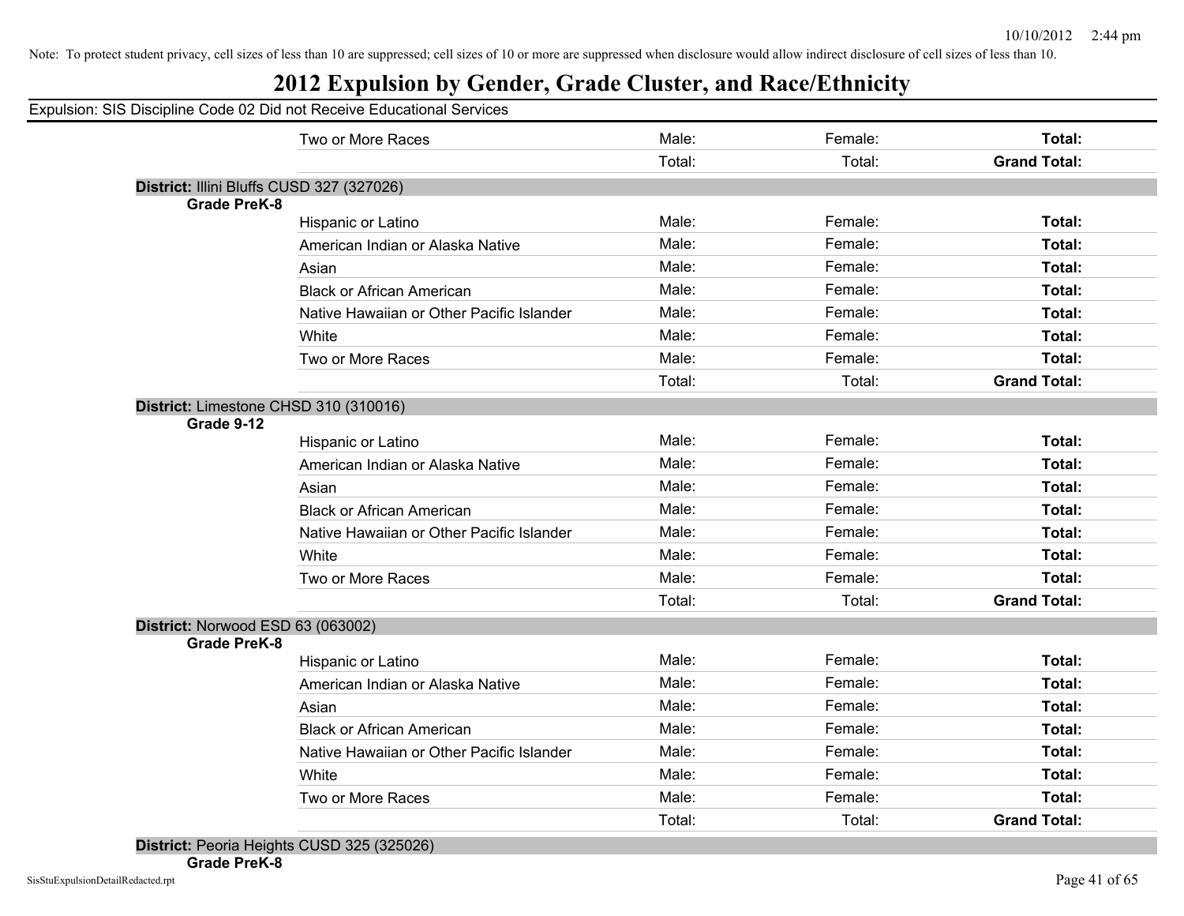Note: To protect student privacy, cell sizes of less than 10 are suppressed; cell sizes of 10 or more are suppressed when disclosure would allow indirect disclosure of cell sizes of less than 10.

# 2012 Expulsion by Gender, Grade Cluster, and Race/Ethnicity

Expulsion: SIS Discipline Code 02 Did not Receive Educational Services

| | | | | |
|---|---|---|---|---|
| | Two or More Races | Male: | Female: | **Total:** |
| | | Total: | Total: | **Grand Total:** |

**District:** Illini Bluffs CUSD 327 (327026)

| | | | | |
|---|---|---|---|---|
| **Grade PreK-8** | | | | |
| | Hispanic or Latino | Male: | Female: | **Total:** |
| | American Indian or Alaska Native | Male: | Female: | **Total:** |
| | Asian | Male: | Female: | **Total:** |
| | Black or African American | Male: | Female: | **Total:** |
| | Native Hawaiian or Other Pacific Islander | Male: | Female: | **Total:** |
| | White | Male: | Female: | **Total:** |
| | Two or More Races | Male: | Female: | **Total:** |
| | | Total: | Total: | **Grand Total:** |

**District:** Limestone CHSD 310 (310016)

| | | | | |
|---|---|---|---|---|
| **Grade 9-12** | | | | |
| | Hispanic or Latino | Male: | Female: | **Total:** |
| | American Indian or Alaska Native | Male: | Female: | **Total:** |
| | Asian | Male: | Female: | **Total:** |
| | Black or African American | Male: | Female: | **Total:** |
| | Native Hawaiian or Other Pacific Islander | Male: | Female: | **Total:** |
| | White | Male: | Female: | **Total:** |
| | Two or More Races | Male: | Female: | **Total:** |
| | | Total: | Total: | **Grand Total:** |

**District:** Norwood ESD 63 (063002)

| | | | | |
|---|---|---|---|---|
| **Grade PreK-8** | | | | |
| | Hispanic or Latino | Male: | Female: | **Total:** |
| | American Indian or Alaska Native | Male: | Female: | **Total:** |
| | Asian | Male: | Female: | **Total:** |
| | Black or African American | Male: | Female: | **Total:** |
| | Native Hawaiian or Other Pacific Islander | Male: | Female: | **Total:** |
| | White | Male: | Female: | **Total:** |
| | Two or More Races | Male: | Female: | **Total:** |
| | | Total: | Total: | **Grand Total:** |

**District:** Peoria Heights CUSD 325 (325026)

**Grade PreK-8**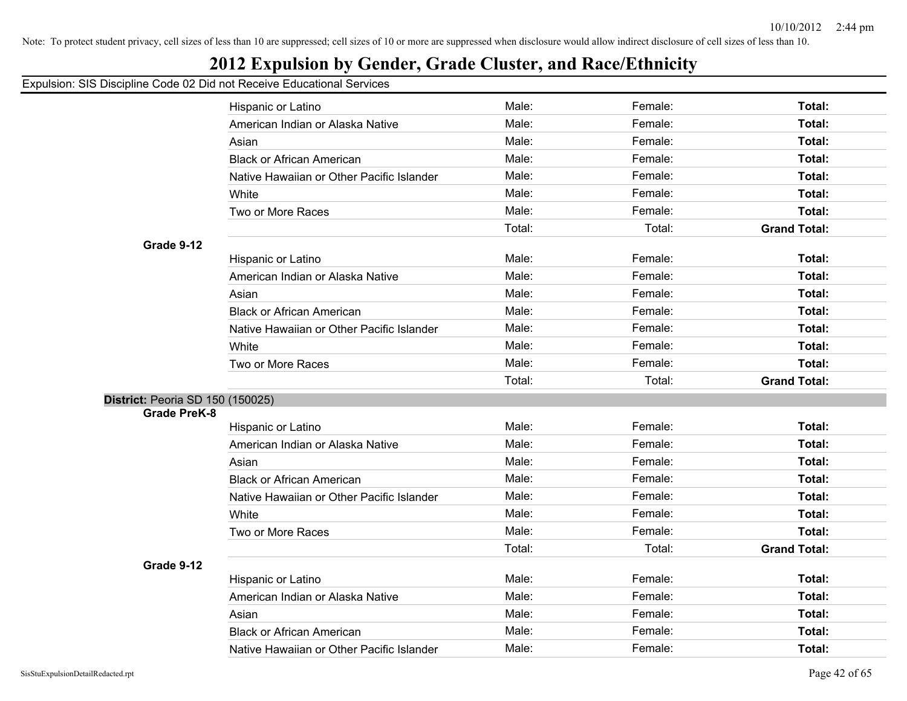Note: To protect student privacy, cell sizes of less than 10 are suppressed; cell sizes of 10 or more are suppressed when disclosure would allow indirect disclosure of cell sizes of less than 10.

# 2012 Expulsion by Gender, Grade Cluster, and Race/Ethnicity

Expulsion: SIS Discipline Code 02 Did not Receive Educational Services

| | | | | |
|---|---|---|---|---|
| | Hispanic or Latino | Male: | Female: | **Total:** |
| | American Indian or Alaska Native | Male: | Female: | **Total:** |
| | Asian | Male: | Female: | **Total:** |
| | Black or African American | Male: | Female: | **Total:** |
| | Native Hawaiian or Other Pacific Islander | Male: | Female: | **Total:** |
| | White | Male: | Female: | **Total:** |
| | Two or More Races | Male: | Female: | **Total:** |
| | | Total: | Total: | **Grand Total:** |
| **Grade 9-12** | | | | |
| | Hispanic or Latino | Male: | Female: | **Total:** |
| | American Indian or Alaska Native | Male: | Female: | **Total:** |
| | Asian | Male: | Female: | **Total:** |
| | Black or African American | Male: | Female: | **Total:** |
| | Native Hawaiian or Other Pacific Islander | Male: | Female: | **Total:** |
| | White | Male: | Female: | **Total:** |
| | Two or More Races | Male: | Female: | **Total:** |
| | | Total: | Total: | **Grand Total:** |

**District:** Peoria SD 150 (150025)

| | | | | |
|---|---|---|---|---|
| **Grade PreK-8** | | | | |
| | Hispanic or Latino | Male: | Female: | **Total:** |
| | American Indian or Alaska Native | Male: | Female: | **Total:** |
| | Asian | Male: | Female: | **Total:** |
| | Black or African American | Male: | Female: | **Total:** |
| | Native Hawaiian or Other Pacific Islander | Male: | Female: | **Total:** |
| | White | Male: | Female: | **Total:** |
| | Two or More Races | Male: | Female: | **Total:** |
| | | Total: | Total: | **Grand Total:** |
| **Grade 9-12** | | | | |
| | Hispanic or Latino | Male: | Female: | **Total:** |
| | American Indian or Alaska Native | Male: | Female: | **Total:** |
| | Asian | Male: | Female: | **Total:** |
| | Black or African American | Male: | Female: | **Total:** |
| | Native Hawaiian or Other Pacific Islander | Male: | Female: | **Total:** |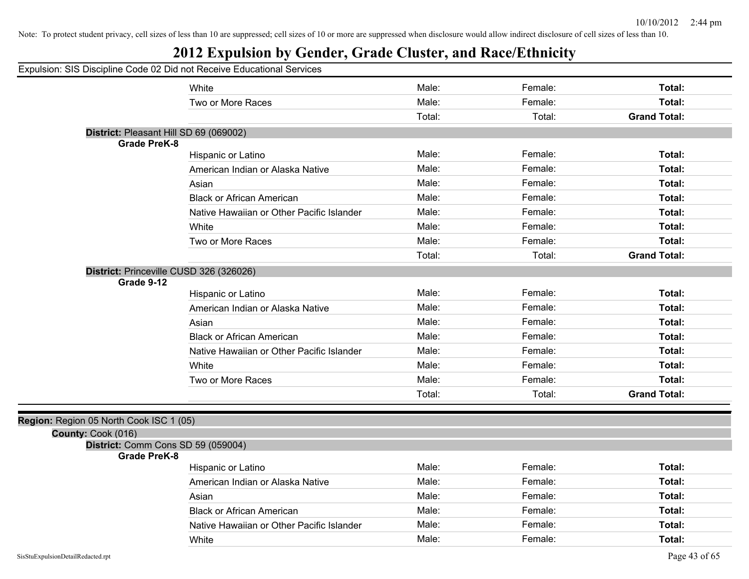Note: To protect student privacy, cell sizes of less than 10 are suppressed; cell sizes of 10 or more are suppressed when disclosure would allow indirect disclosure of cell sizes of less than 10.

# 2012 Expulsion by Gender, Grade Cluster, and Race/Ethnicity

Expulsion: SIS Discipline Code 02 Did not Receive Educational Services

| | | | | |
|---|---|---|---|---|
| | White | Male: | Female: | **Total:** |
| | Two or More Races | Male: | Female: | **Total:** |
| | | Total: | Total: | **Grand Total:** |

**District:** Pleasant Hill SD 69 (069002)

| **Grade PreK-8** | | | | |
|---|---|---|---|---|
| | Hispanic or Latino | Male: | Female: | **Total:** |
| | American Indian or Alaska Native | Male: | Female: | **Total:** |
| | Asian | Male: | Female: | **Total:** |
| | Black or African American | Male: | Female: | **Total:** |
| | Native Hawaiian or Other Pacific Islander | Male: | Female: | **Total:** |
| | White | Male: | Female: | **Total:** |
| | Two or More Races | Male: | Female: | **Total:** |
| | | Total: | Total: | **Grand Total:** |

**District:** Princeville CUSD 326 (326026)

| **Grade 9-12** | | | | |
|---|---|---|---|---|
| | Hispanic or Latino | Male: | Female: | **Total:** |
| | American Indian or Alaska Native | Male: | Female: | **Total:** |
| | Asian | Male: | Female: | **Total:** |
| | Black or African American | Male: | Female: | **Total:** |
| | Native Hawaiian or Other Pacific Islander | Male: | Female: | **Total:** |
| | White | Male: | Female: | **Total:** |
| | Two or More Races | Male: | Female: | **Total:** |
| | | Total: | Total: | **Grand Total:** |

**Region:** Region 05 North Cook ISC 1 (05)

**County:** Cook (016)

**District:** Comm Cons SD 59 (059004)

| **Grade PreK-8** | | | | |
|---|---|---|---|---|
| | Hispanic or Latino | Male: | Female: | **Total:** |
| | American Indian or Alaska Native | Male: | Female: | **Total:** |
| | Asian | Male: | Female: | **Total:** |
| | Black or African American | Male: | Female: | **Total:** |
| | Native Hawaiian or Other Pacific Islander | Male: | Female: | **Total:** |
| | White | Male: | Female: | **Total:** |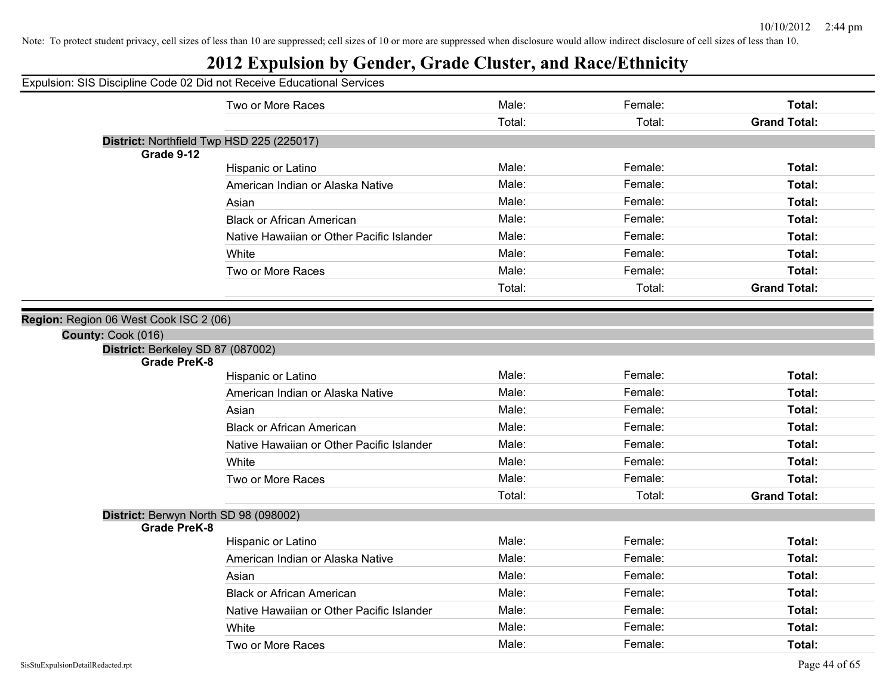Note: To protect student privacy, cell sizes of less than 10 are suppressed; cell sizes of 10 or more are suppressed when disclosure would allow indirect disclosure of cell sizes of less than 10.

# 2012 Expulsion by Gender, Grade Cluster, and Race/Ethnicity

Expulsion: SIS Discipline Code 02 Did not Receive Educational Services

| | | | | |
|---|---|---|---|---|
| | Two or More Races | Male: | Female: | **Total:** |
| | | Total: | Total: | **Grand Total:** |

**District:** Northfield Twp HSD 225 (225017)

| | | | | |
|---|---|---|---|---|
| **Grade 9-12** | | | | |
| | Hispanic or Latino | Male: | Female: | **Total:** |
| | American Indian or Alaska Native | Male: | Female: | **Total:** |
| | Asian | Male: | Female: | **Total:** |
| | Black or African American | Male: | Female: | **Total:** |
| | Native Hawaiian or Other Pacific Islander | Male: | Female: | **Total:** |
| | White | Male: | Female: | **Total:** |
| | Two or More Races | Male: | Female: | **Total:** |
| | | Total: | Total: | **Grand Total:** |

**Region:** Region 06 West Cook ISC 2 (06)

**County:** Cook (016)

**District:** Berkeley SD 87 (087002)

| | | | | |
|---|---|---|---|---|
| **Grade PreK-8** | | | | |
| | Hispanic or Latino | Male: | Female: | **Total:** |
| | American Indian or Alaska Native | Male: | Female: | **Total:** |
| | Asian | Male: | Female: | **Total:** |
| | Black or African American | Male: | Female: | **Total:** |
| | Native Hawaiian or Other Pacific Islander | Male: | Female: | **Total:** |
| | White | Male: | Female: | **Total:** |
| | Two or More Races | Male: | Female: | **Total:** |
| | | Total: | Total: | **Grand Total:** |

**District:** Berwyn North SD 98 (098002)

| | | | | |
|---|---|---|---|---|
| **Grade PreK-8** | | | | |
| | Hispanic or Latino | Male: | Female: | **Total:** |
| | American Indian or Alaska Native | Male: | Female: | **Total:** |
| | Asian | Male: | Female: | **Total:** |
| | Black or African American | Male: | Female: | **Total:** |
| | Native Hawaiian or Other Pacific Islander | Male: | Female: | **Total:** |
| | White | Male: | Female: | **Total:** |
| | Two or More Races | Male: | Female: | **Total:** |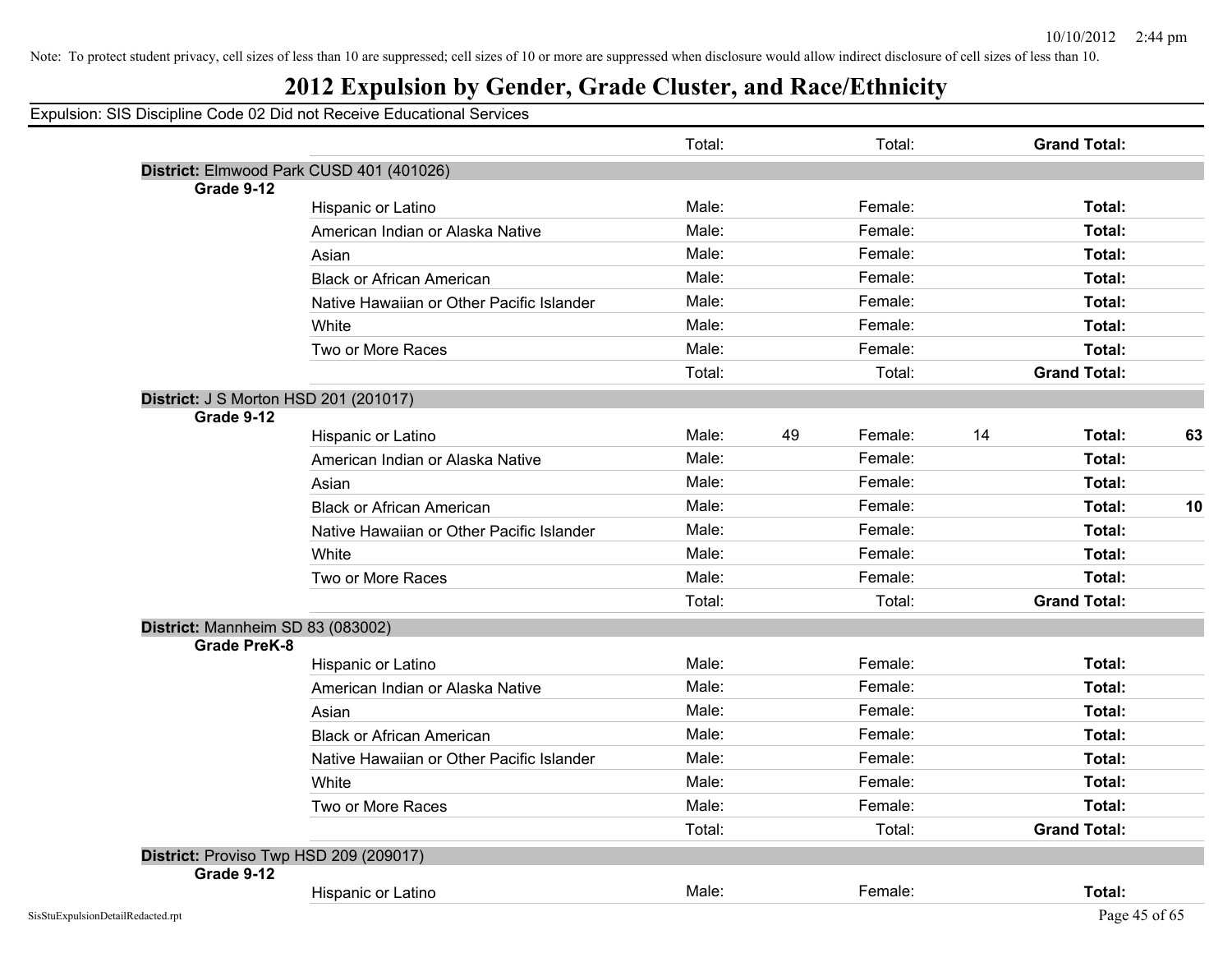Note: To protect student privacy, cell sizes of less than 10 are suppressed; cell sizes of 10 or more are suppressed when disclosure would allow indirect disclosure of cell sizes of less than 10.

# 2012 Expulsion by Gender, Grade Cluster, and Race/Ethnicity

Expulsion: SIS Discipline Code 02 Did not Receive Educational Services

| | | | | | | | |
|---|---|---|---|---|---|---|---|
| | | Total: | | Total: | | **Grand Total:** | |
| **District:** Elmwood Park CUSD 401 (401026) | | | | | | | |
| **Grade 9-12** | | | | | | | |
| | Hispanic or Latino | Male: | | Female: | | **Total:** | |
| | American Indian or Alaska Native | Male: | | Female: | | **Total:** | |
| | Asian | Male: | | Female: | | **Total:** | |
| | Black or African American | Male: | | Female: | | **Total:** | |
| | Native Hawaiian or Other Pacific Islander | Male: | | Female: | | **Total:** | |
| | White | Male: | | Female: | | **Total:** | |
| | Two or More Races | Male: | | Female: | | **Total:** | |
| | | Total: | | Total: | | **Grand Total:** | |
| **District:** J S Morton HSD 201 (201017) | | | | | | | |
| **Grade 9-12** | | | | | | | |
| | Hispanic or Latino | Male: | 49 | Female: | 14 | **Total:** | **63** |
| | American Indian or Alaska Native | Male: | | Female: | | **Total:** | |
| | Asian | Male: | | Female: | | **Total:** | |
| | Black or African American | Male: | | Female: | | **Total:** | **10** |
| | Native Hawaiian or Other Pacific Islander | Male: | | Female: | | **Total:** | |
| | White | Male: | | Female: | | **Total:** | |
| | Two or More Races | Male: | | Female: | | **Total:** | |
| | | Total: | | Total: | | **Grand Total:** | |
| **District:** Mannheim SD 83 (083002) | | | | | | | |
| **Grade PreK-8** | | | | | | | |
| | Hispanic or Latino | Male: | | Female: | | **Total:** | |
| | American Indian or Alaska Native | Male: | | Female: | | **Total:** | |
| | Asian | Male: | | Female: | | **Total:** | |
| | Black or African American | Male: | | Female: | | **Total:** | |
| | Native Hawaiian or Other Pacific Islander | Male: | | Female: | | **Total:** | |
| | White | Male: | | Female: | | **Total:** | |
| | Two or More Races | Male: | | Female: | | **Total:** | |
| | | Total: | | Total: | | **Grand Total:** | |
| **District:** Proviso Twp HSD 209 (209017) | | | | | | | |
| **Grade 9-12** | | | | | | | |
| | Hispanic or Latino | Male: | | Female: | | **Total:** | |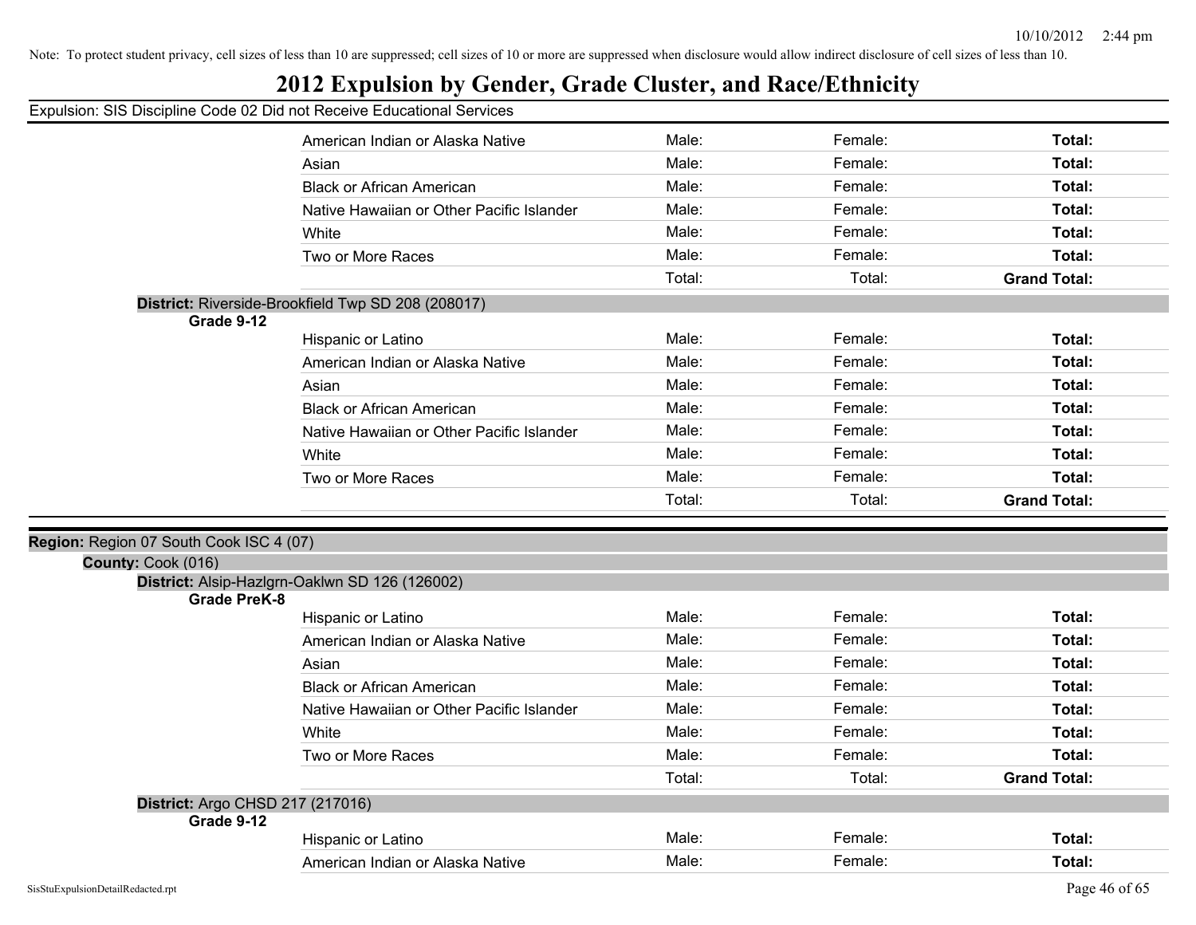Note: To protect student privacy, cell sizes of less than 10 are suppressed; cell sizes of 10 or more are suppressed when disclosure would allow indirect disclosure of cell sizes of less than 10.

# 2012 Expulsion by Gender, Grade Cluster, and Race/Ethnicity

Expulsion: SIS Discipline Code 02 Did not Receive Educational Services

| | | | |
|---|---|---|---|
| American Indian or Alaska Native | Male: | Female: | **Total:** |
| Asian | Male: | Female: | **Total:** |
| Black or African American | Male: | Female: | **Total:** |
| Native Hawaiian or Other Pacific Islander | Male: | Female: | **Total:** |
| White | Male: | Female: | **Total:** |
| Two or More Races | Male: | Female: | **Total:** |
| | Total: | Total: | **Grand Total:** |

**District:** Riverside-Brookfield Twp SD 208 (208017)

**Grade 9-12**

| | | | |
|---|---|---|---|
| Hispanic or Latino | Male: | Female: | **Total:** |
| American Indian or Alaska Native | Male: | Female: | **Total:** |
| Asian | Male: | Female: | **Total:** |
| Black or African American | Male: | Female: | **Total:** |
| Native Hawaiian or Other Pacific Islander | Male: | Female: | **Total:** |
| White | Male: | Female: | **Total:** |
| Two or More Races | Male: | Female: | **Total:** |
| | Total: | Total: | **Grand Total:** |

**Region:** Region 07 South Cook ISC 4 (07)

**County:** Cook (016)

**District:** Alsip-Hazlgrn-Oaklwn SD 126 (126002)

**Grade PreK-8**

| | | | |
|---|---|---|---|
| Hispanic or Latino | Male: | Female: | **Total:** |
| American Indian or Alaska Native | Male: | Female: | **Total:** |
| Asian | Male: | Female: | **Total:** |
| Black or African American | Male: | Female: | **Total:** |
| Native Hawaiian or Other Pacific Islander | Male: | Female: | **Total:** |
| White | Male: | Female: | **Total:** |
| Two or More Races | Male: | Female: | **Total:** |
| | Total: | Total: | **Grand Total:** |

**District:** Argo CHSD 217 (217016)

**Grade 9-12**

| | | | |
|---|---|---|---|
| Hispanic or Latino | Male: | Female: | **Total:** |
| American Indian or Alaska Native | Male: | Female: | **Total:** |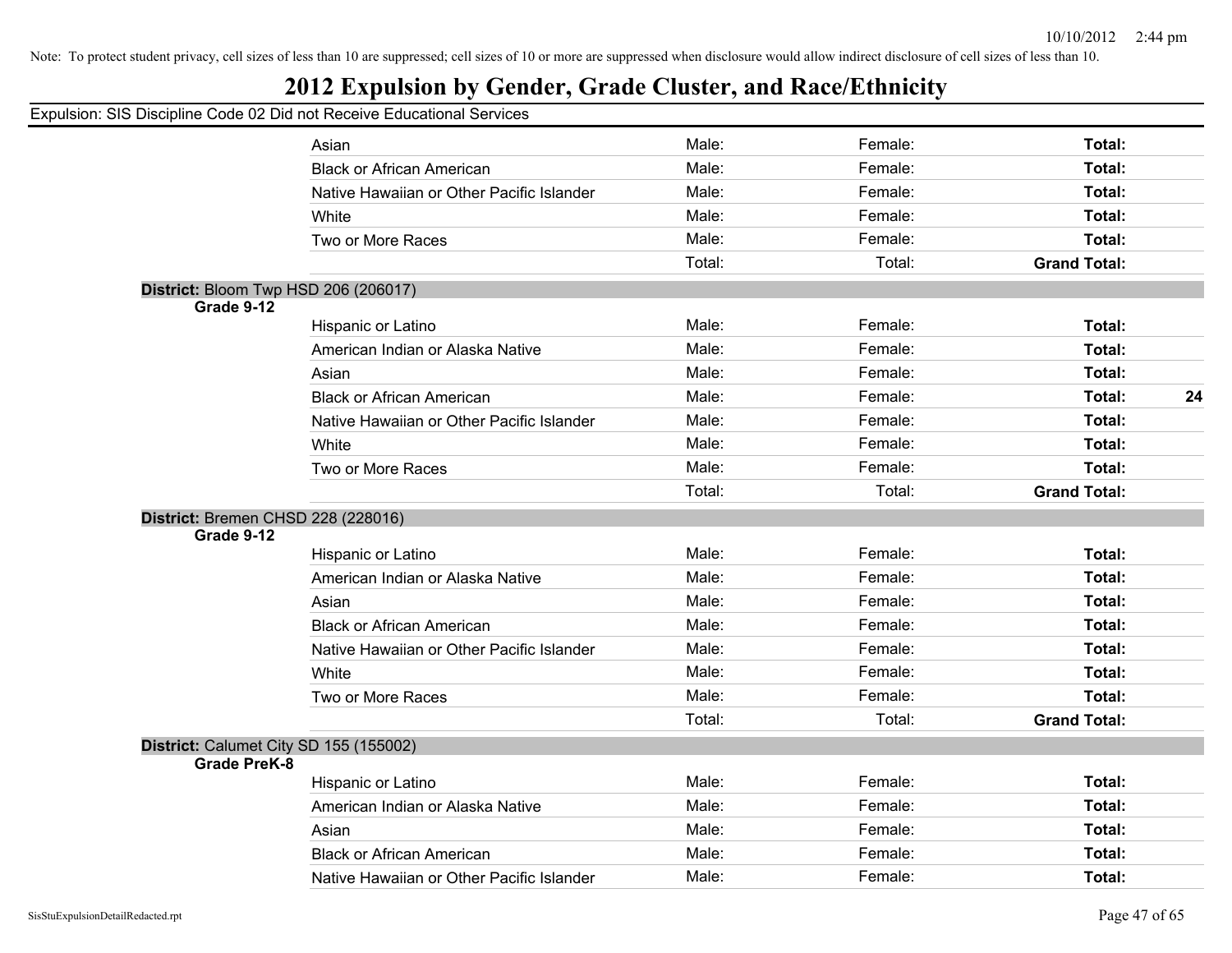Note: To protect student privacy, cell sizes of less than 10 are suppressed; cell sizes of 10 or more are suppressed when disclosure would allow indirect disclosure of cell sizes of less than 10.

# 2012 Expulsion by Gender, Grade Cluster, and Race/Ethnicity

Expulsion: SIS Discipline Code 02 Did not Receive Educational Services

| | Race/Ethnicity | Male | Female | Total | |
|---|---|---|---|---|---|
| | Asian | Male: | Female: | **Total:** | |
| | Black or African American | Male: | Female: | **Total:** | |
| | Native Hawaiian or Other Pacific Islander | Male: | Female: | **Total:** | |
| | White | Male: | Female: | **Total:** | |
| | Two or More Races | Male: | Female: | **Total:** | |
| | | Total: | Total: | **Grand Total:** | |
| **District:** Bloom Twp HSD 206 (206017) | | | | | |
| **Grade 9-12** | | | | | |
| | Hispanic or Latino | Male: | Female: | **Total:** | |
| | American Indian or Alaska Native | Male: | Female: | **Total:** | |
| | Asian | Male: | Female: | **Total:** | |
| | Black or African American | Male: | Female: | **Total:** | **24** |
| | Native Hawaiian or Other Pacific Islander | Male: | Female: | **Total:** | |
| | White | Male: | Female: | **Total:** | |
| | Two or More Races | Male: | Female: | **Total:** | |
| | | Total: | Total: | **Grand Total:** | |
| **District:** Bremen CHSD 228 (228016) | | | | | |
| **Grade 9-12** | | | | | |
| | Hispanic or Latino | Male: | Female: | **Total:** | |
| | American Indian or Alaska Native | Male: | Female: | **Total:** | |
| | Asian | Male: | Female: | **Total:** | |
| | Black or African American | Male: | Female: | **Total:** | |
| | Native Hawaiian or Other Pacific Islander | Male: | Female: | **Total:** | |
| | White | Male: | Female: | **Total:** | |
| | Two or More Races | Male: | Female: | **Total:** | |
| | | Total: | Total: | **Grand Total:** | |
| **District:** Calumet City SD 155 (155002) | | | | | |
| **Grade PreK-8** | | | | | |
| | Hispanic or Latino | Male: | Female: | **Total:** | |
| | American Indian or Alaska Native | Male: | Female: | **Total:** | |
| | Asian | Male: | Female: | **Total:** | |
| | Black or African American | Male: | Female: | **Total:** | |
| | Native Hawaiian or Other Pacific Islander | Male: | Female: | **Total:** | |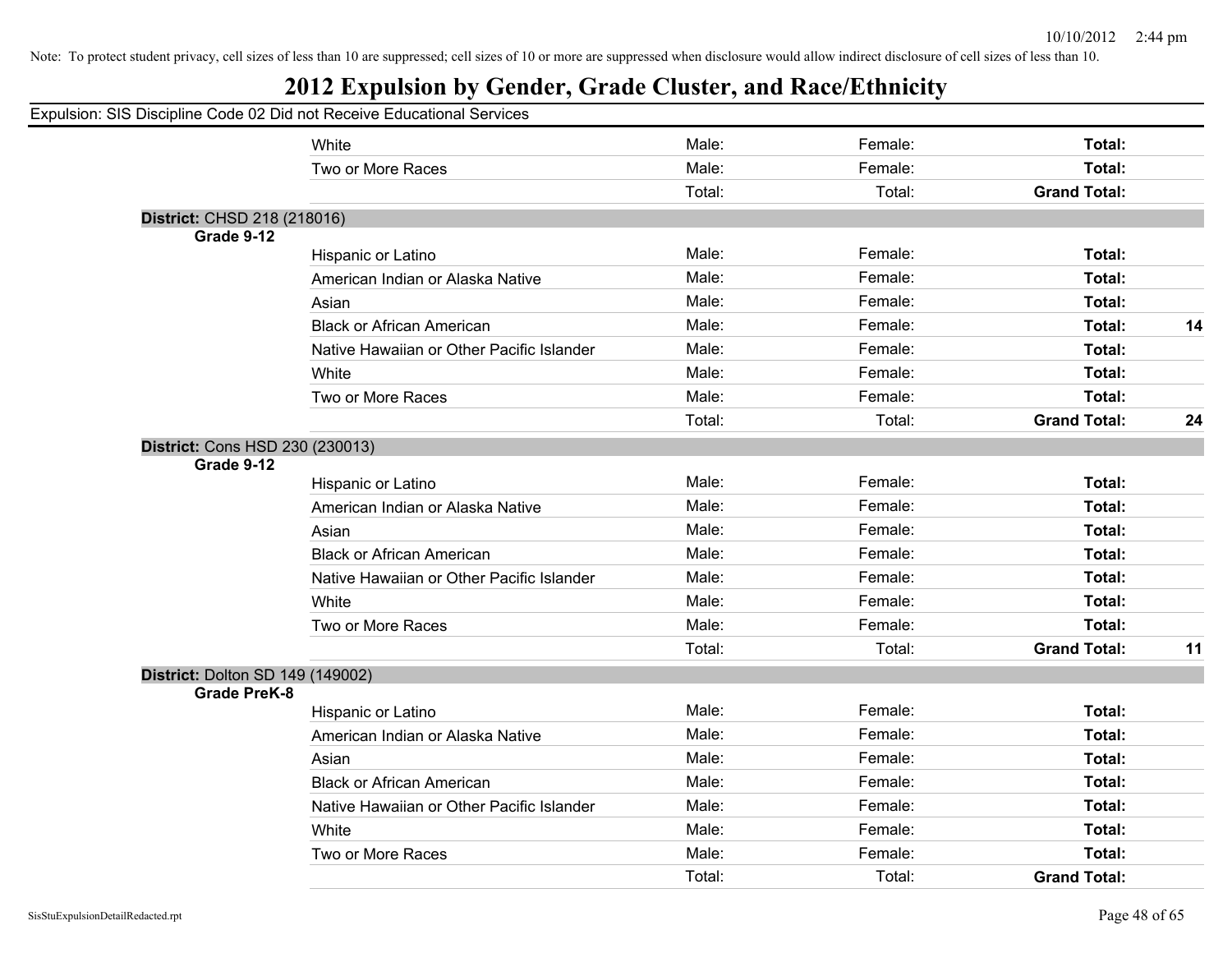Note: To protect student privacy, cell sizes of less than 10 are suppressed; cell sizes of 10 or more are suppressed when disclosure would allow indirect disclosure of cell sizes of less than 10.

# 2012 Expulsion by Gender, Grade Cluster, and Race/Ethnicity

Expulsion: SIS Discipline Code 02 Did not Receive Educational Services

| | | | | | |
|---|---|---|---|---|---|
| | White | Male: | Female: | **Total:** | |
| | Two or More Races | Male: | Female: | **Total:** | |
| | | Total: | Total: | **Grand Total:** | |
| **District:** CHSD 218 (218016) | | | | | |
| **Grade 9-12** | | | | | |
| | Hispanic or Latino | Male: | Female: | **Total:** | |
| | American Indian or Alaska Native | Male: | Female: | **Total:** | |
| | Asian | Male: | Female: | **Total:** | |
| | Black or African American | Male: | Female: | **Total:** | **14** |
| | Native Hawaiian or Other Pacific Islander | Male: | Female: | **Total:** | |
| | White | Male: | Female: | **Total:** | |
| | Two or More Races | Male: | Female: | **Total:** | |
| | | Total: | Total: | **Grand Total:** | **24** |
| **District:** Cons HSD 230 (230013) | | | | | |
| **Grade 9-12** | | | | | |
| | Hispanic or Latino | Male: | Female: | **Total:** | |
| | American Indian or Alaska Native | Male: | Female: | **Total:** | |
| | Asian | Male: | Female: | **Total:** | |
| | Black or African American | Male: | Female: | **Total:** | |
| | Native Hawaiian or Other Pacific Islander | Male: | Female: | **Total:** | |
| | White | Male: | Female: | **Total:** | |
| | Two or More Races | Male: | Female: | **Total:** | |
| | | Total: | Total: | **Grand Total:** | **11** |
| **District:** Dolton SD 149 (149002) | | | | | |
| **Grade PreK-8** | | | | | |
| | Hispanic or Latino | Male: | Female: | **Total:** | |
| | American Indian or Alaska Native | Male: | Female: | **Total:** | |
| | Asian | Male: | Female: | **Total:** | |
| | Black or African American | Male: | Female: | **Total:** | |
| | Native Hawaiian or Other Pacific Islander | Male: | Female: | **Total:** | |
| | White | Male: | Female: | **Total:** | |
| | Two or More Races | Male: | Female: | **Total:** | |
| | | Total: | Total: | **Grand Total:** | |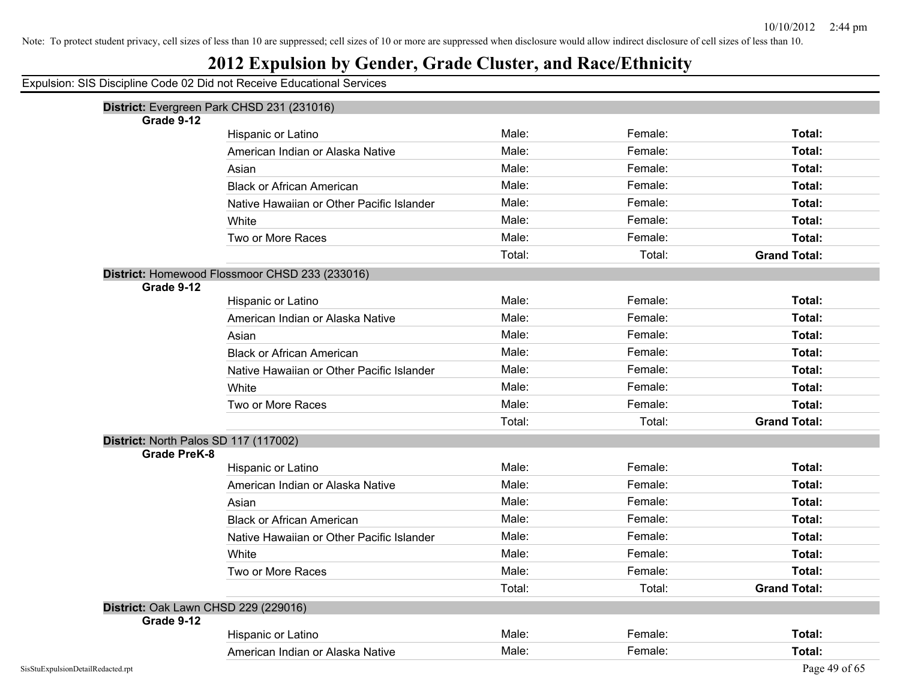Note: To protect student privacy, cell sizes of less than 10 are suppressed; cell sizes of 10 or more are suppressed when disclosure would allow indirect disclosure of cell sizes of less than 10.

# 2012 Expulsion by Gender, Grade Cluster, and Race/Ethnicity

Expulsion: SIS Discipline Code 02 Did not Receive Educational Services

**District:** Evergreen Park CHSD 231 (231016)

**Grade 9-12**

| | | | |
|---|---|---|---|
| Hispanic or Latino | Male: | Female: | **Total:** |
| American Indian or Alaska Native | Male: | Female: | **Total:** |
| Asian | Male: | Female: | **Total:** |
| Black or African American | Male: | Female: | **Total:** |
| Native Hawaiian or Other Pacific Islander | Male: | Female: | **Total:** |
| White | Male: | Female: | **Total:** |
| Two or More Races | Male: | Female: | **Total:** |
| | Total: | Total: | **Grand Total:** |

**District:** Homewood Flossmoor CHSD 233 (233016)

**Grade 9-12**

| | | | |
|---|---|---|---|
| Hispanic or Latino | Male: | Female: | **Total:** |
| American Indian or Alaska Native | Male: | Female: | **Total:** |
| Asian | Male: | Female: | **Total:** |
| Black or African American | Male: | Female: | **Total:** |
| Native Hawaiian or Other Pacific Islander | Male: | Female: | **Total:** |
| White | Male: | Female: | **Total:** |
| Two or More Races | Male: | Female: | **Total:** |
| | Total: | Total: | **Grand Total:** |

**District:** North Palos SD 117 (117002)

**Grade PreK-8**

| | | | |
|---|---|---|---|
| Hispanic or Latino | Male: | Female: | **Total:** |
| American Indian or Alaska Native | Male: | Female: | **Total:** |
| Asian | Male: | Female: | **Total:** |
| Black or African American | Male: | Female: | **Total:** |
| Native Hawaiian or Other Pacific Islander | Male: | Female: | **Total:** |
| White | Male: | Female: | **Total:** |
| Two or More Races | Male: | Female: | **Total:** |
| | Total: | Total: | **Grand Total:** |

**District:** Oak Lawn CHSD 229 (229016)

**Grade 9-12**

| | | | |
|---|---|---|---|
| Hispanic or Latino | Male: | Female: | **Total:** |
| American Indian or Alaska Native | Male: | Female: | **Total:** |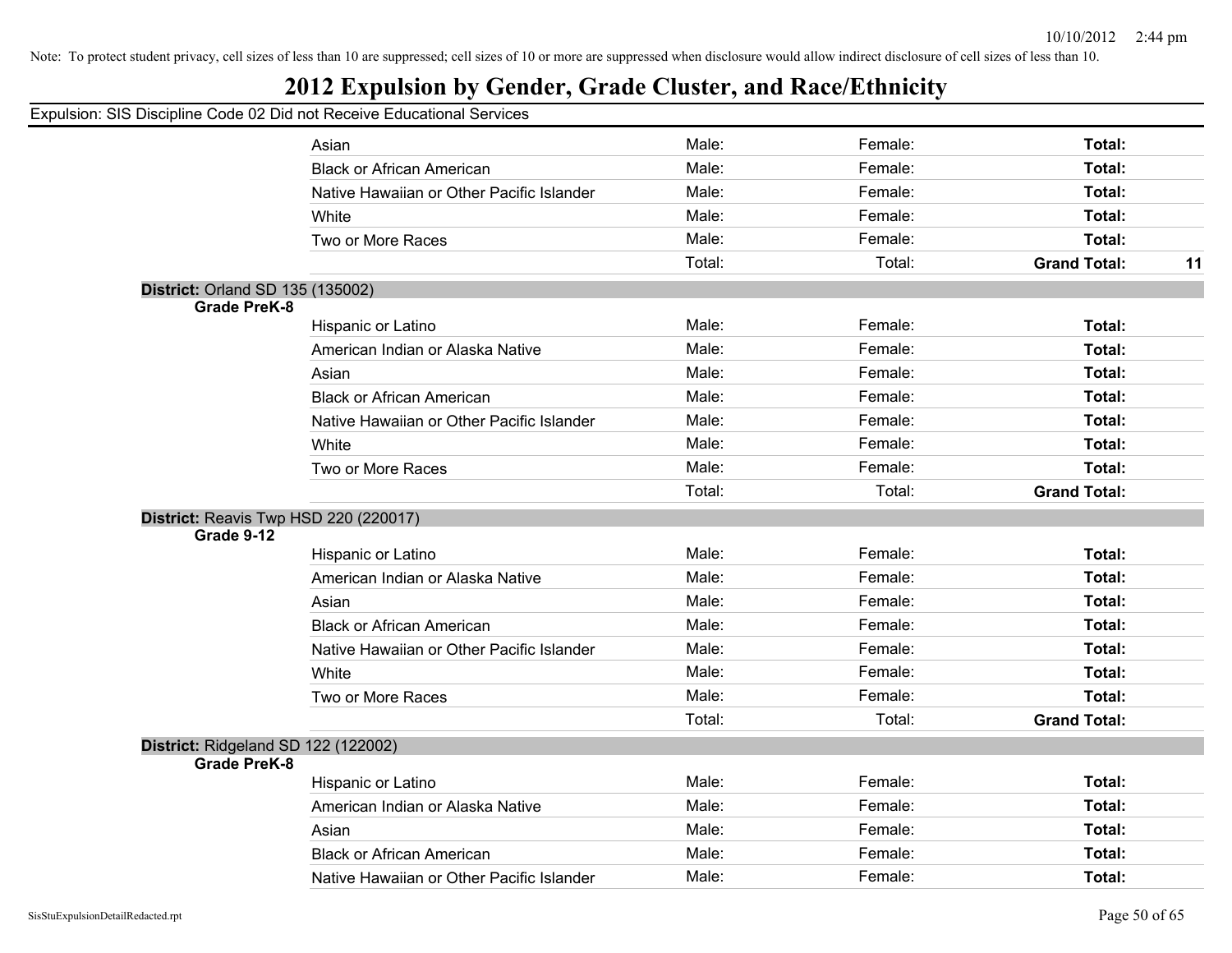Note: To protect student privacy, cell sizes of less than 10 are suppressed; cell sizes of 10 or more are suppressed when disclosure would allow indirect disclosure of cell sizes of less than 10.

# 2012 Expulsion by Gender, Grade Cluster, and Race/Ethnicity

Expulsion: SIS Discipline Code 02 Did not Receive Educational Services

| | | | | | |
|---|---|---|---|---|---|
| | Asian | Male: | Female: | **Total:** | |
| | Black or African American | Male: | Female: | **Total:** | |
| | Native Hawaiian or Other Pacific Islander | Male: | Female: | **Total:** | |
| | White | Male: | Female: | **Total:** | |
| | Two or More Races | Male: | Female: | **Total:** | |
| | | Total: | Total: | **Grand Total:** | **11** |

**District:** Orland SD 135 (135002)

**Grade PreK-8**

| | | | | |
|---|---|---|---|---|
| Hispanic or Latino | Male: | Female: | **Total:** | |
| American Indian or Alaska Native | Male: | Female: | **Total:** | |
| Asian | Male: | Female: | **Total:** | |
| Black or African American | Male: | Female: | **Total:** | |
| Native Hawaiian or Other Pacific Islander | Male: | Female: | **Total:** | |
| White | Male: | Female: | **Total:** | |
| Two or More Races | Male: | Female: | **Total:** | |
| | Total: | Total: | **Grand Total:** | |

**District:** Reavis Twp HSD 220 (220017)

**Grade 9-12**

| | | | | |
|---|---|---|---|---|
| Hispanic or Latino | Male: | Female: | **Total:** | |
| American Indian or Alaska Native | Male: | Female: | **Total:** | |
| Asian | Male: | Female: | **Total:** | |
| Black or African American | Male: | Female: | **Total:** | |
| Native Hawaiian or Other Pacific Islander | Male: | Female: | **Total:** | |
| White | Male: | Female: | **Total:** | |
| Two or More Races | Male: | Female: | **Total:** | |
| | Total: | Total: | **Grand Total:** | |

**District:** Ridgeland SD 122 (122002)

**Grade PreK-8**

| | | | | |
|---|---|---|---|---|
| Hispanic or Latino | Male: | Female: | **Total:** | |
| American Indian or Alaska Native | Male: | Female: | **Total:** | |
| Asian | Male: | Female: | **Total:** | |
| Black or African American | Male: | Female: | **Total:** | |
| Native Hawaiian or Other Pacific Islander | Male: | Female: | **Total:** | |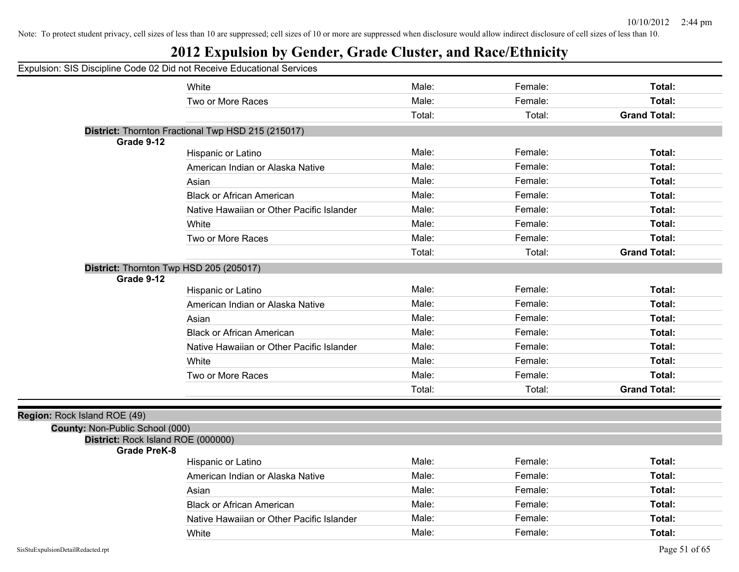Note: To protect student privacy, cell sizes of less than 10 are suppressed; cell sizes of 10 or more are suppressed when disclosure would allow indirect disclosure of cell sizes of less than 10.

# 2012 Expulsion by Gender, Grade Cluster, and Race/Ethnicity

Expulsion: SIS Discipline Code 02 Did not Receive Educational Services

| | | | |
|---|---|---|---|
| White | Male: | Female: | **Total:** |
| Two or More Races | Male: | Female: | **Total:** |
| | Total: | Total: | **Grand Total:** |

**District:** Thornton Fractional Twp HSD 215 (215017)

**Grade 9-12**

| | | | |
|---|---|---|---|
| Hispanic or Latino | Male: | Female: | **Total:** |
| American Indian or Alaska Native | Male: | Female: | **Total:** |
| Asian | Male: | Female: | **Total:** |
| Black or African American | Male: | Female: | **Total:** |
| Native Hawaiian or Other Pacific Islander | Male: | Female: | **Total:** |
| White | Male: | Female: | **Total:** |
| Two or More Races | Male: | Female: | **Total:** |
| | Total: | Total: | **Grand Total:** |

**District:** Thornton Twp HSD 205 (205017)

**Grade 9-12**

| | | | |
|---|---|---|---|
| Hispanic or Latino | Male: | Female: | **Total:** |
| American Indian or Alaska Native | Male: | Female: | **Total:** |
| Asian | Male: | Female: | **Total:** |
| Black or African American | Male: | Female: | **Total:** |
| Native Hawaiian or Other Pacific Islander | Male: | Female: | **Total:** |
| White | Male: | Female: | **Total:** |
| Two or More Races | Male: | Female: | **Total:** |
| | Total: | Total: | **Grand Total:** |

**Region:** Rock Island ROE (49)

**County:** Non-Public School (000)

**District:** Rock Island ROE (000000)

**Grade PreK-8**

| | | | |
|---|---|---|---|
| Hispanic or Latino | Male: | Female: | **Total:** |
| American Indian or Alaska Native | Male: | Female: | **Total:** |
| Asian | Male: | Female: | **Total:** |
| Black or African American | Male: | Female: | **Total:** |
| Native Hawaiian or Other Pacific Islander | Male: | Female: | **Total:** |
| White | Male: | Female: | **Total:** |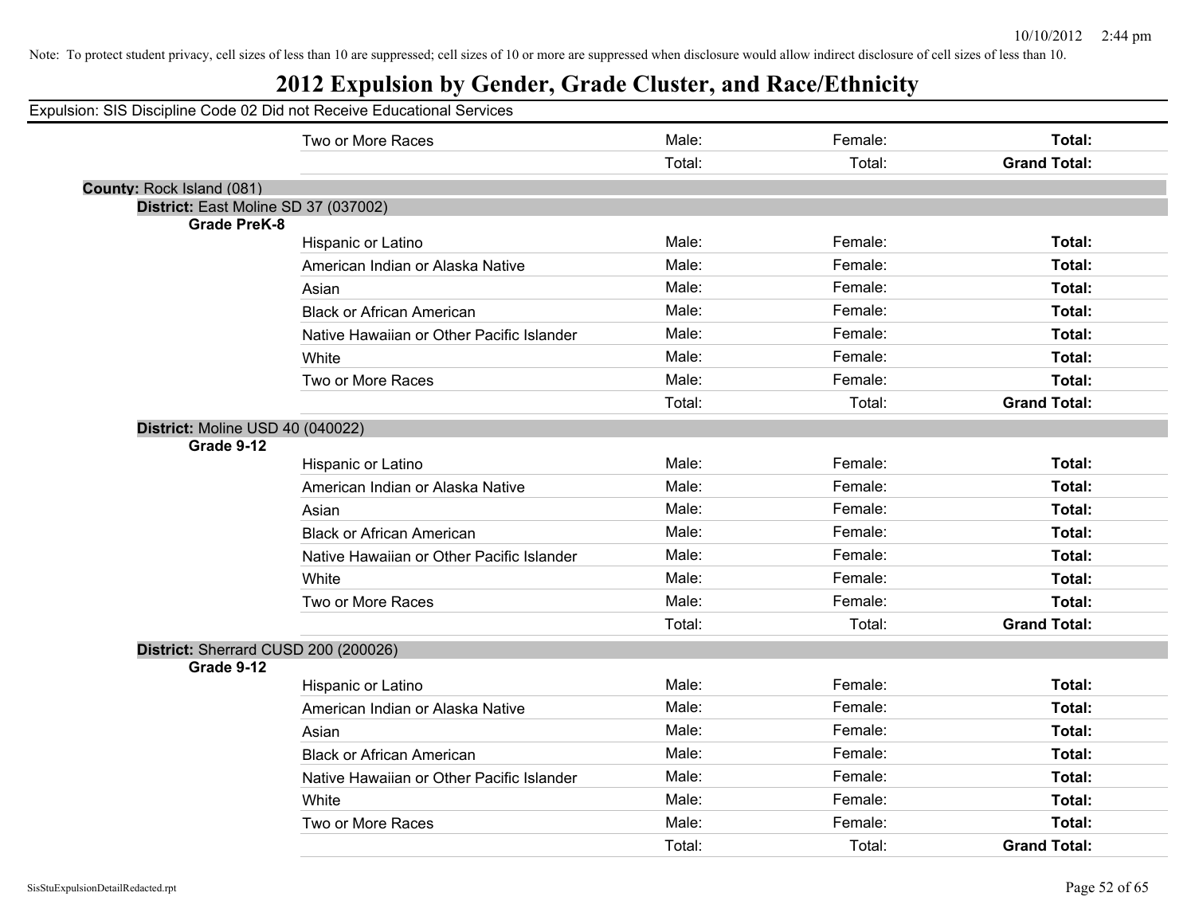Note: To protect student privacy, cell sizes of less than 10 are suppressed; cell sizes of 10 or more are suppressed when disclosure would allow indirect disclosure of cell sizes of less than 10.

# 2012 Expulsion by Gender, Grade Cluster, and Race/Ethnicity

Expulsion: SIS Discipline Code 02 Did not Receive Educational Services

| | | | | |
|---|---|---|---|---|
| | Two or More Races | Male: | Female: | **Total:** |
| | | Total: | Total: | **Grand Total:** |

**County:** Rock Island (081)

**District:** East Moline SD 37 (037002)

| **Grade PreK-8** | | | | |
|---|---|---|---|---|
| | Hispanic or Latino | Male: | Female: | **Total:** |
| | American Indian or Alaska Native | Male: | Female: | **Total:** |
| | Asian | Male: | Female: | **Total:** |
| | Black or African American | Male: | Female: | **Total:** |
| | Native Hawaiian or Other Pacific Islander | Male: | Female: | **Total:** |
| | White | Male: | Female: | **Total:** |
| | Two or More Races | Male: | Female: | **Total:** |
| | | Total: | Total: | **Grand Total:** |

**District:** Moline USD 40 (040022)

| **Grade 9-12** | | | | |
|---|---|---|---|---|
| | Hispanic or Latino | Male: | Female: | **Total:** |
| | American Indian or Alaska Native | Male: | Female: | **Total:** |
| | Asian | Male: | Female: | **Total:** |
| | Black or African American | Male: | Female: | **Total:** |
| | Native Hawaiian or Other Pacific Islander | Male: | Female: | **Total:** |
| | White | Male: | Female: | **Total:** |
| | Two or More Races | Male: | Female: | **Total:** |
| | | Total: | Total: | **Grand Total:** |

**District:** Sherrard CUSD 200 (200026)

| **Grade 9-12** | | | | |
|---|---|---|---|---|
| | Hispanic or Latino | Male: | Female: | **Total:** |
| | American Indian or Alaska Native | Male: | Female: | **Total:** |
| | Asian | Male: | Female: | **Total:** |
| | Black or African American | Male: | Female: | **Total:** |
| | Native Hawaiian or Other Pacific Islander | Male: | Female: | **Total:** |
| | White | Male: | Female: | **Total:** |
| | Two or More Races | Male: | Female: | **Total:** |
| | | Total: | Total: | **Grand Total:** |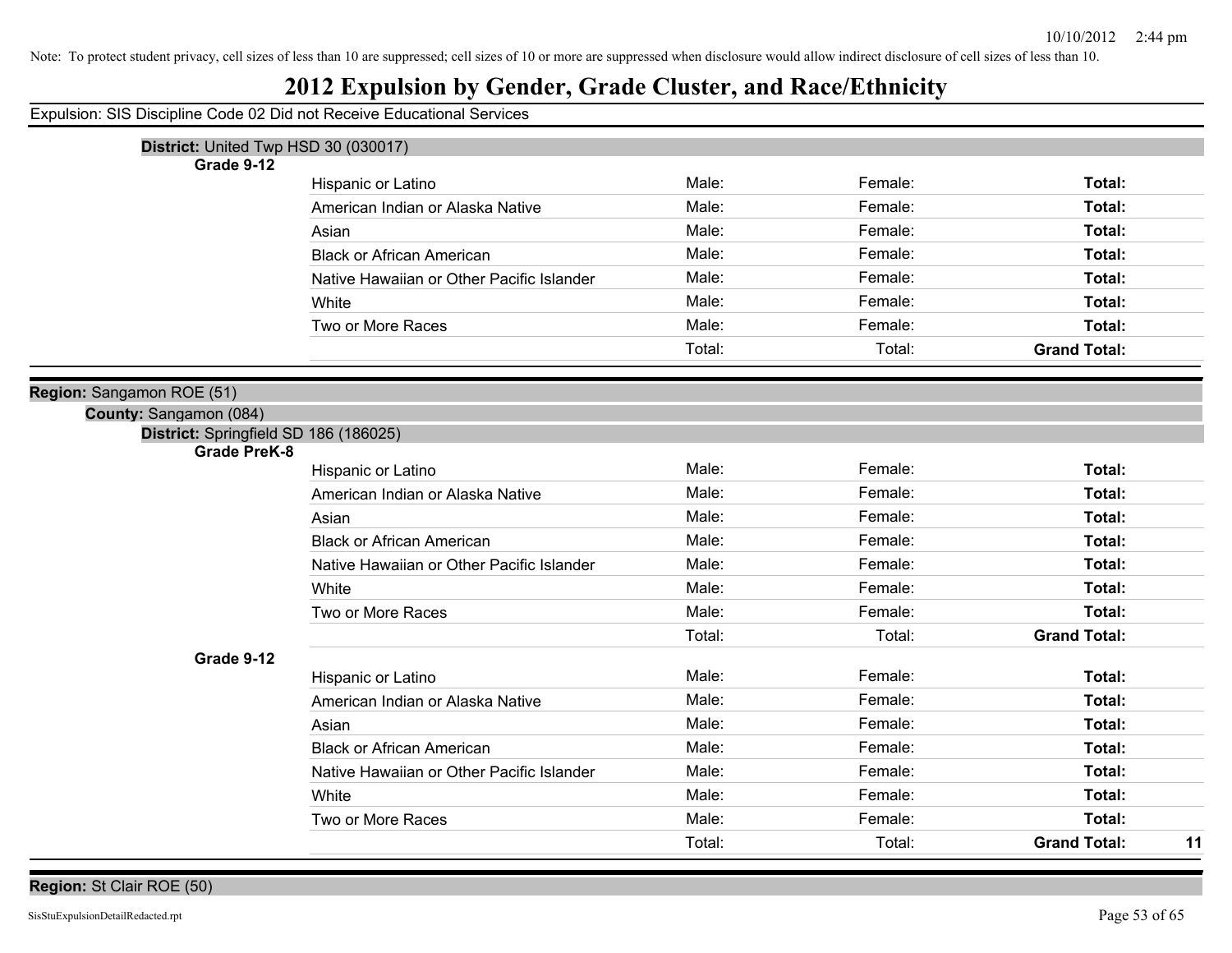Note: To protect student privacy, cell sizes of less than 10 are suppressed; cell sizes of 10 or more are suppressed when disclosure would allow indirect disclosure of cell sizes of less than 10.

# 2012 Expulsion by Gender, Grade Cluster, and Race/Ethnicity

Expulsion: SIS Discipline Code 02 Did not Receive Educational Services

**District:** United Twp HSD 30 (030017)

**Grade 9-12**

| Race/Ethnicity | Male | Female | Total |
|---|---|---|---|
| Hispanic or Latino | Male: | Female: | **Total:** |
| American Indian or Alaska Native | Male: | Female: | **Total:** |
| Asian | Male: | Female: | **Total:** |
| Black or African American | Male: | Female: | **Total:** |
| Native Hawaiian or Other Pacific Islander | Male: | Female: | **Total:** |
| White | Male: | Female: | **Total:** |
| Two or More Races | Male: | Female: | **Total:** |
| | Total: | Total: | **Grand Total:** |

**Region:** Sangamon ROE (51)

**County:** Sangamon (084)

**District:** Springfield SD 186 (186025)

**Grade PreK-8**

| Race/Ethnicity | Male | Female | Total |
|---|---|---|---|
| Hispanic or Latino | Male: | Female: | **Total:** |
| American Indian or Alaska Native | Male: | Female: | **Total:** |
| Asian | Male: | Female: | **Total:** |
| Black or African American | Male: | Female: | **Total:** |
| Native Hawaiian or Other Pacific Islander | Male: | Female: | **Total:** |
| White | Male: | Female: | **Total:** |
| Two or More Races | Male: | Female: | **Total:** |
| | Total: | Total: | **Grand Total:** |

**Grade 9-12**

| Race/Ethnicity | Male | Female | Total |
|---|---|---|---|
| Hispanic or Latino | Male: | Female: | **Total:** |
| American Indian or Alaska Native | Male: | Female: | **Total:** |
| Asian | Male: | Female: | **Total:** |
| Black or African American | Male: | Female: | **Total:** |
| Native Hawaiian or Other Pacific Islander | Male: | Female: | **Total:** |
| White | Male: | Female: | **Total:** |
| Two or More Races | Male: | Female: | **Total:** |
| | Total: | Total: | **Grand Total:** 11 |

**Region:** St Clair ROE (50)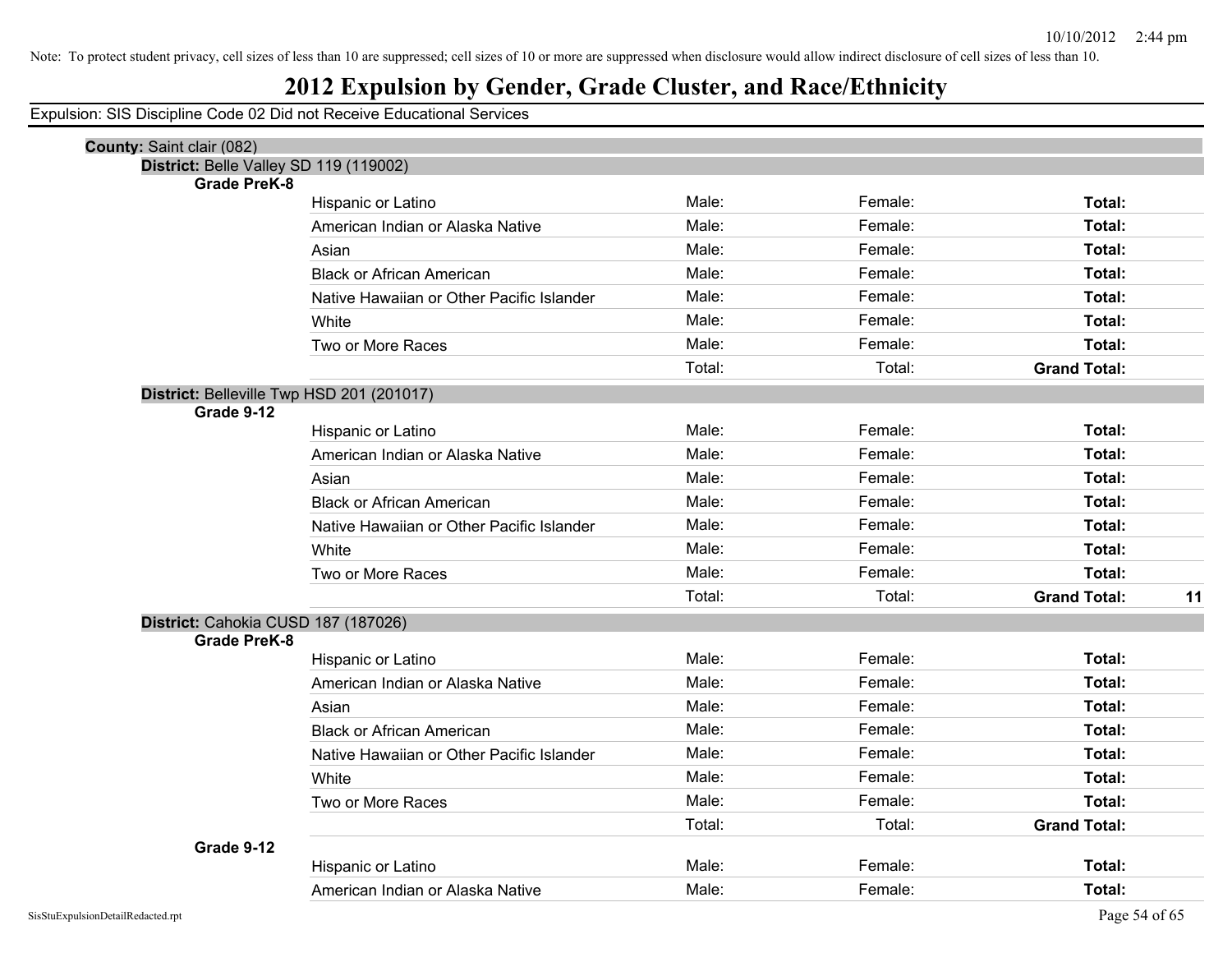Note: To protect student privacy, cell sizes of less than 10 are suppressed; cell sizes of 10 or more are suppressed when disclosure would allow indirect disclosure of cell sizes of less than 10.

# 2012 Expulsion by Gender, Grade Cluster, and Race/Ethnicity

Expulsion: SIS Discipline Code 02 Did not Receive Educational Services

**County:** Saint clair (082)

**District:** Belle Valley SD 119 (119002)

**Grade PreK-8**

| Race/Ethnicity | Male | Female | Total |
|---|---|---|---|
| Hispanic or Latino | Male: | Female: | **Total:** |
| American Indian or Alaska Native | Male: | Female: | **Total:** |
| Asian | Male: | Female: | **Total:** |
| Black or African American | Male: | Female: | **Total:** |
| Native Hawaiian or Other Pacific Islander | Male: | Female: | **Total:** |
| White | Male: | Female: | **Total:** |
| Two or More Races | Male: | Female: | **Total:** |
| | Total: | Total: | **Grand Total:** |

**District:** Belleville Twp HSD 201 (201017)

**Grade 9-12**

| Race/Ethnicity | Male | Female | Total |
|---|---|---|---|
| Hispanic or Latino | Male: | Female: | **Total:** |
| American Indian or Alaska Native | Male: | Female: | **Total:** |
| Asian | Male: | Female: | **Total:** |
| Black or African American | Male: | Female: | **Total:** |
| Native Hawaiian or Other Pacific Islander | Male: | Female: | **Total:** |
| White | Male: | Female: | **Total:** |
| Two or More Races | Male: | Female: | **Total:** |
| | Total: | Total: | **Grand Total: 11** |

**District:** Cahokia CUSD 187 (187026)

**Grade PreK-8**

| Race/Ethnicity | Male | Female | Total |
|---|---|---|---|
| Hispanic or Latino | Male: | Female: | **Total:** |
| American Indian or Alaska Native | Male: | Female: | **Total:** |
| Asian | Male: | Female: | **Total:** |
| Black or African American | Male: | Female: | **Total:** |
| Native Hawaiian or Other Pacific Islander | Male: | Female: | **Total:** |
| White | Male: | Female: | **Total:** |
| Two or More Races | Male: | Female: | **Total:** |
| | Total: | Total: | **Grand Total:** |

**Grade 9-12**

| Race/Ethnicity | Male | Female | Total |
|---|---|---|---|
| Hispanic or Latino | Male: | Female: | **Total:** |
| American Indian or Alaska Native | Male: | Female: | **Total:** |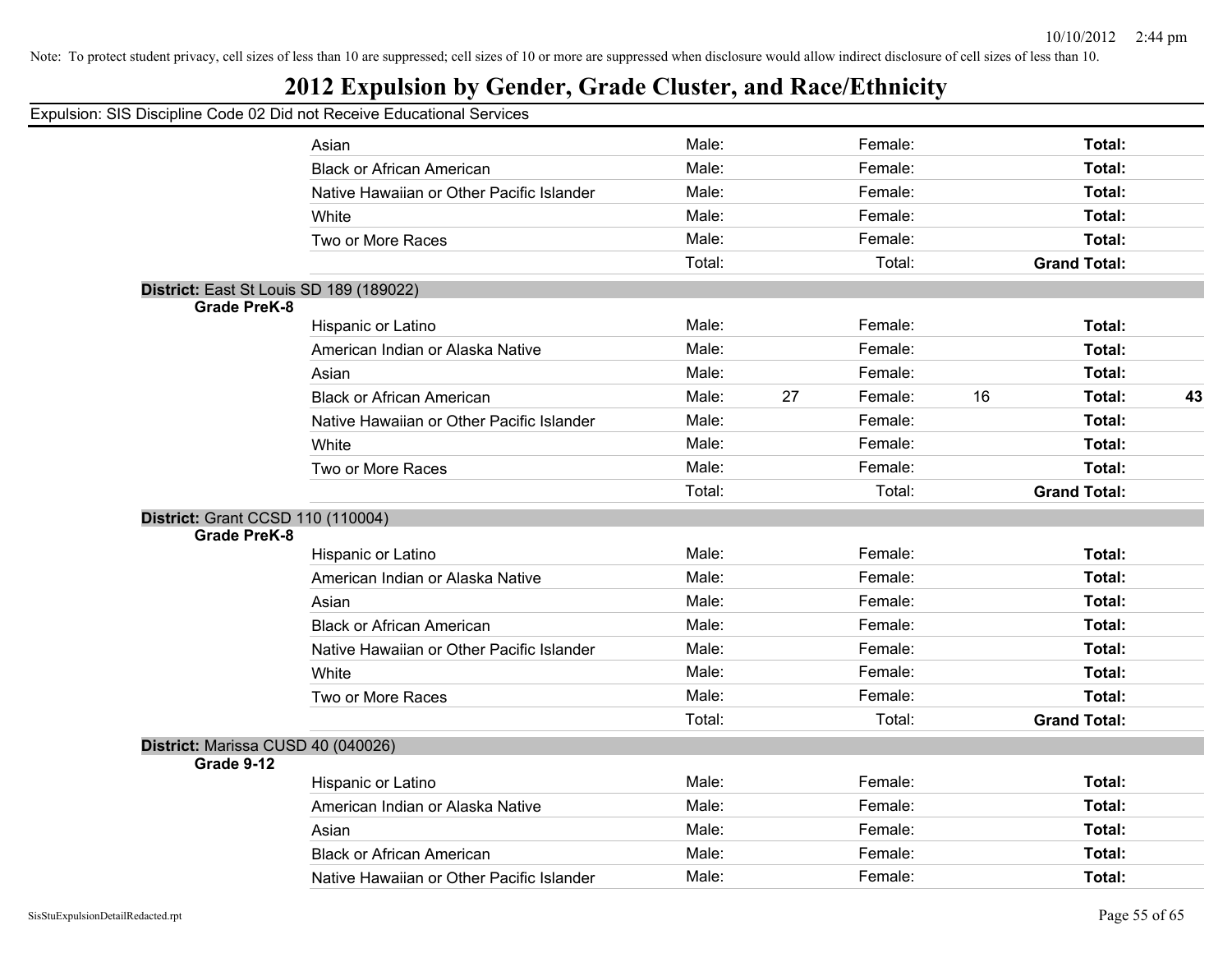Note: To protect student privacy, cell sizes of less than 10 are suppressed; cell sizes of 10 or more are suppressed when disclosure would allow indirect disclosure of cell sizes of less than 10.

# 2012 Expulsion by Gender, Grade Cluster, and Race/Ethnicity

## Expulsion: SIS Discipline Code 02 Did not Receive Educational Services

| | | | | | | | |
|---|---|---|---|---|---|---|---|
| Asian | Male: | | Female: | | **Total:** | |
| Black or African American | Male: | | Female: | | **Total:** | |
| Native Hawaiian or Other Pacific Islander | Male: | | Female: | | **Total:** | |
| White | Male: | | Female: | | **Total:** | |
| Two or More Races | Male: | | Female: | | **Total:** | |
| | Total: | | Total: | | **Grand Total:** | |

**District:** East St Louis SD 189 (189022)

**Grade PreK-8**

| | | | | | | |
|---|---|---|---|---|---|---|
| Hispanic or Latino | Male: | | Female: | | **Total:** | |
| American Indian or Alaska Native | Male: | | Female: | | **Total:** | |
| Asian | Male: | | Female: | | **Total:** | |
| Black or African American | Male: | 27 | Female: | 16 | **Total:** | **43** |
| Native Hawaiian or Other Pacific Islander | Male: | | Female: | | **Total:** | |
| White | Male: | | Female: | | **Total:** | |
| Two or More Races | Male: | | Female: | | **Total:** | |
| | Total: | | Total: | | **Grand Total:** | |

**District:** Grant CCSD 110 (110004)

**Grade PreK-8**

| | | | | | | |
|---|---|---|---|---|---|---|
| Hispanic or Latino | Male: | | Female: | | **Total:** | |
| American Indian or Alaska Native | Male: | | Female: | | **Total:** | |
| Asian | Male: | | Female: | | **Total:** | |
| Black or African American | Male: | | Female: | | **Total:** | |
| Native Hawaiian or Other Pacific Islander | Male: | | Female: | | **Total:** | |
| White | Male: | | Female: | | **Total:** | |
| Two or More Races | Male: | | Female: | | **Total:** | |
| | Total: | | Total: | | **Grand Total:** | |

**District:** Marissa CUSD 40 (040026)

**Grade 9-12**

| | | | | | | |
|---|---|---|---|---|---|---|
| Hispanic or Latino | Male: | | Female: | | **Total:** | |
| American Indian or Alaska Native | Male: | | Female: | | **Total:** | |
| Asian | Male: | | Female: | | **Total:** | |
| Black or African American | Male: | | Female: | | **Total:** | |
| Native Hawaiian or Other Pacific Islander | Male: | | Female: | | **Total:** | |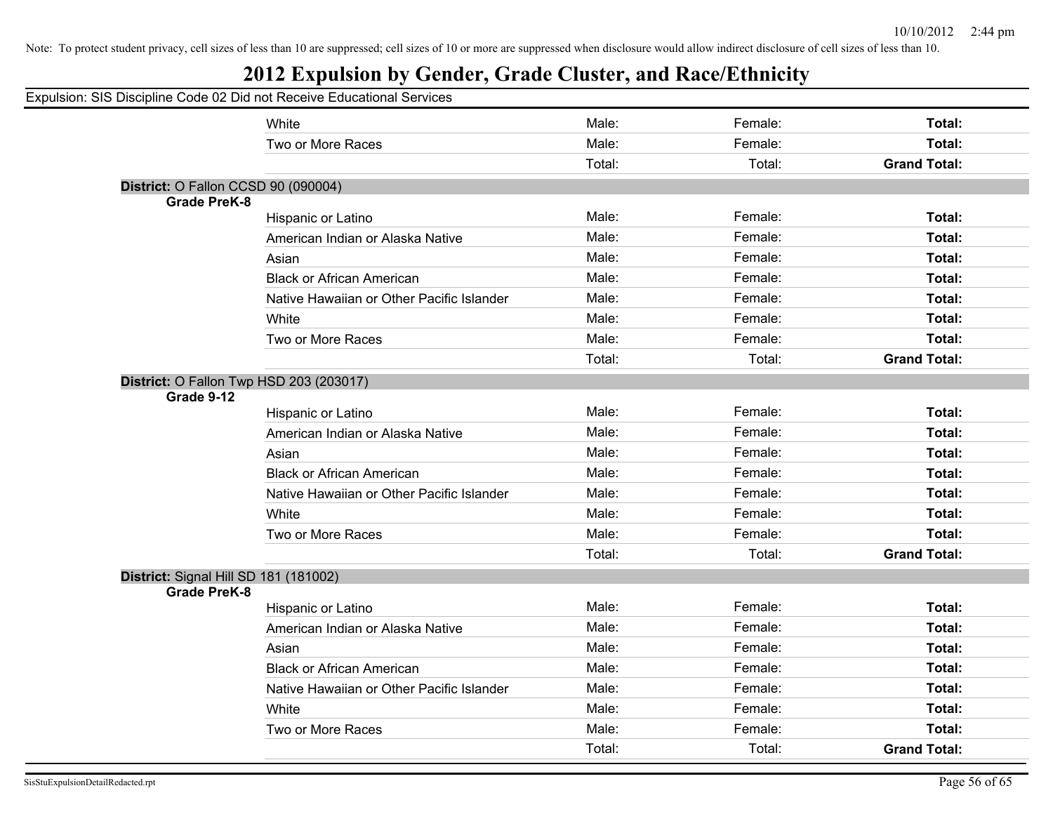Note: To protect student privacy, cell sizes of less than 10 are suppressed; cell sizes of 10 or more are suppressed when disclosure would allow indirect disclosure of cell sizes of less than 10.

# 2012 Expulsion by Gender, Grade Cluster, and Race/Ethnicity

Expulsion: SIS Discipline Code 02 Did not Receive Educational Services

| | | | | |
|---|---|---|---|---|
| | White | Male: | Female: | **Total:** |
| | Two or More Races | Male: | Female: | **Total:** |
| | | Total: | Total: | **Grand Total:** |

**District:** O Fallon CCSD 90 (090004)

| **Grade PreK-8** | | | | |
|---|---|---|---|---|
| | Hispanic or Latino | Male: | Female: | **Total:** |
| | American Indian or Alaska Native | Male: | Female: | **Total:** |
| | Asian | Male: | Female: | **Total:** |
| | Black or African American | Male: | Female: | **Total:** |
| | Native Hawaiian or Other Pacific Islander | Male: | Female: | **Total:** |
| | White | Male: | Female: | **Total:** |
| | Two or More Races | Male: | Female: | **Total:** |
| | | Total: | Total: | **Grand Total:** |

**District:** O Fallon Twp HSD 203 (203017)

| **Grade 9-12** | | | | |
|---|---|---|---|---|
| | Hispanic or Latino | Male: | Female: | **Total:** |
| | American Indian or Alaska Native | Male: | Female: | **Total:** |
| | Asian | Male: | Female: | **Total:** |
| | Black or African American | Male: | Female: | **Total:** |
| | Native Hawaiian or Other Pacific Islander | Male: | Female: | **Total:** |
| | White | Male: | Female: | **Total:** |
| | Two or More Races | Male: | Female: | **Total:** |
| | | Total: | Total: | **Grand Total:** |

**District:** Signal Hill SD 181 (181002)

| **Grade PreK-8** | | | | |
|---|---|---|---|---|
| | Hispanic or Latino | Male: | Female: | **Total:** |
| | American Indian or Alaska Native | Male: | Female: | **Total:** |
| | Asian | Male: | Female: | **Total:** |
| | Black or African American | Male: | Female: | **Total:** |
| | Native Hawaiian or Other Pacific Islander | Male: | Female: | **Total:** |
| | White | Male: | Female: | **Total:** |
| | Two or More Races | Male: | Female: | **Total:** |
| | | Total: | Total: | **Grand Total:** |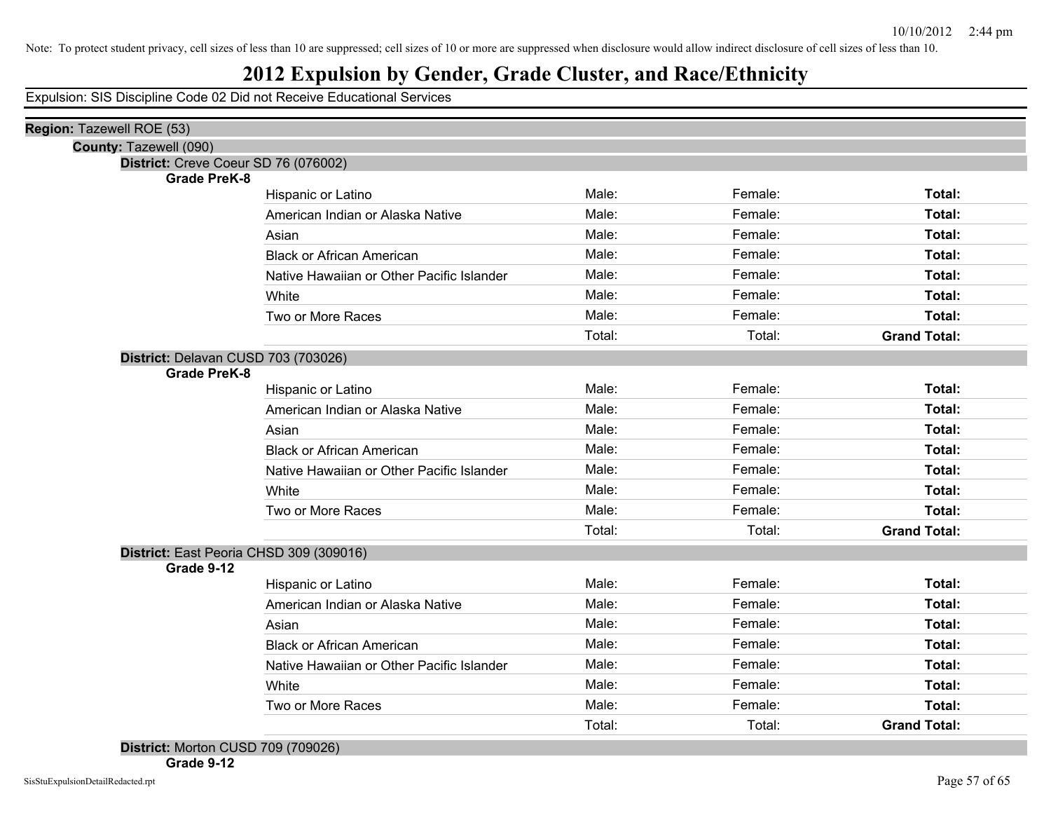Note: To protect student privacy, cell sizes of less than 10 are suppressed; cell sizes of 10 or more are suppressed when disclosure would allow indirect disclosure of cell sizes of less than 10.

# 2012 Expulsion by Gender, Grade Cluster, and Race/Ethnicity

Expulsion: SIS Discipline Code 02 Did not Receive Educational Services

**Region:** Tazewell ROE (53)

**County:** Tazewell (090)

**District:** Creve Coeur SD 76 (076002)

**Grade PreK-8**

| | | | |
|---|---|---|---|
| Hispanic or Latino | Male: | Female: | **Total:** |
| American Indian or Alaska Native | Male: | Female: | **Total:** |
| Asian | Male: | Female: | **Total:** |
| Black or African American | Male: | Female: | **Total:** |
| Native Hawaiian or Other Pacific Islander | Male: | Female: | **Total:** |
| White | Male: | Female: | **Total:** |
| Two or More Races | Male: | Female: | **Total:** |
| | Total: | Total: | **Grand Total:** |

**District:** Delavan CUSD 703 (703026)

**Grade PreK-8**

| | | | |
|---|---|---|---|
| Hispanic or Latino | Male: | Female: | **Total:** |
| American Indian or Alaska Native | Male: | Female: | **Total:** |
| Asian | Male: | Female: | **Total:** |
| Black or African American | Male: | Female: | **Total:** |
| Native Hawaiian or Other Pacific Islander | Male: | Female: | **Total:** |
| White | Male: | Female: | **Total:** |
| Two or More Races | Male: | Female: | **Total:** |
| | Total: | Total: | **Grand Total:** |

**District:** East Peoria CHSD 309 (309016)

**Grade 9-12**

| | | | |
|---|---|---|---|
| Hispanic or Latino | Male: | Female: | **Total:** |
| American Indian or Alaska Native | Male: | Female: | **Total:** |
| Asian | Male: | Female: | **Total:** |
| Black or African American | Male: | Female: | **Total:** |
| Native Hawaiian or Other Pacific Islander | Male: | Female: | **Total:** |
| White | Male: | Female: | **Total:** |
| Two or More Races | Male: | Female: | **Total:** |
| | Total: | Total: | **Grand Total:** |

**District:** Morton CUSD 709 (709026)

**Grade 9-12**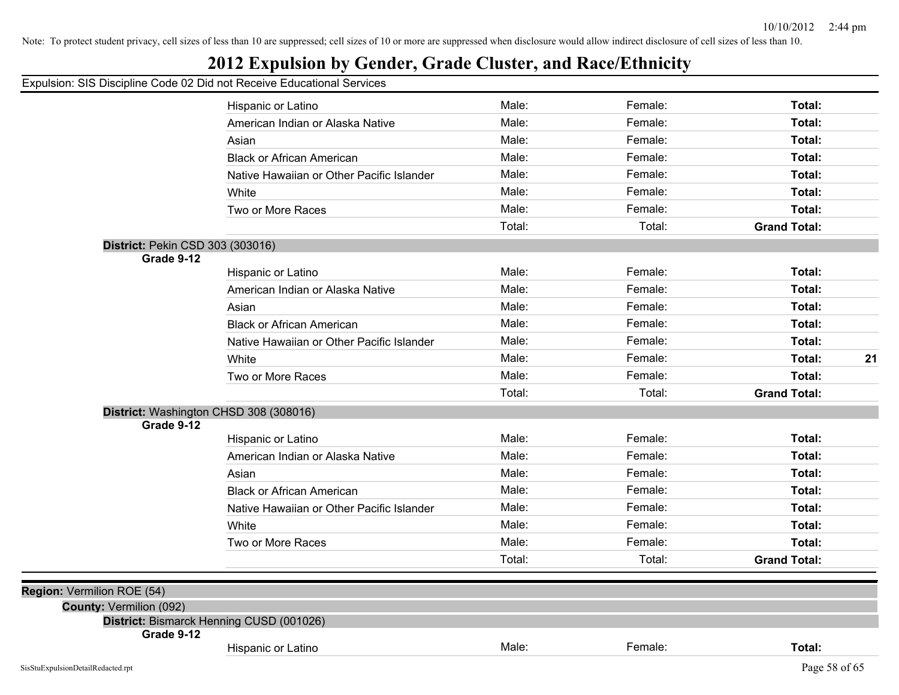Note: To protect student privacy, cell sizes of less than 10 are suppressed; cell sizes of 10 or more are suppressed when disclosure would allow indirect disclosure of cell sizes of less than 10.

# 2012 Expulsion by Gender, Grade Cluster, and Race/Ethnicity

Expulsion: SIS Discipline Code 02 Did not Receive Educational Services

| | | | | |
|---|---|---|---|---|
| Hispanic or Latino | Male: | Female: | **Total:** | |
| American Indian or Alaska Native | Male: | Female: | **Total:** | |
| Asian | Male: | Female: | **Total:** | |
| Black or African American | Male: | Female: | **Total:** | |
| Native Hawaiian or Other Pacific Islander | Male: | Female: | **Total:** | |
| White | Male: | Female: | **Total:** | |
| Two or More Races | Male: | Female: | **Total:** | |
| | Total: | Total: | **Grand Total:** | |

**District:** Pekin CSD 303 (303016)

**Grade 9-12**

| | | | | |
|---|---|---|---|---|
| Hispanic or Latino | Male: | Female: | **Total:** | |
| American Indian or Alaska Native | Male: | Female: | **Total:** | |
| Asian | Male: | Female: | **Total:** | |
| Black or African American | Male: | Female: | **Total:** | |
| Native Hawaiian or Other Pacific Islander | Male: | Female: | **Total:** | |
| White | Male: | Female: | **Total:** | **21** |
| Two or More Races | Male: | Female: | **Total:** | |
| | Total: | Total: | **Grand Total:** | |

**District:** Washington CHSD 308 (308016)

**Grade 9-12**

| | | | | |
|---|---|---|---|---|
| Hispanic or Latino | Male: | Female: | **Total:** | |
| American Indian or Alaska Native | Male: | Female: | **Total:** | |
| Asian | Male: | Female: | **Total:** | |
| Black or African American | Male: | Female: | **Total:** | |
| Native Hawaiian or Other Pacific Islander | Male: | Female: | **Total:** | |
| White | Male: | Female: | **Total:** | |
| Two or More Races | Male: | Female: | **Total:** | |
| | Total: | Total: | **Grand Total:** | |

**Region:** Vermilion ROE (54)

**County:** Vermilion (092)

**District:** Bismarck Henning CUSD (001026)

**Grade 9-12**

| | | | | |
|---|---|---|---|---|
| Hispanic or Latino | Male: | Female: | **Total:** | |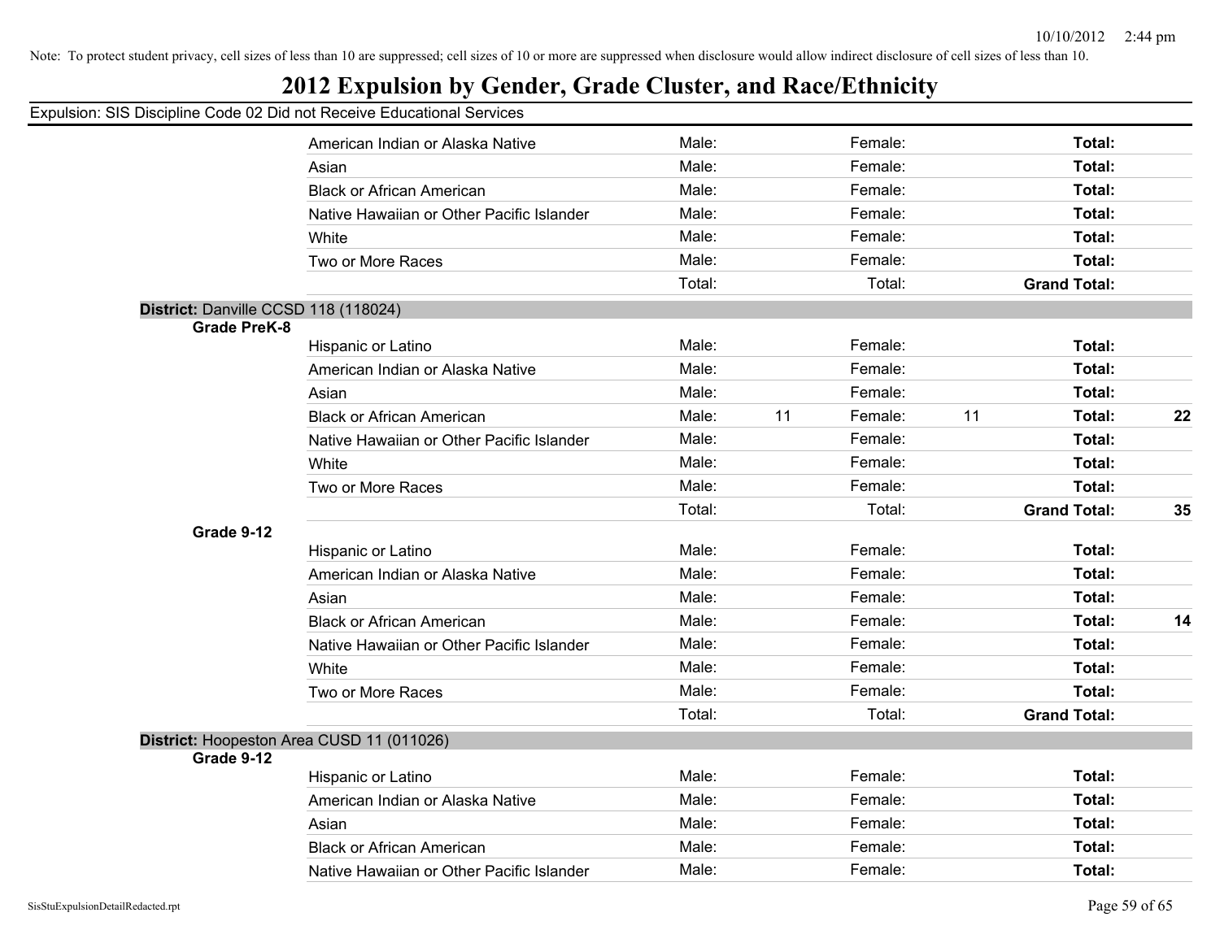Note: To protect student privacy, cell sizes of less than 10 are suppressed; cell sizes of 10 or more are suppressed when disclosure would allow indirect disclosure of cell sizes of less than 10.

# 2012 Expulsion by Gender, Grade Cluster, and Race/Ethnicity

Expulsion: SIS Discipline Code 02 Did not Receive Educational Services

| | | | | | | | |
|---|---|---|---|---|---|---|---|
| American Indian or Alaska Native | Male: | | Female: | | **Total:** | |
| Asian | Male: | | Female: | | **Total:** | |
| Black or African American | Male: | | Female: | | **Total:** | |
| Native Hawaiian or Other Pacific Islander | Male: | | Female: | | **Total:** | |
| White | Male: | | Female: | | **Total:** | |
| Two or More Races | Male: | | Female: | | **Total:** | |
| | Total: | | Total: | | **Grand Total:** | |

**District:** Danville CCSD 118 (118024)

**Grade PreK-8**

| | | | | | | |
|---|---|---|---|---|---|---|
| Hispanic or Latino | Male: | | Female: | | **Total:** | |
| American Indian or Alaska Native | Male: | | Female: | | **Total:** | |
| Asian | Male: | | Female: | | **Total:** | |
| Black or African American | Male: | 11 | Female: | 11 | **Total:** | **22** |
| Native Hawaiian or Other Pacific Islander | Male: | | Female: | | **Total:** | |
| White | Male: | | Female: | | **Total:** | |
| Two or More Races | Male: | | Female: | | **Total:** | |
| | Total: | | Total: | | **Grand Total:** | **35** |

**Grade 9-12**

| | | | | | | |
|---|---|---|---|---|---|---|
| Hispanic or Latino | Male: | | Female: | | **Total:** | |
| American Indian or Alaska Native | Male: | | Female: | | **Total:** | |
| Asian | Male: | | Female: | | **Total:** | |
| Black or African American | Male: | | Female: | | **Total:** | **14** |
| Native Hawaiian or Other Pacific Islander | Male: | | Female: | | **Total:** | |
| White | Male: | | Female: | | **Total:** | |
| Two or More Races | Male: | | Female: | | **Total:** | |
| | Total: | | Total: | | **Grand Total:** | |

**District:** Hoopeston Area CUSD 11 (011026)

**Grade 9-12**

| | | | | | | |
|---|---|---|---|---|---|---|
| Hispanic or Latino | Male: | | Female: | | **Total:** | |
| American Indian or Alaska Native | Male: | | Female: | | **Total:** | |
| Asian | Male: | | Female: | | **Total:** | |
| Black or African American | Male: | | Female: | | **Total:** | |
| Native Hawaiian or Other Pacific Islander | Male: | | Female: | | **Total:** | |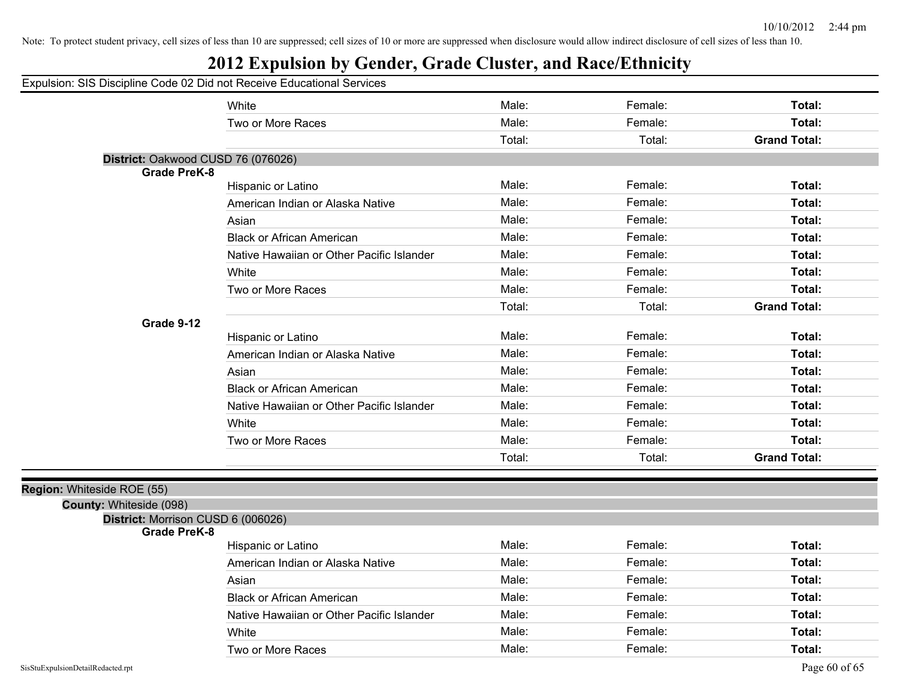Note: To protect student privacy, cell sizes of less than 10 are suppressed; cell sizes of 10 or more are suppressed when disclosure would allow indirect disclosure of cell sizes of less than 10.

# 2012 Expulsion by Gender, Grade Cluster, and Race/Ethnicity

Expulsion: SIS Discipline Code 02 Did not Receive Educational Services

| | | | | |
|---|---|---|---|---|
| | White | Male: | Female: | **Total:** |
| | Two or More Races | Male: | Female: | **Total:** |
| | | Total: | Total: | **Grand Total:** |

**District:** Oakwood CUSD 76 (076026)

| | | | | |
|---|---|---|---|---|
| **Grade PreK-8** | | | | |
| | Hispanic or Latino | Male: | Female: | **Total:** |
| | American Indian or Alaska Native | Male: | Female: | **Total:** |
| | Asian | Male: | Female: | **Total:** |
| | Black or African American | Male: | Female: | **Total:** |
| | Native Hawaiian or Other Pacific Islander | Male: | Female: | **Total:** |
| | White | Male: | Female: | **Total:** |
| | Two or More Races | Male: | Female: | **Total:** |
| | | Total: | Total: | **Grand Total:** |
| **Grade 9-12** | | | | |
| | Hispanic or Latino | Male: | Female: | **Total:** |
| | American Indian or Alaska Native | Male: | Female: | **Total:** |
| | Asian | Male: | Female: | **Total:** |
| | Black or African American | Male: | Female: | **Total:** |
| | Native Hawaiian or Other Pacific Islander | Male: | Female: | **Total:** |
| | White | Male: | Female: | **Total:** |
| | Two or More Races | Male: | Female: | **Total:** |
| | | Total: | Total: | **Grand Total:** |

**Region:** Whiteside ROE (55)

**County:** Whiteside (098)

**District:** Morrison CUSD 6 (006026)

| | | | | |
|---|---|---|---|---|
| **Grade PreK-8** | | | | |
| | Hispanic or Latino | Male: | Female: | **Total:** |
| | American Indian or Alaska Native | Male: | Female: | **Total:** |
| | Asian | Male: | Female: | **Total:** |
| | Black or African American | Male: | Female: | **Total:** |
| | Native Hawaiian or Other Pacific Islander | Male: | Female: | **Total:** |
| | White | Male: | Female: | **Total:** |
| | Two or More Races | Male: | Female: | **Total:** |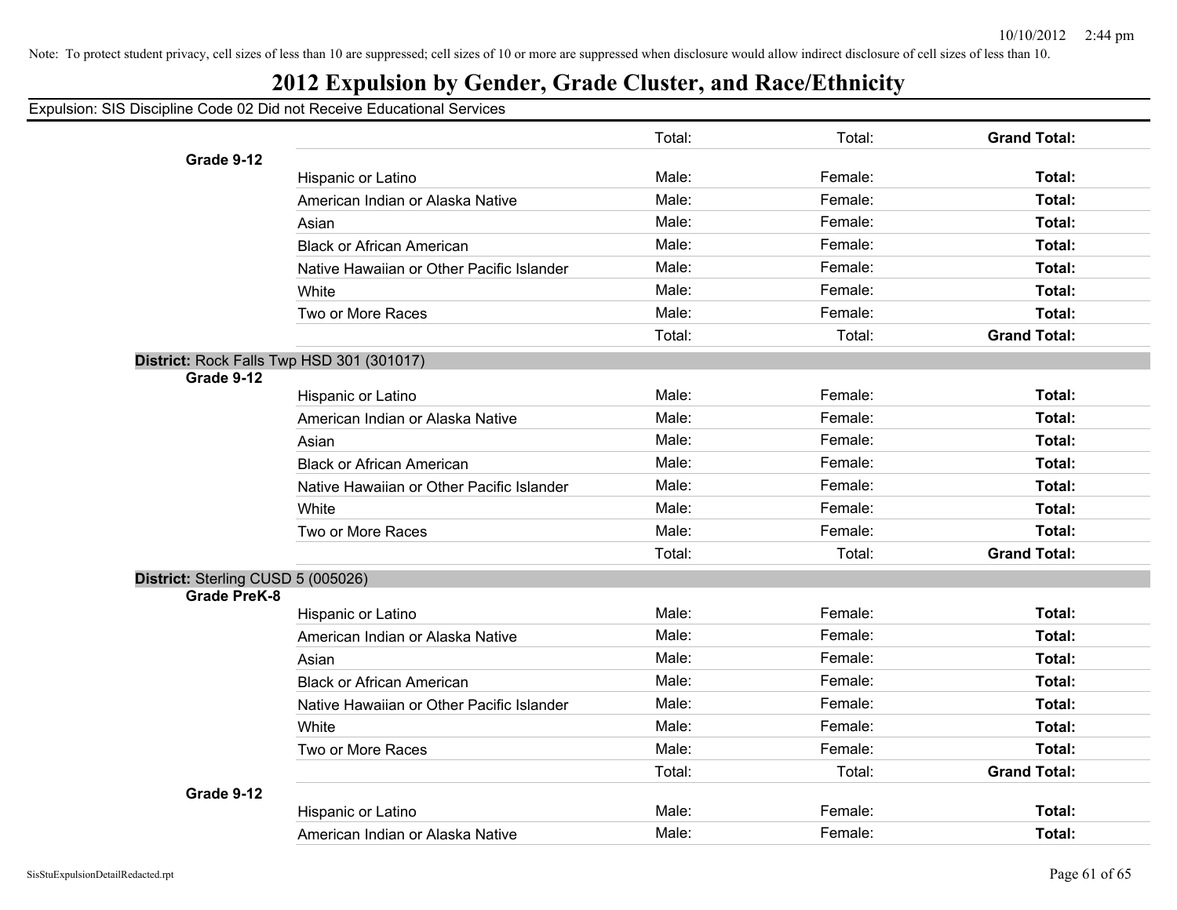Note: To protect student privacy, cell sizes of less than 10 are suppressed; cell sizes of 10 or more are suppressed when disclosure would allow indirect disclosure of cell sizes of less than 10.

# 2012 Expulsion by Gender, Grade Cluster, and Race/Ethnicity

Expulsion: SIS Discipline Code 02 Did not Receive Educational Services

| | | | | |
|---|---|---|---|---|
| | | Total: | Total: | **Grand Total:** |
| **Grade 9-12** | | | | |
| | Hispanic or Latino | Male: | Female: | **Total:** |
| | American Indian or Alaska Native | Male: | Female: | **Total:** |
| | Asian | Male: | Female: | **Total:** |
| | Black or African American | Male: | Female: | **Total:** |
| | Native Hawaiian or Other Pacific Islander | Male: | Female: | **Total:** |
| | White | Male: | Female: | **Total:** |
| | Two or More Races | Male: | Female: | **Total:** |
| | | Total: | Total: | **Grand Total:** |
| **District:** Rock Falls Twp HSD 301 (301017) | | | | |
| **Grade 9-12** | | | | |
| | Hispanic or Latino | Male: | Female: | **Total:** |
| | American Indian or Alaska Native | Male: | Female: | **Total:** |
| | Asian | Male: | Female: | **Total:** |
| | Black or African American | Male: | Female: | **Total:** |
| | Native Hawaiian or Other Pacific Islander | Male: | Female: | **Total:** |
| | White | Male: | Female: | **Total:** |
| | Two or More Races | Male: | Female: | **Total:** |
| | | Total: | Total: | **Grand Total:** |
| **District:** Sterling CUSD 5 (005026) | | | | |
| **Grade PreK-8** | | | | |
| | Hispanic or Latino | Male: | Female: | **Total:** |
| | American Indian or Alaska Native | Male: | Female: | **Total:** |
| | Asian | Male: | Female: | **Total:** |
| | Black or African American | Male: | Female: | **Total:** |
| | Native Hawaiian or Other Pacific Islander | Male: | Female: | **Total:** |
| | White | Male: | Female: | **Total:** |
| | Two or More Races | Male: | Female: | **Total:** |
| | | Total: | Total: | **Grand Total:** |
| **Grade 9-12** | | | | |
| | Hispanic or Latino | Male: | Female: | **Total:** |
| | American Indian or Alaska Native | Male: | Female: | **Total:** |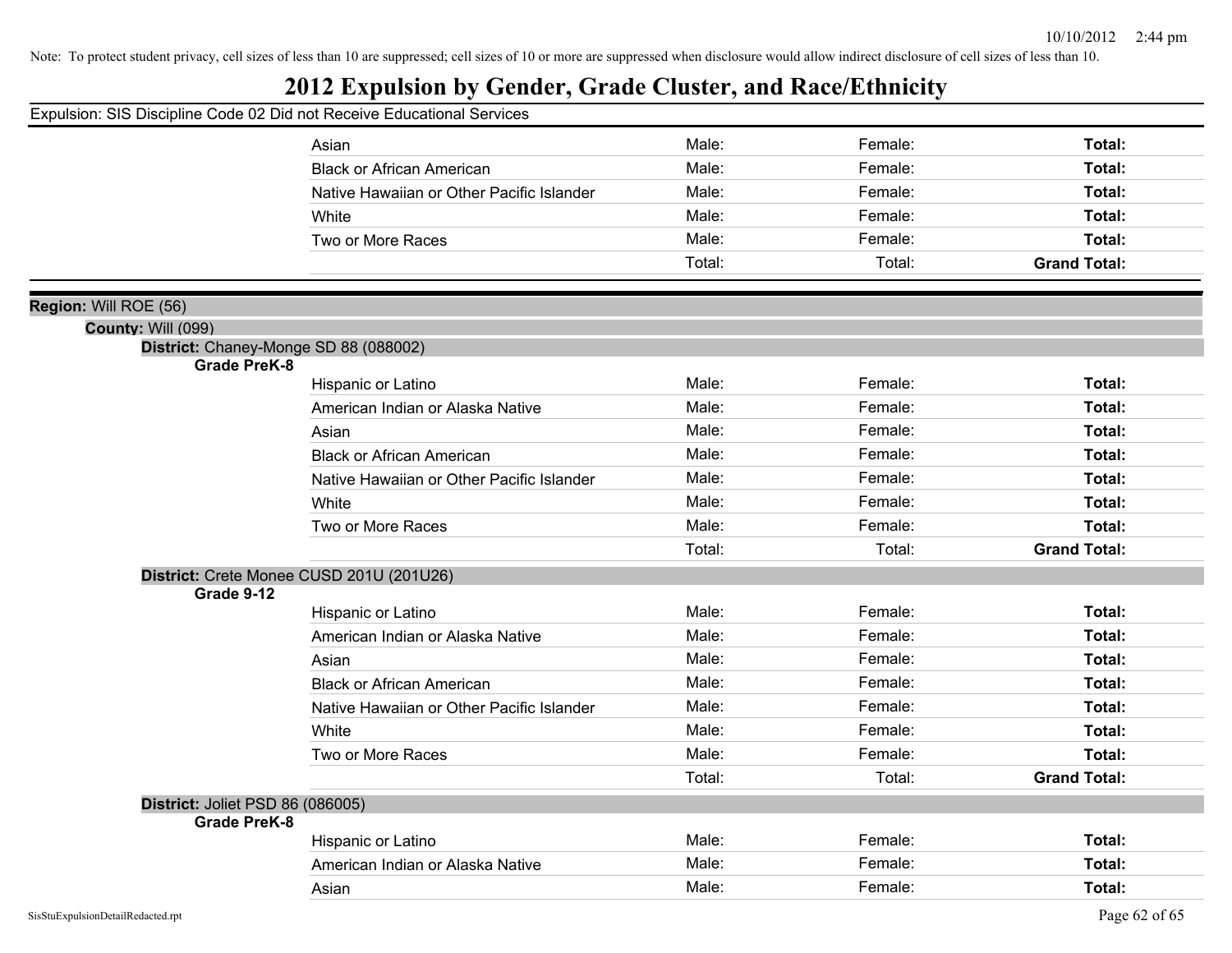Note: To protect student privacy, cell sizes of less than 10 are suppressed; cell sizes of 10 or more are suppressed when disclosure would allow indirect disclosure of cell sizes of less than 10.

# 2012 Expulsion by Gender, Grade Cluster, and Race/Ethnicity

Expulsion: SIS Discipline Code 02 Did not Receive Educational Services

| | Male | Female | Total |
|---|---|---|---|
| Asian | Male: | Female: | **Total:** |
| Black or African American | Male: | Female: | **Total:** |
| Native Hawaiian or Other Pacific Islander | Male: | Female: | **Total:** |
| White | Male: | Female: | **Total:** |
| Two or More Races | Male: | Female: | **Total:** |
| | Total: | Total: | **Grand Total:** |

**Region:** Will ROE (56)

**County:** Will (099)

**District:** Chaney-Monge SD 88 (088002)

**Grade PreK-8**

| | Male | Female | Total |
|---|---|---|---|
| Hispanic or Latino | Male: | Female: | **Total:** |
| American Indian or Alaska Native | Male: | Female: | **Total:** |
| Asian | Male: | Female: | **Total:** |
| Black or African American | Male: | Female: | **Total:** |
| Native Hawaiian or Other Pacific Islander | Male: | Female: | **Total:** |
| White | Male: | Female: | **Total:** |
| Two or More Races | Male: | Female: | **Total:** |
| | Total: | Total: | **Grand Total:** |

**District:** Crete Monee CUSD 201U (201U26)

**Grade 9-12**

| | Male | Female | Total |
|---|---|---|---|
| Hispanic or Latino | Male: | Female: | **Total:** |
| American Indian or Alaska Native | Male: | Female: | **Total:** |
| Asian | Male: | Female: | **Total:** |
| Black or African American | Male: | Female: | **Total:** |
| Native Hawaiian or Other Pacific Islander | Male: | Female: | **Total:** |
| White | Male: | Female: | **Total:** |
| Two or More Races | Male: | Female: | **Total:** |
| | Total: | Total: | **Grand Total:** |

**District:** Joliet PSD 86 (086005)

**Grade PreK-8**

| | Male | Female | Total |
|---|---|---|---|
| Hispanic or Latino | Male: | Female: | **Total:** |
| American Indian or Alaska Native | Male: | Female: | **Total:** |
| Asian | Male: | Female: | **Total:** |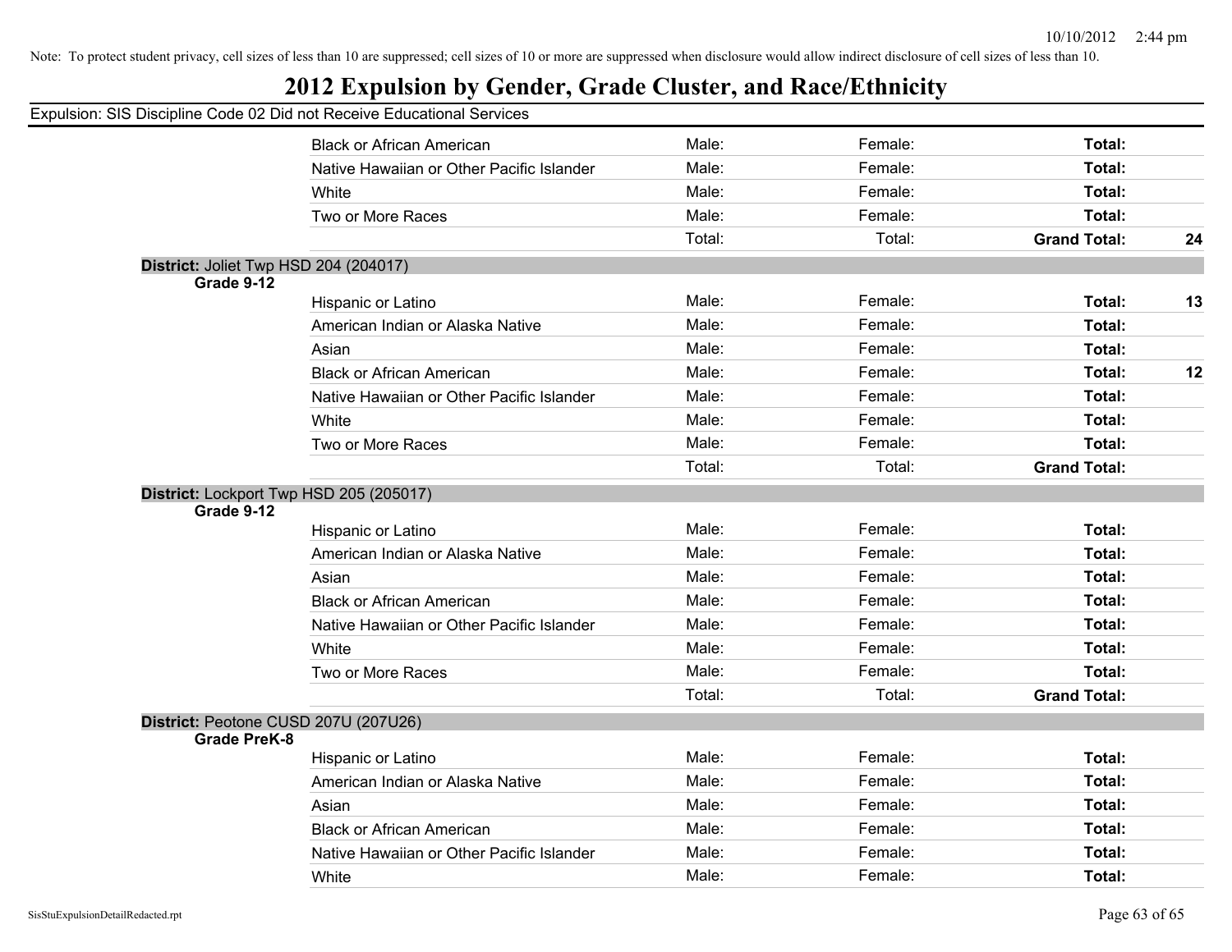Note: To protect student privacy, cell sizes of less than 10 are suppressed; cell sizes of 10 or more are suppressed when disclosure would allow indirect disclosure of cell sizes of less than 10.

# 2012 Expulsion by Gender, Grade Cluster, and Race/Ethnicity

Expulsion: SIS Discipline Code 02 Did not Receive Educational Services

| | | | | | |
|---|---|---|---|---|---|
| | Black or African American | Male: | Female: | **Total:** | |
| | Native Hawaiian or Other Pacific Islander | Male: | Female: | **Total:** | |
| | White | Male: | Female: | **Total:** | |
| | Two or More Races | Male: | Female: | **Total:** | |
| | | Total: | Total: | **Grand Total:** | **24** |

**District:** Joliet Twp HSD 204 (204017)

| | | | | | |
|---|---|---|---|---|---|
| **Grade 9-12** | | | | | |
| | Hispanic or Latino | Male: | Female: | **Total:** | **13** |
| | American Indian or Alaska Native | Male: | Female: | **Total:** | |
| | Asian | Male: | Female: | **Total:** | |
| | Black or African American | Male: | Female: | **Total:** | **12** |
| | Native Hawaiian or Other Pacific Islander | Male: | Female: | **Total:** | |
| | White | Male: | Female: | **Total:** | |
| | Two or More Races | Male: | Female: | **Total:** | |
| | | Total: | Total: | **Grand Total:** | |

**District:** Lockport Twp HSD 205 (205017)

| | | | | | |
|---|---|---|---|---|---|
| **Grade 9-12** | | | | | |
| | Hispanic or Latino | Male: | Female: | **Total:** | |
| | American Indian or Alaska Native | Male: | Female: | **Total:** | |
| | Asian | Male: | Female: | **Total:** | |
| | Black or African American | Male: | Female: | **Total:** | |
| | Native Hawaiian or Other Pacific Islander | Male: | Female: | **Total:** | |
| | White | Male: | Female: | **Total:** | |
| | Two or More Races | Male: | Female: | **Total:** | |
| | | Total: | Total: | **Grand Total:** | |

**District:** Peotone CUSD 207U (207U26)

| | | | | | |
|---|---|---|---|---|---|
| **Grade PreK-8** | | | | | |
| | Hispanic or Latino | Male: | Female: | **Total:** | |
| | American Indian or Alaska Native | Male: | Female: | **Total:** | |
| | Asian | Male: | Female: | **Total:** | |
| | Black or African American | Male: | Female: | **Total:** | |
| | Native Hawaiian or Other Pacific Islander | Male: | Female: | **Total:** | |
| | White | Male: | Female: | **Total:** | |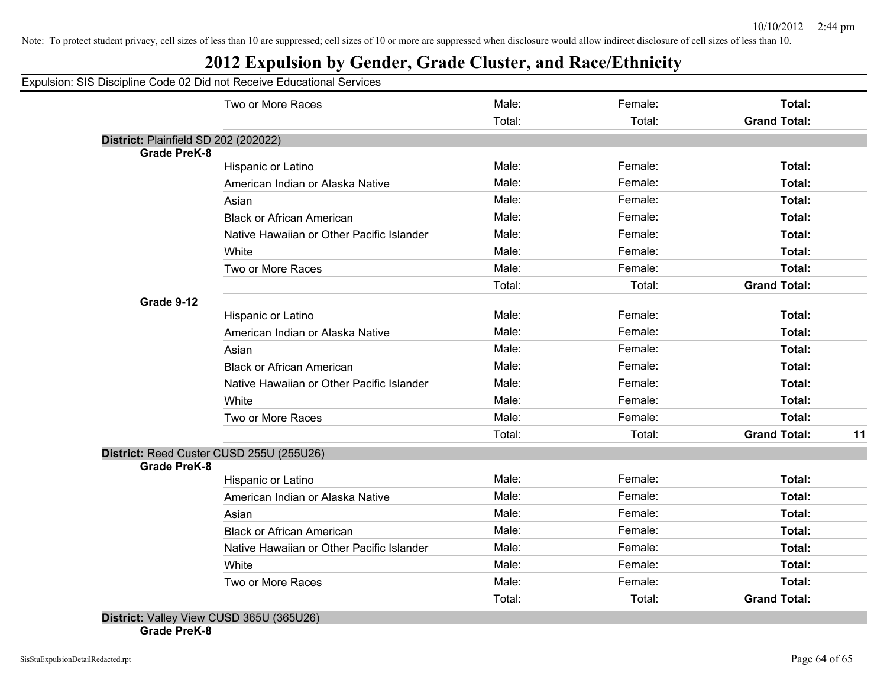Note: To protect student privacy, cell sizes of less than 10 are suppressed; cell sizes of 10 or more are suppressed when disclosure would allow indirect disclosure of cell sizes of less than 10.

# 2012 Expulsion by Gender, Grade Cluster, and Race/Ethnicity

Expulsion: SIS Discipline Code 02 Did not Receive Educational Services

| | | | | | |
|---|---|---|---|---|---|
| | Two or More Races | Male: | Female: | **Total:** | |
| | | Total: | Total: | **Grand Total:** | |
| **District:** Plainfield SD 202 (202022) | | | | | |
| **Grade PreK-8** | | | | | |
| | Hispanic or Latino | Male: | Female: | **Total:** | |
| | American Indian or Alaska Native | Male: | Female: | **Total:** | |
| | Asian | Male: | Female: | **Total:** | |
| | Black or African American | Male: | Female: | **Total:** | |
| | Native Hawaiian or Other Pacific Islander | Male: | Female: | **Total:** | |
| | White | Male: | Female: | **Total:** | |
| | Two or More Races | Male: | Female: | **Total:** | |
| | | Total: | Total: | **Grand Total:** | |
| **Grade 9-12** | | | | | |
| | Hispanic or Latino | Male: | Female: | **Total:** | |
| | American Indian or Alaska Native | Male: | Female: | **Total:** | |
| | Asian | Male: | Female: | **Total:** | |
| | Black or African American | Male: | Female: | **Total:** | |
| | Native Hawaiian or Other Pacific Islander | Male: | Female: | **Total:** | |
| | White | Male: | Female: | **Total:** | |
| | Two or More Races | Male: | Female: | **Total:** | |
| | | Total: | Total: | **Grand Total:** | **11** |
| **District:** Reed Custer CUSD 255U (255U26) | | | | | |
| **Grade PreK-8** | | | | | |
| | Hispanic or Latino | Male: | Female: | **Total:** | |
| | American Indian or Alaska Native | Male: | Female: | **Total:** | |
| | Asian | Male: | Female: | **Total:** | |
| | Black or African American | Male: | Female: | **Total:** | |
| | Native Hawaiian or Other Pacific Islander | Male: | Female: | **Total:** | |
| | White | Male: | Female: | **Total:** | |
| | Two or More Races | Male: | Female: | **Total:** | |
| | | Total: | Total: | **Grand Total:** | |
| **District:** Valley View CUSD 365U (365U26) | | | | | |
| **Grade PreK-8** | | | | | |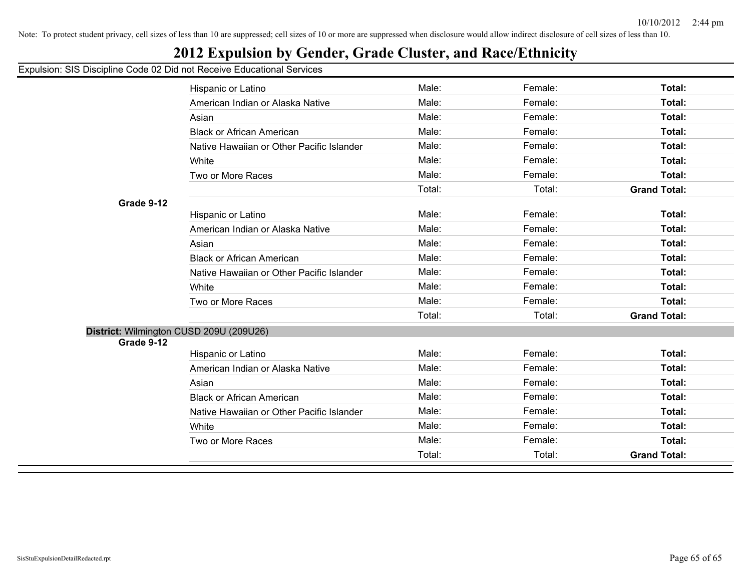Note: To protect student privacy, cell sizes of less than 10 are suppressed; cell sizes of 10 or more are suppressed when disclosure would allow indirect disclosure of cell sizes of less than 10.

# 2012 Expulsion by Gender, Grade Cluster, and Race/Ethnicity

Expulsion: SIS Discipline Code 02 Did not Receive Educational Services

| | | | | |
|---|---|---|---|---|
| | Hispanic or Latino | Male: | Female: | **Total:** |
| | American Indian or Alaska Native | Male: | Female: | **Total:** |
| | Asian | Male: | Female: | **Total:** |
| | Black or African American | Male: | Female: | **Total:** |
| | Native Hawaiian or Other Pacific Islander | Male: | Female: | **Total:** |
| | White | Male: | Female: | **Total:** |
| | Two or More Races | Male: | Female: | **Total:** |
| | | Total: | Total: | **Grand Total:** |
| **Grade 9-12** | | | | |
| | Hispanic or Latino | Male: | Female: | **Total:** |
| | American Indian or Alaska Native | Male: | Female: | **Total:** |
| | Asian | Male: | Female: | **Total:** |
| | Black or African American | Male: | Female: | **Total:** |
| | Native Hawaiian or Other Pacific Islander | Male: | Female: | **Total:** |
| | White | Male: | Female: | **Total:** |
| | Two or More Races | Male: | Female: | **Total:** |
| | | Total: | Total: | **Grand Total:** |
| **District:** Wilmington CUSD 209U (209U26) | | | | |
| **Grade 9-12** | | | | |
| | Hispanic or Latino | Male: | Female: | **Total:** |
| | American Indian or Alaska Native | Male: | Female: | **Total:** |
| | Asian | Male: | Female: | **Total:** |
| | Black or African American | Male: | Female: | **Total:** |
| | Native Hawaiian or Other Pacific Islander | Male: | Female: | **Total:** |
| | White | Male: | Female: | **Total:** |
| | Two or More Races | Male: | Female: | **Total:** |
| | | Total: | Total: | **Grand Total:** |